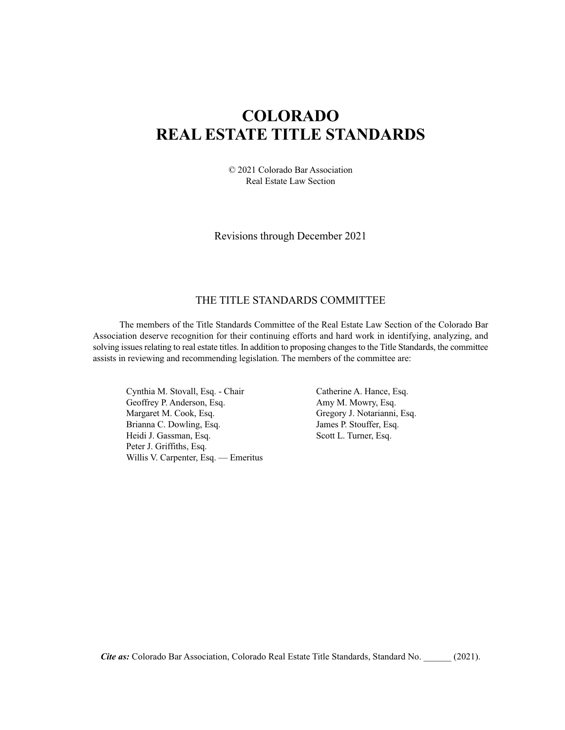# COLORADO
# REAL ESTATE TITLE STANDARDS

© 2021 Colorado Bar Association
Real Estate Law Section

Revisions through December 2021

## THE TITLE STANDARDS COMMITTEE

The members of the Title Standards Committee of the Real Estate Law Section of the Colorado Bar Association deserve recognition for their continuing efforts and hard work in identifying, analyzing, and solving issues relating to real estate titles. In addition to proposing changes to the Title Standards, the committee assists in reviewing and recommending legislation. The members of the committee are:

Cynthia M. Stovall, Esq. - Chair
Geoffrey P. Anderson, Esq.
Margaret M. Cook, Esq.
Brianna C. Dowling, Esq.
Heidi J. Gassman, Esq.
Peter J. Griffiths, Esq.
Willis V. Carpenter, Esq. — Emeritus
Catherine A. Hance, Esq.
Amy M. Mowry, Esq.
Gregory J. Notarianni, Esq.
James P. Stouffer, Esq.
Scott L. Turner, Esq.

***Cite as:*** Colorado Bar Association, Colorado Real Estate Title Standards, Standard No. ______ (2021).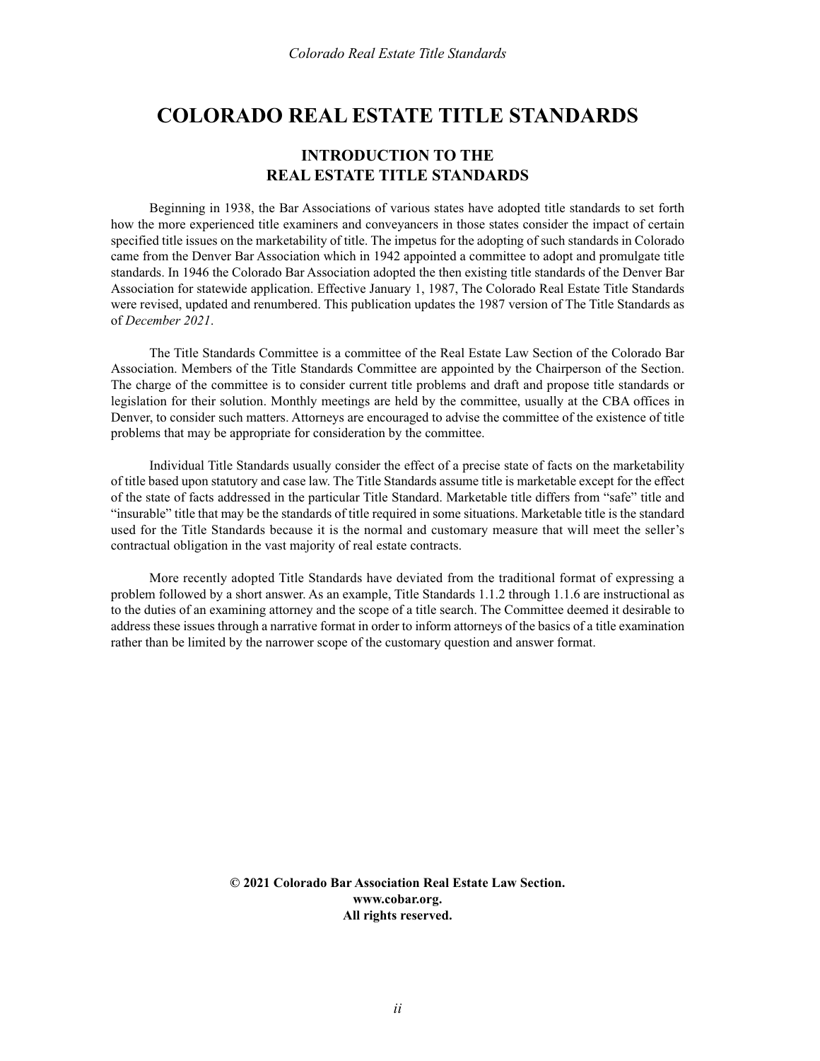# COLORADO REAL ESTATE TITLE STANDARDS

## INTRODUCTION TO THE REAL ESTATE TITLE STANDARDS

Beginning in 1938, the Bar Associations of various states have adopted title standards to set forth how the more experienced title examiners and conveyancers in those states consider the impact of certain specified title issues on the marketability of title. The impetus for the adopting of such standards in Colorado came from the Denver Bar Association which in 1942 appointed a committee to adopt and promulgate title standards. In 1946 the Colorado Bar Association adopted the then existing title standards of the Denver Bar Association for statewide application. Effective January 1, 1987, The Colorado Real Estate Title Standards were revised, updated and renumbered. This publication updates the 1987 version of The Title Standards as of *December 2021*.

The Title Standards Committee is a committee of the Real Estate Law Section of the Colorado Bar Association. Members of the Title Standards Committee are appointed by the Chairperson of the Section. The charge of the committee is to consider current title problems and draft and propose title standards or legislation for their solution. Monthly meetings are held by the committee, usually at the CBA offices in Denver, to consider such matters. Attorneys are encouraged to advise the committee of the existence of title problems that may be appropriate for consideration by the committee.

Individual Title Standards usually consider the effect of a precise state of facts on the marketability of title based upon statutory and case law. The Title Standards assume title is marketable except for the effect of the state of facts addressed in the particular Title Standard. Marketable title differs from "safe" title and "insurable" title that may be the standards of title required in some situations. Marketable title is the standard used for the Title Standards because it is the normal and customary measure that will meet the seller's contractual obligation in the vast majority of real estate contracts.

More recently adopted Title Standards have deviated from the traditional format of expressing a problem followed by a short answer. As an example, Title Standards 1.1.2 through 1.1.6 are instructional as to the duties of an examining attorney and the scope of a title search. The Committee deemed it desirable to address these issues through a narrative format in order to inform attorneys of the basics of a title examination rather than be limited by the narrower scope of the customary question and answer format.

**© 2021 Colorado Bar Association Real Estate Law Section.**
**www.cobar.org.**
**All rights reserved.**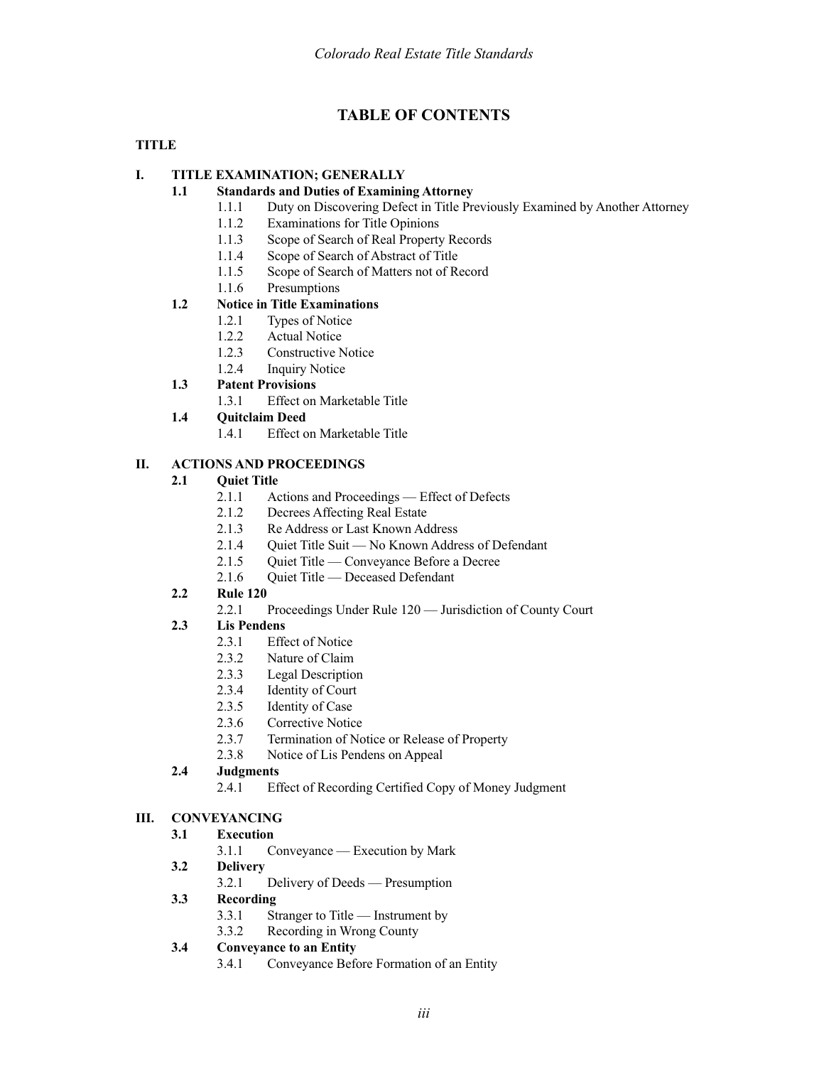# TABLE OF CONTENTS

**TITLE**

**I. TITLE EXAMINATION; GENERALLY**

- **1.1 Standards and Duties of Examining Attorney**
  - 1.1.1 Duty on Discovering Defect in Title Previously Examined by Another Attorney
  - 1.1.2 Examinations for Title Opinions
  - 1.1.3 Scope of Search of Real Property Records
  - 1.1.4 Scope of Search of Abstract of Title
  - 1.1.5 Scope of Search of Matters not of Record
  - 1.1.6 Presumptions
- **1.2 Notice in Title Examinations**
  - 1.2.1 Types of Notice
  - 1.2.2 Actual Notice
  - 1.2.3 Constructive Notice
  - 1.2.4 Inquiry Notice
- **1.3 Patent Provisions**
  - 1.3.1 Effect on Marketable Title
- **1.4 Quitclaim Deed**
  - 1.4.1 Effect on Marketable Title

**II. ACTIONS AND PROCEEDINGS**

- **2.1 Quiet Title**
  - 2.1.1 Actions and Proceedings — Effect of Defects
  - 2.1.2 Decrees Affecting Real Estate
  - 2.1.3 Re Address or Last Known Address
  - 2.1.4 Quiet Title Suit — No Known Address of Defendant
  - 2.1.5 Quiet Title — Conveyance Before a Decree
  - 2.1.6 Quiet Title — Deceased Defendant
- **2.2 Rule 120**
  - 2.2.1 Proceedings Under Rule 120 — Jurisdiction of County Court
- **2.3 Lis Pendens**
  - 2.3.1 Effect of Notice
  - 2.3.2 Nature of Claim
  - 2.3.3 Legal Description
  - 2.3.4 Identity of Court
  - 2.3.5 Identity of Case
  - 2.3.6 Corrective Notice
  - 2.3.7 Termination of Notice or Release of Property
  - 2.3.8 Notice of Lis Pendens on Appeal
- **2.4 Judgments**
  - 2.4.1 Effect of Recording Certified Copy of Money Judgment

**III. CONVEYANCING**

- **3.1 Execution**
  - 3.1.1 Conveyance — Execution by Mark
- **3.2 Delivery**
  - 3.2.1 Delivery of Deeds — Presumption
- **3.3 Recording**
  - 3.3.1 Stranger to Title — Instrument by
  - 3.3.2 Recording in Wrong County
- **3.4 Conveyance to an Entity**
  - 3.4.1 Conveyance Before Formation of an Entity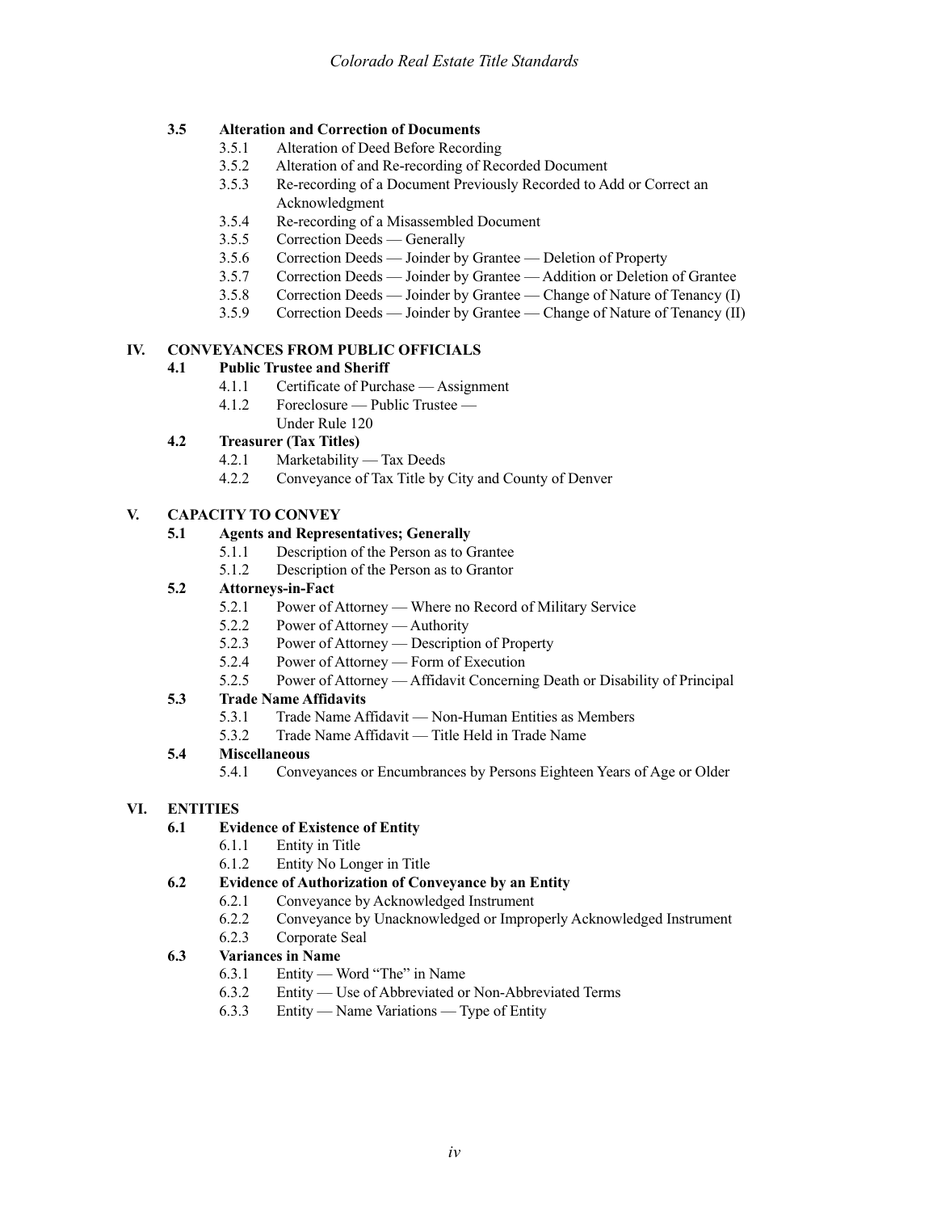**3.5 Alteration and Correction of Documents**

- 3.5.1 Alteration of Deed Before Recording
- 3.5.2 Alteration of and Re-recording of Recorded Document
- 3.5.3 Re-recording of a Document Previously Recorded to Add or Correct an Acknowledgment
- 3.5.4 Re-recording of a Misassembled Document
- 3.5.5 Correction Deeds — Generally
- 3.5.6 Correction Deeds — Joinder by Grantee — Deletion of Property
- 3.5.7 Correction Deeds — Joinder by Grantee — Addition or Deletion of Grantee
- 3.5.8 Correction Deeds — Joinder by Grantee — Change of Nature of Tenancy (I)
- 3.5.9 Correction Deeds — Joinder by Grantee — Change of Nature of Tenancy (II)

**IV. CONVEYANCES FROM PUBLIC OFFICIALS**

**4.1 Public Trustee and Sheriff**

- 4.1.1 Certificate of Purchase — Assignment
- 4.1.2 Foreclosure — Public Trustee — Under Rule 120

**4.2 Treasurer (Tax Titles)**

- 4.2.1 Marketability — Tax Deeds
- 4.2.2 Conveyance of Tax Title by City and County of Denver

**V. CAPACITY TO CONVEY**

**5.1 Agents and Representatives; Generally**

- 5.1.1 Description of the Person as to Grantee
- 5.1.2 Description of the Person as to Grantor

**5.2 Attorneys-in-Fact**

- 5.2.1 Power of Attorney — Where no Record of Military Service
- 5.2.2 Power of Attorney — Authority
- 5.2.3 Power of Attorney — Description of Property
- 5.2.4 Power of Attorney — Form of Execution
- 5.2.5 Power of Attorney — Affidavit Concerning Death or Disability of Principal

**5.3 Trade Name Affidavits**

- 5.3.1 Trade Name Affidavit — Non-Human Entities as Members
- 5.3.2 Trade Name Affidavit — Title Held in Trade Name

**5.4 Miscellaneous**

- 5.4.1 Conveyances or Encumbrances by Persons Eighteen Years of Age or Older

**VI. ENTITIES**

**6.1 Evidence of Existence of Entity**

- 6.1.1 Entity in Title
- 6.1.2 Entity No Longer in Title

**6.2 Evidence of Authorization of Conveyance by an Entity**

- 6.2.1 Conveyance by Acknowledged Instrument
- 6.2.2 Conveyance by Unacknowledged or Improperly Acknowledged Instrument
- 6.2.3 Corporate Seal

**6.3 Variances in Name**

- 6.3.1 Entity — Word "The" in Name
- 6.3.2 Entity — Use of Abbreviated or Non-Abbreviated Terms
- 6.3.3 Entity — Name Variations — Type of Entity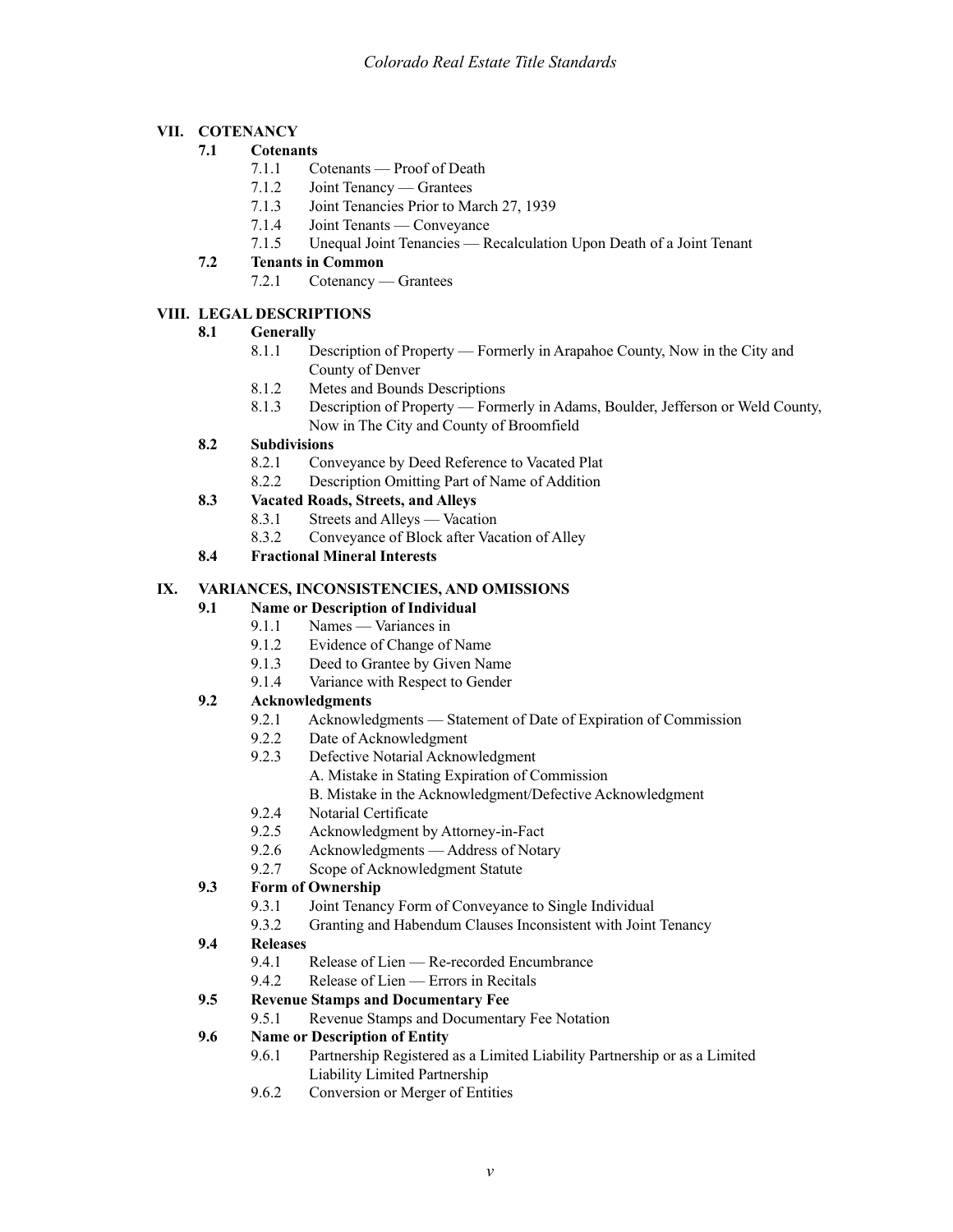## VII. COTENANCY

### 7.1 Cotenants

- 7.1.1 Cotenants — Proof of Death
- 7.1.2 Joint Tenancy — Grantees
- 7.1.3 Joint Tenancies Prior to March 27, 1939
- 7.1.4 Joint Tenants — Conveyance
- 7.1.5 Unequal Joint Tenancies — Recalculation Upon Death of a Joint Tenant

### 7.2 Tenants in Common

- 7.2.1 Cotenancy — Grantees

## VIII. LEGAL DESCRIPTIONS

### 8.1 Generally

- 8.1.1 Description of Property — Formerly in Arapahoe County, Now in the City and County of Denver
- 8.1.2 Metes and Bounds Descriptions
- 8.1.3 Description of Property — Formerly in Adams, Boulder, Jefferson or Weld County, Now in The City and County of Broomfield

### 8.2 Subdivisions

- 8.2.1 Conveyance by Deed Reference to Vacated Plat
- 8.2.2 Description Omitting Part of Name of Addition

### 8.3 Vacated Roads, Streets, and Alleys

- 8.3.1 Streets and Alleys — Vacation
- 8.3.2 Conveyance of Block after Vacation of Alley

### 8.4 Fractional Mineral Interests

## IX. VARIANCES, INCONSISTENCIES, AND OMISSIONS

### 9.1 Name or Description of Individual

- 9.1.1 Names — Variances in
- 9.1.2 Evidence of Change of Name
- 9.1.3 Deed to Grantee by Given Name
- 9.1.4 Variance with Respect to Gender

### 9.2 Acknowledgments

- 9.2.1 Acknowledgments — Statement of Date of Expiration of Commission
- 9.2.2 Date of Acknowledgment
- 9.2.3 Defective Notarial Acknowledgment
  - A. Mistake in Stating Expiration of Commission
  - B. Mistake in the Acknowledgment/Defective Acknowledgment
- 9.2.4 Notarial Certificate
- 9.2.5 Acknowledgment by Attorney-in-Fact
- 9.2.6 Acknowledgments — Address of Notary
- 9.2.7 Scope of Acknowledgment Statute

### 9.3 Form of Ownership

- 9.3.1 Joint Tenancy Form of Conveyance to Single Individual
- 9.3.2 Granting and Habendum Clauses Inconsistent with Joint Tenancy

### 9.4 Releases

- 9.4.1 Release of Lien — Re-recorded Encumbrance
- 9.4.2 Release of Lien — Errors in Recitals

### 9.5 Revenue Stamps and Documentary Fee

- 9.5.1 Revenue Stamps and Documentary Fee Notation

### 9.6 Name or Description of Entity

- 9.6.1 Partnership Registered as a Limited Liability Partnership or as a Limited Liability Limited Partnership
- 9.6.2 Conversion or Merger of Entities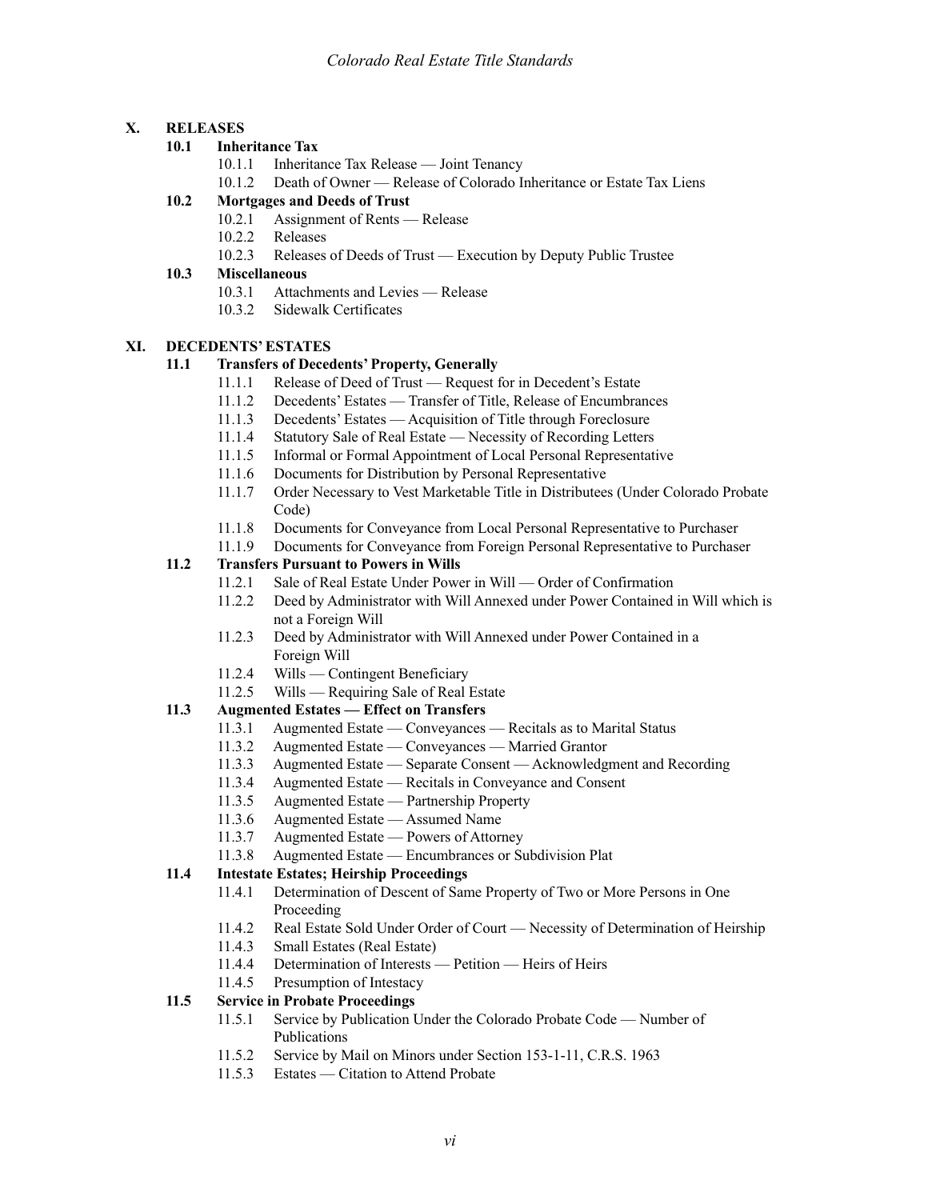**X. RELEASES**

**10.1 Inheritance Tax**

- 10.1.1 Inheritance Tax Release — Joint Tenancy
- 10.1.2 Death of Owner — Release of Colorado Inheritance or Estate Tax Liens

**10.2 Mortgages and Deeds of Trust**

- 10.2.1 Assignment of Rents — Release
- 10.2.2 Releases
- 10.2.3 Releases of Deeds of Trust — Execution by Deputy Public Trustee

**10.3 Miscellaneous**

- 10.3.1 Attachments and Levies — Release
- 10.3.2 Sidewalk Certificates

**XI. DECEDENTS' ESTATES**

**11.1 Transfers of Decedents' Property, Generally**

- 11.1.1 Release of Deed of Trust — Request for in Decedent's Estate
- 11.1.2 Decedents' Estates — Transfer of Title, Release of Encumbrances
- 11.1.3 Decedents' Estates — Acquisition of Title through Foreclosure
- 11.1.4 Statutory Sale of Real Estate — Necessity of Recording Letters
- 11.1.5 Informal or Formal Appointment of Local Personal Representative
- 11.1.6 Documents for Distribution by Personal Representative
- 11.1.7 Order Necessary to Vest Marketable Title in Distributees (Under Colorado Probate Code)
- 11.1.8 Documents for Conveyance from Local Personal Representative to Purchaser
- 11.1.9 Documents for Conveyance from Foreign Personal Representative to Purchaser

**11.2 Transfers Pursuant to Powers in Wills**

- 11.2.1 Sale of Real Estate Under Power in Will — Order of Confirmation
- 11.2.2 Deed by Administrator with Will Annexed under Power Contained in Will which is not a Foreign Will
- 11.2.3 Deed by Administrator with Will Annexed under Power Contained in a Foreign Will
- 11.2.4 Wills — Contingent Beneficiary
- 11.2.5 Wills — Requiring Sale of Real Estate

**11.3 Augmented Estates — Effect on Transfers**

- 11.3.1 Augmented Estate — Conveyances — Recitals as to Marital Status
- 11.3.2 Augmented Estate — Conveyances — Married Grantor
- 11.3.3 Augmented Estate — Separate Consent — Acknowledgment and Recording
- 11.3.4 Augmented Estate — Recitals in Conveyance and Consent
- 11.3.5 Augmented Estate — Partnership Property
- 11.3.6 Augmented Estate — Assumed Name
- 11.3.7 Augmented Estate — Powers of Attorney
- 11.3.8 Augmented Estate — Encumbrances or Subdivision Plat

**11.4 Intestate Estates; Heirship Proceedings**

- 11.4.1 Determination of Descent of Same Property of Two or More Persons in One Proceeding
- 11.4.2 Real Estate Sold Under Order of Court — Necessity of Determination of Heirship
- 11.4.3 Small Estates (Real Estate)
- 11.4.4 Determination of Interests — Petition — Heirs of Heirs
- 11.4.5 Presumption of Intestacy

**11.5 Service in Probate Proceedings**

- 11.5.1 Service by Publication Under the Colorado Probate Code — Number of Publications
- 11.5.2 Service by Mail on Minors under Section 153-1-11, C.R.S. 1963
- 11.5.3 Estates — Citation to Attend Probate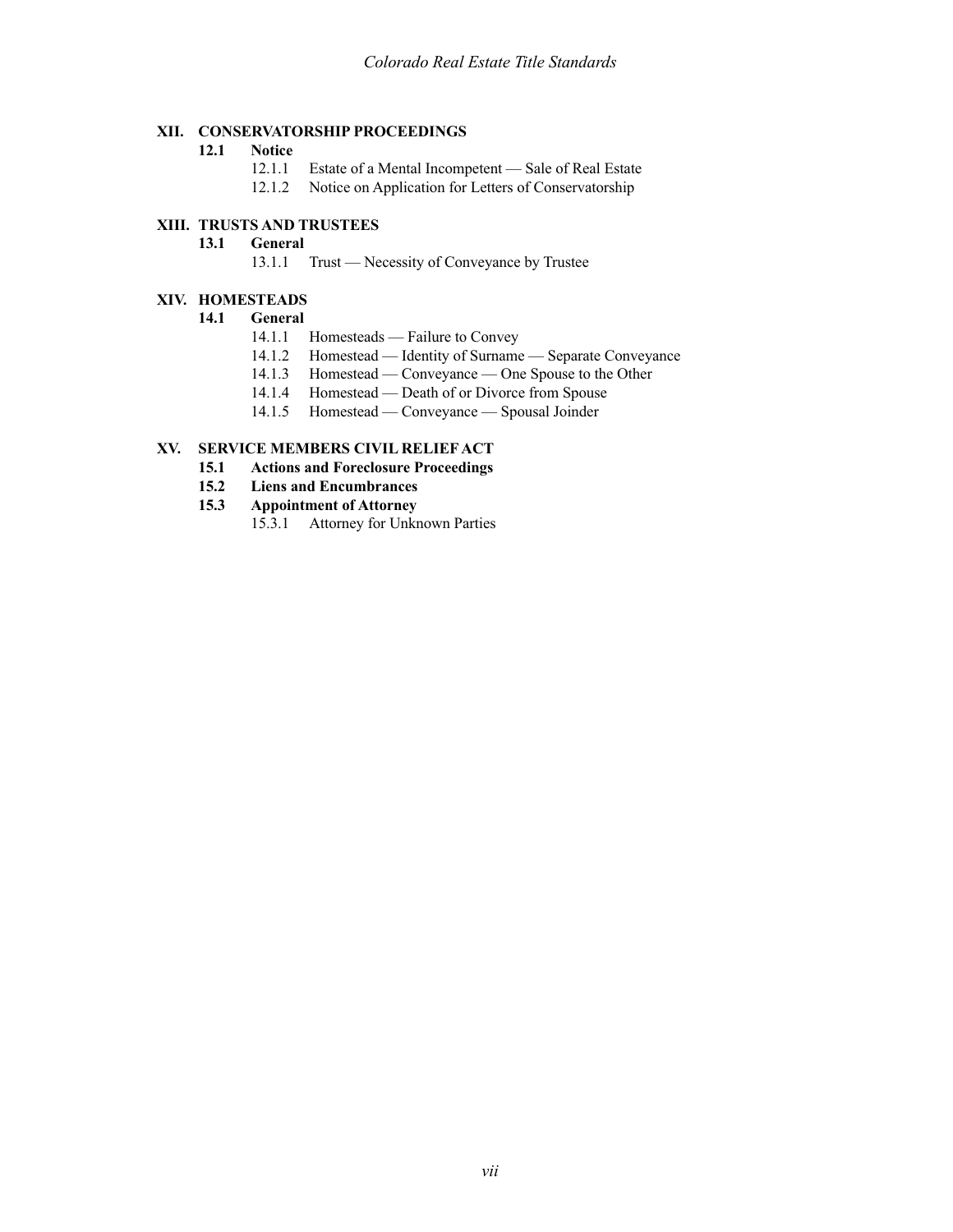**XII. CONSERVATORSHIP PROCEEDINGS**

**12.1 Notice**

- 12.1.1 Estate of a Mental Incompetent — Sale of Real Estate
- 12.1.2 Notice on Application for Letters of Conservatorship

**XIII. TRUSTS AND TRUSTEES**

**13.1 General**

- 13.1.1 Trust — Necessity of Conveyance by Trustee

**XIV. HOMESTEADS**

**14.1 General**

- 14.1.1 Homesteads — Failure to Convey
- 14.1.2 Homestead — Identity of Surname — Separate Conveyance
- 14.1.3 Homestead — Conveyance — One Spouse to the Other
- 14.1.4 Homestead — Death of or Divorce from Spouse
- 14.1.5 Homestead — Conveyance — Spousal Joinder

**XV. SERVICE MEMBERS CIVIL RELIEF ACT**

**15.1 Actions and Foreclosure Proceedings**

**15.2 Liens and Encumbrances**

**15.3 Appointment of Attorney**

- 15.3.1 Attorney for Unknown Parties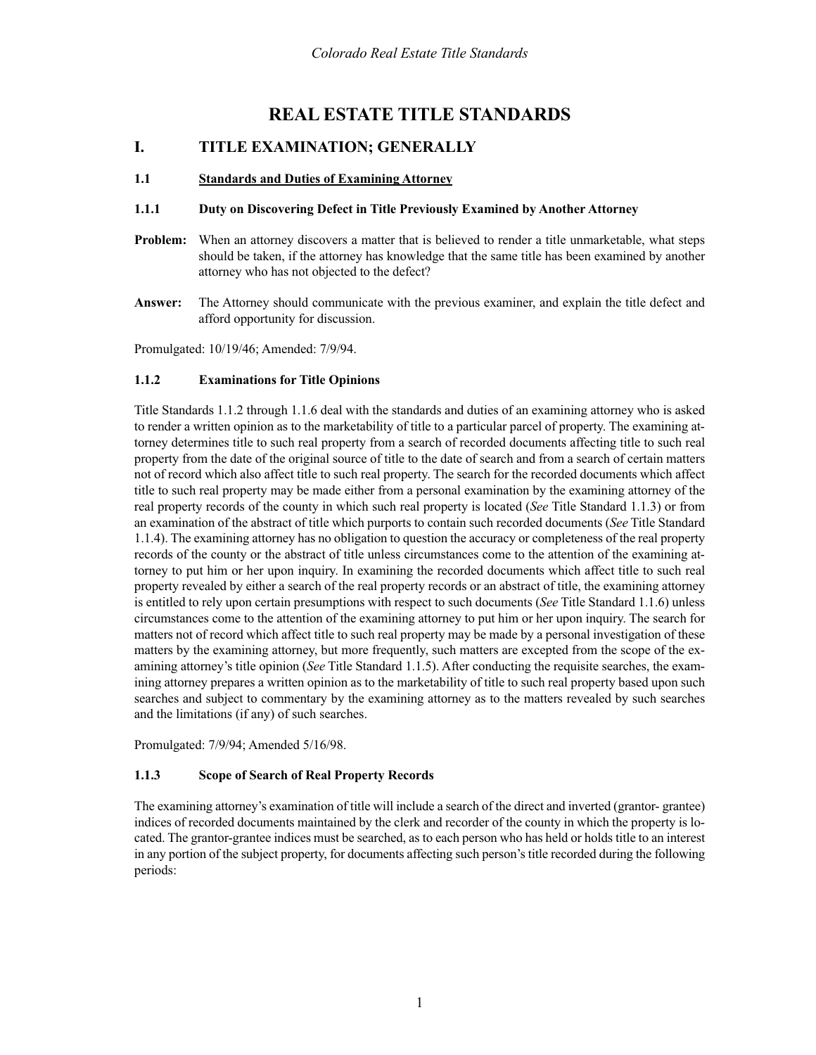# REAL ESTATE TITLE STANDARDS

## I. TITLE EXAMINATION; GENERALLY

### 1.1 Standards and Duties of Examining Attorney

#### 1.1.1 Duty on Discovering Defect in Title Previously Examined by Another Attorney

**Problem:** When an attorney discovers a matter that is believed to render a title unmarketable, what steps should be taken, if the attorney has knowledge that the same title has been examined by another attorney who has not objected to the defect?

**Answer:** The Attorney should communicate with the previous examiner, and explain the title defect and afford opportunity for discussion.

Promulgated: 10/19/46; Amended: 7/9/94.

#### 1.1.2 Examinations for Title Opinions

Title Standards 1.1.2 through 1.1.6 deal with the standards and duties of an examining attorney who is asked to render a written opinion as to the marketability of title to a particular parcel of property. The examining attorney determines title to such real property from a search of recorded documents affecting title to such real property from the date of the original source of title to the date of search and from a search of certain matters not of record which also affect title to such real property. The search for the recorded documents which affect title to such real property may be made either from a personal examination by the examining attorney of the real property records of the county in which such real property is located (*See* Title Standard 1.1.3) or from an examination of the abstract of title which purports to contain such recorded documents (*See* Title Standard 1.1.4). The examining attorney has no obligation to question the accuracy or completeness of the real property records of the county or the abstract of title unless circumstances come to the attention of the examining attorney to put him or her upon inquiry. In examining the recorded documents which affect title to such real property revealed by either a search of the real property records or an abstract of title, the examining attorney is entitled to rely upon certain presumptions with respect to such documents (*See* Title Standard 1.1.6) unless circumstances come to the attention of the examining attorney to put him or her upon inquiry. The search for matters not of record which affect title to such real property may be made by a personal investigation of these matters by the examining attorney, but more frequently, such matters are excepted from the scope of the examining attorney's title opinion (*See* Title Standard 1.1.5). After conducting the requisite searches, the examining attorney prepares a written opinion as to the marketability of title to such real property based upon such searches and subject to commentary by the examining attorney as to the matters revealed by such searches and the limitations (if any) of such searches.

Promulgated: 7/9/94; Amended 5/16/98.

#### 1.1.3 Scope of Search of Real Property Records

The examining attorney's examination of title will include a search of the direct and inverted (grantor- grantee) indices of recorded documents maintained by the clerk and recorder of the county in which the property is located. The grantor-grantee indices must be searched, as to each person who has held or holds title to an interest in any portion of the subject property, for documents affecting such person's title recorded during the following periods: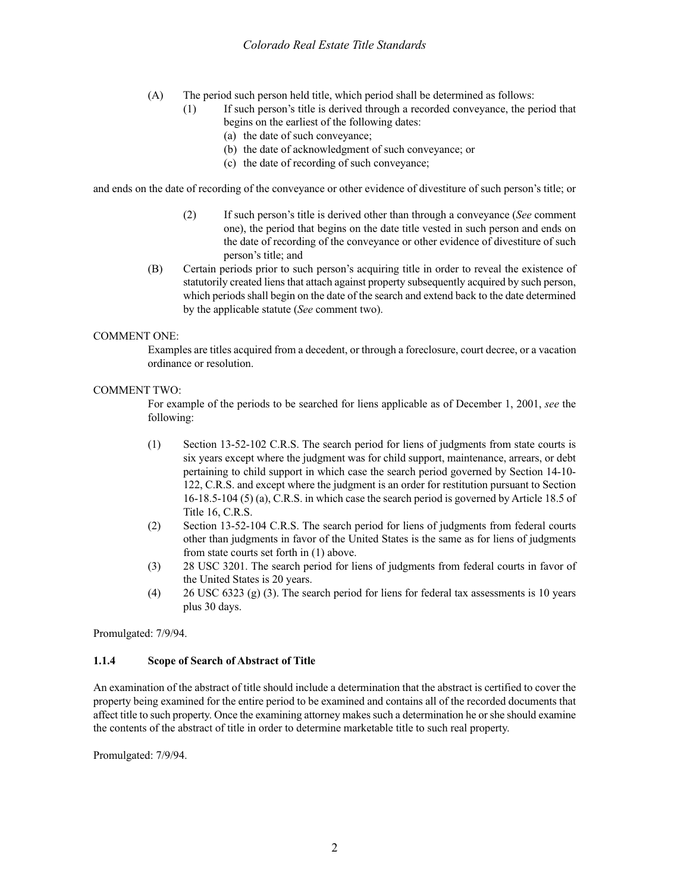(A) The period such person held title, which period shall be determined as follows:

   (1) If such person's title is derived through a recorded conveyance, the period that begins on the earliest of the following dates:

      (a) the date of such conveyance;

      (b) the date of acknowledgment of such conveyance; or

      (c) the date of recording of such conveyance;

and ends on the date of recording of the conveyance or other evidence of divestiture of such person's title; or

   (2) If such person's title is derived other than through a conveyance (*See* comment one), the period that begins on the date title vested in such person and ends on the date of recording of the conveyance or other evidence of divestiture of such person's title; and

(B) Certain periods prior to such person's acquiring title in order to reveal the existence of statutorily created liens that attach against property subsequently acquired by such person, which periods shall begin on the date of the search and extend back to the date determined by the applicable statute (*See* comment two).

COMMENT ONE:

Examples are titles acquired from a decedent, or through a foreclosure, court decree, or a vacation ordinance or resolution.

COMMENT TWO:

For example of the periods to be searched for liens applicable as of December 1, 2001, *see* the following:

(1) Section 13-52-102 C.R.S. The search period for liens of judgments from state courts is six years except where the judgment was for child support, maintenance, arrears, or debt pertaining to child support in which case the search period governed by Section 14-10-122, C.R.S. and except where the judgment is an order for restitution pursuant to Section 16-18.5-104 (5) (a), C.R.S. in which case the search period is governed by Article 18.5 of Title 16, C.R.S.

(2) Section 13-52-104 C.R.S. The search period for liens of judgments from federal courts other than judgments in favor of the United States is the same as for liens of judgments from state courts set forth in (1) above.

(3) 28 USC 3201. The search period for liens of judgments from federal courts in favor of the United States is 20 years.

(4) 26 USC 6323 (g) (3). The search period for liens for federal tax assessments is 10 years plus 30 days.

Promulgated: 7/9/94.

### 1.1.4 Scope of Search of Abstract of Title

An examination of the abstract of title should include a determination that the abstract is certified to cover the property being examined for the entire period to be examined and contains all of the recorded documents that affect title to such property. Once the examining attorney makes such a determination he or she should examine the contents of the abstract of title in order to determine marketable title to such real property.

Promulgated: 7/9/94.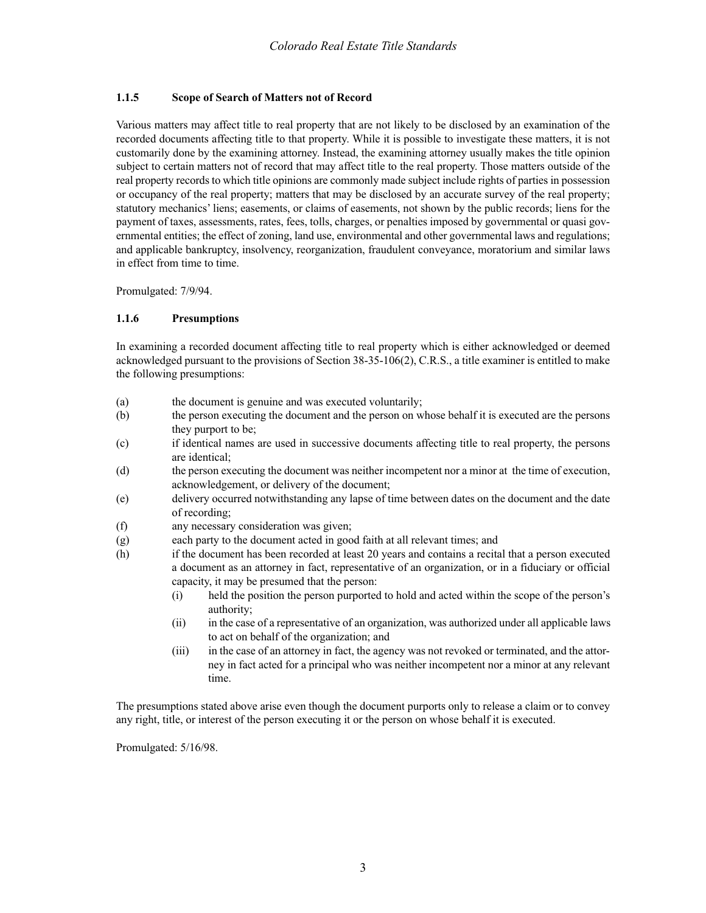### 1.1.5 Scope of Search of Matters not of Record

Various matters may affect title to real property that are not likely to be disclosed by an examination of the recorded documents affecting title to that property. While it is possible to investigate these matters, it is not customarily done by the examining attorney. Instead, the examining attorney usually makes the title opinion subject to certain matters not of record that may affect title to the real property. Those matters outside of the real property records to which title opinions are commonly made subject include rights of parties in possession or occupancy of the real property; matters that may be disclosed by an accurate survey of the real property; statutory mechanics' liens; easements, or claims of easements, not shown by the public records; liens for the payment of taxes, assessments, rates, fees, tolls, charges, or penalties imposed by governmental or quasi governmental entities; the effect of zoning, land use, environmental and other governmental laws and regulations; and applicable bankruptcy, insolvency, reorganization, fraudulent conveyance, moratorium and similar laws in effect from time to time.

Promulgated: 7/9/94.

### 1.1.6 Presumptions

In examining a recorded document affecting title to real property which is either acknowledged or deemed acknowledged pursuant to the provisions of Section 38-35-106(2), C.R.S., a title examiner is entitled to make the following presumptions:

(a) the document is genuine and was executed voluntarily;

(b) the person executing the document and the person on whose behalf it is executed are the persons they purport to be;

(c) if identical names are used in successive documents affecting title to real property, the persons are identical;

(d) the person executing the document was neither incompetent nor a minor at the time of execution, acknowledgement, or delivery of the document;

(e) delivery occurred notwithstanding any lapse of time between dates on the document and the date of recording;

(f) any necessary consideration was given;

(g) each party to the document acted in good faith at all relevant times; and

(h) if the document has been recorded at least 20 years and contains a recital that a person executed a document as an attorney in fact, representative of an organization, or in a fiduciary or official capacity, it may be presumed that the person:

  (i) held the position the person purported to hold and acted within the scope of the person's authority;

  (ii) in the case of a representative of an organization, was authorized under all applicable laws to act on behalf of the organization; and

  (iii) in the case of an attorney in fact, the agency was not revoked or terminated, and the attorney in fact acted for a principal who was neither incompetent nor a minor at any relevant time.

The presumptions stated above arise even though the document purports only to release a claim or to convey any right, title, or interest of the person executing it or the person on whose behalf it is executed.

Promulgated: 5/16/98.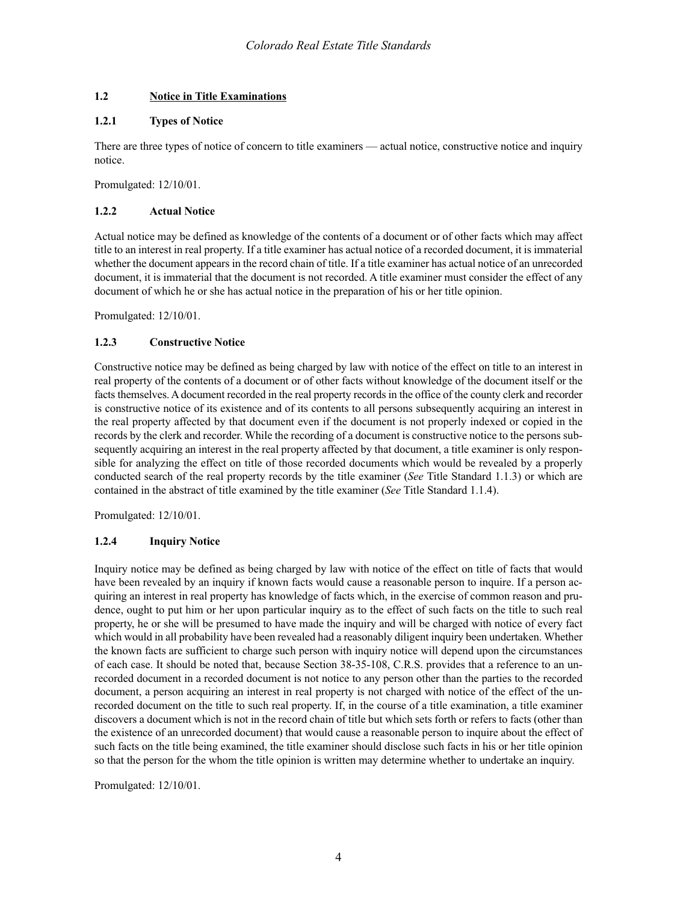## 1.2 Notice in Title Examinations

### 1.2.1 Types of Notice

There are three types of notice of concern to title examiners — actual notice, constructive notice and inquiry notice.

Promulgated: 12/10/01.

### 1.2.2 Actual Notice

Actual notice may be defined as knowledge of the contents of a document or of other facts which may affect title to an interest in real property. If a title examiner has actual notice of a recorded document, it is immaterial whether the document appears in the record chain of title. If a title examiner has actual notice of an unrecorded document, it is immaterial that the document is not recorded. A title examiner must consider the effect of any document of which he or she has actual notice in the preparation of his or her title opinion.

Promulgated: 12/10/01.

### 1.2.3 Constructive Notice

Constructive notice may be defined as being charged by law with notice of the effect on title to an interest in real property of the contents of a document or of other facts without knowledge of the document itself or the facts themselves. A document recorded in the real property records in the office of the county clerk and recorder is constructive notice of its existence and of its contents to all persons subsequently acquiring an interest in the real property affected by that document even if the document is not properly indexed or copied in the records by the clerk and recorder. While the recording of a document is constructive notice to the persons subsequently acquiring an interest in the real property affected by that document, a title examiner is only responsible for analyzing the effect on title of those recorded documents which would be revealed by a properly conducted search of the real property records by the title examiner (*See* Title Standard 1.1.3) or which are contained in the abstract of title examined by the title examiner (*See* Title Standard 1.1.4).

Promulgated: 12/10/01.

### 1.2.4 Inquiry Notice

Inquiry notice may be defined as being charged by law with notice of the effect on title of facts that would have been revealed by an inquiry if known facts would cause a reasonable person to inquire. If a person acquiring an interest in real property has knowledge of facts which, in the exercise of common reason and prudence, ought to put him or her upon particular inquiry as to the effect of such facts on the title to such real property, he or she will be presumed to have made the inquiry and will be charged with notice of every fact which would in all probability have been revealed had a reasonably diligent inquiry been undertaken. Whether the known facts are sufficient to charge such person with inquiry notice will depend upon the circumstances of each case. It should be noted that, because Section 38-35-108, C.R.S. provides that a reference to an unrecorded document in a recorded document is not notice to any person other than the parties to the recorded document, a person acquiring an interest in real property is not charged with notice of the effect of the unrecorded document on the title to such real property. If, in the course of a title examination, a title examiner discovers a document which is not in the record chain of title but which sets forth or refers to facts (other than the existence of an unrecorded document) that would cause a reasonable person to inquire about the effect of such facts on the title being examined, the title examiner should disclose such facts in his or her title opinion so that the person for the whom the title opinion is written may determine whether to undertake an inquiry.

Promulgated: 12/10/01.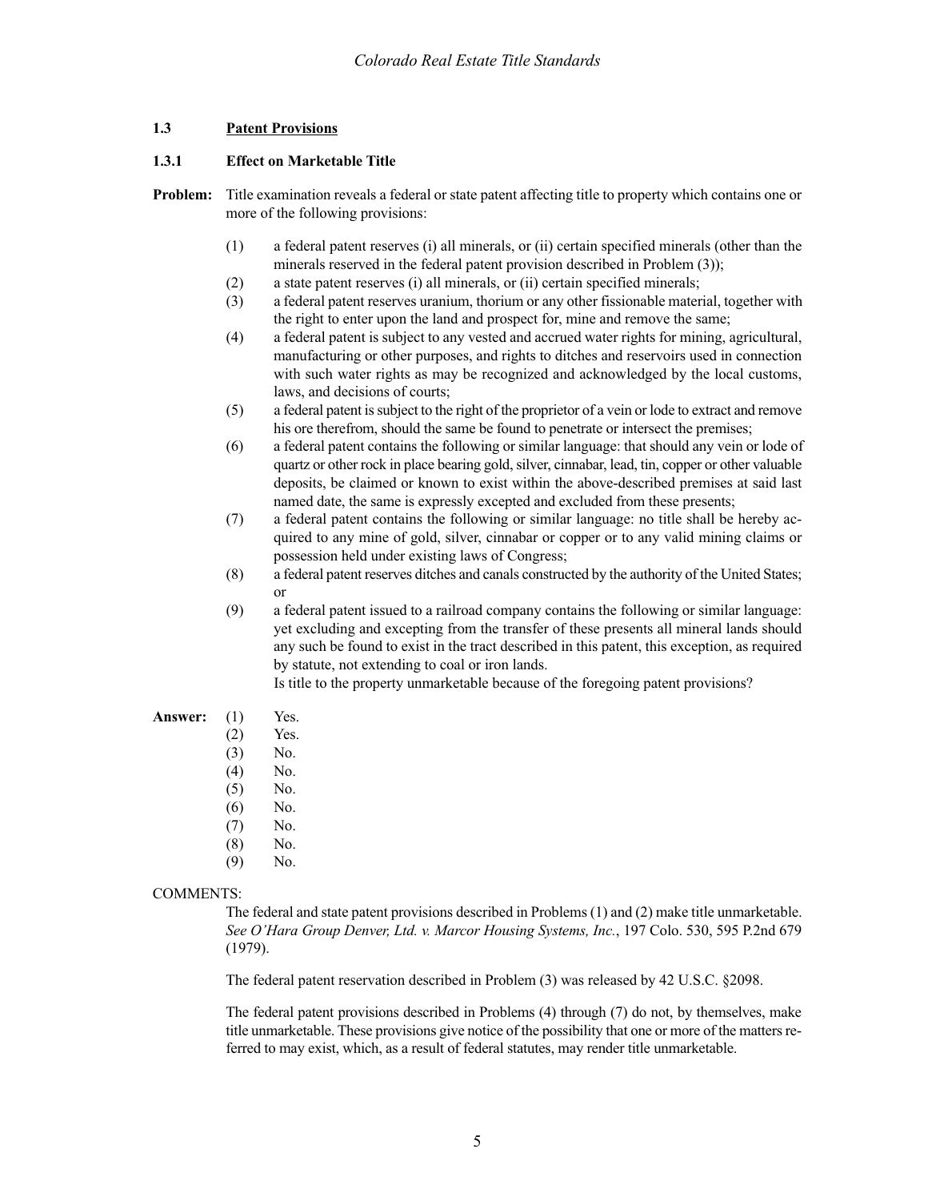### 1.3 Patent Provisions

#### 1.3.1 Effect on Marketable Title

**Problem:** Title examination reveals a federal or state patent affecting title to property which contains one or more of the following provisions:

(1) a federal patent reserves (i) all minerals, or (ii) certain specified minerals (other than the minerals reserved in the federal patent provision described in Problem (3));

(2) a state patent reserves (i) all minerals, or (ii) certain specified minerals;

(3) a federal patent reserves uranium, thorium or any other fissionable material, together with the right to enter upon the land and prospect for, mine and remove the same;

(4) a federal patent is subject to any vested and accrued water rights for mining, agricultural, manufacturing or other purposes, and rights to ditches and reservoirs used in connection with such water rights as may be recognized and acknowledged by the local customs, laws, and decisions of courts;

(5) a federal patent is subject to the right of the proprietor of a vein or lode to extract and remove his ore therefrom, should the same be found to penetrate or intersect the premises;

(6) a federal patent contains the following or similar language: that should any vein or lode of quartz or other rock in place bearing gold, silver, cinnabar, lead, tin, copper or other valuable deposits, be claimed or known to exist within the above-described premises at said last named date, the same is expressly excepted and excluded from these presents;

(7) a federal patent contains the following or similar language: no title shall be hereby acquired to any mine of gold, silver, cinnabar or copper or to any valid mining claims or possession held under existing laws of Congress;

(8) a federal patent reserves ditches and canals constructed by the authority of the United States; or

(9) a federal patent issued to a railroad company contains the following or similar language: yet excluding and excepting from the transfer of these presents all mineral lands should any such be found to exist in the tract described in this patent, this exception, as required by statute, not extending to coal or iron lands.

Is title to the property unmarketable because of the foregoing patent provisions?

**Answer:**

(1) Yes.
(2) Yes.
(3) No.
(4) No.
(5) No.
(6) No.
(7) No.
(8) No.
(9) No.

COMMENTS:

The federal and state patent provisions described in Problems (1) and (2) make title unmarketable. *See O'Hara Group Denver, Ltd. v. Marcor Housing Systems, Inc.*, 197 Colo. 530, 595 P.2nd 679 (1979).

The federal patent reservation described in Problem (3) was released by 42 U.S.C. §2098.

The federal patent provisions described in Problems (4) through (7) do not, by themselves, make title unmarketable. These provisions give notice of the possibility that one or more of the matters referred to may exist, which, as a result of federal statutes, may render title unmarketable.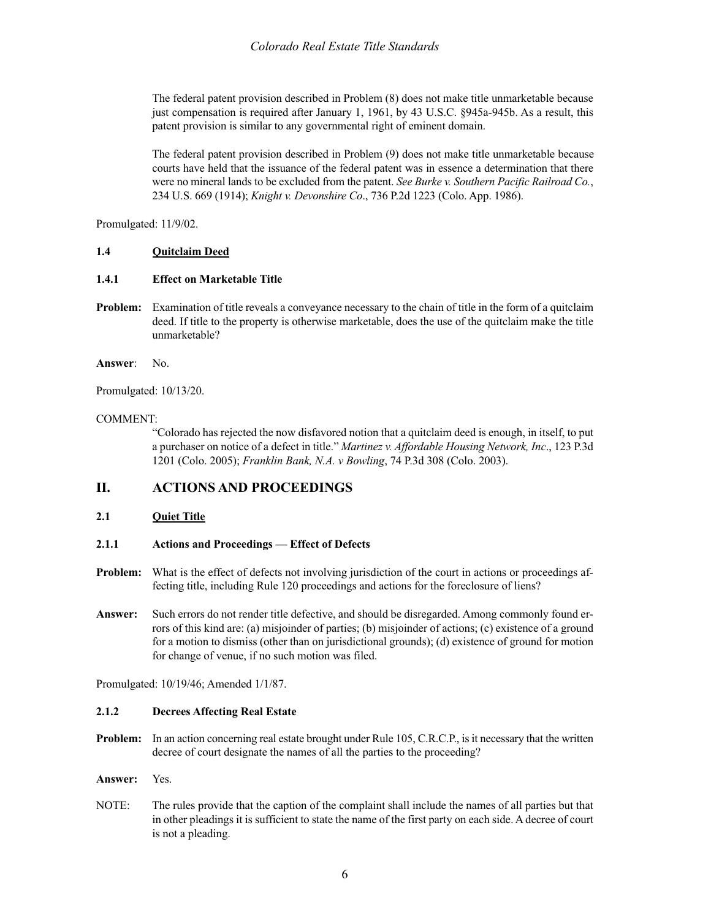The federal patent provision described in Problem (8) does not make title unmarketable because just compensation is required after January 1, 1961, by 43 U.S.C. §945a-945b. As a result, this patent provision is similar to any governmental right of eminent domain.

The federal patent provision described in Problem (9) does not make title unmarketable because courts have held that the issuance of the federal patent was in essence a determination that there were no mineral lands to be excluded from the patent. *See Burke v. Southern Pacific Railroad Co.*, 234 U.S. 669 (1914); *Knight v. Devonshire Co*., 736 P.2d 1223 (Colo. App. 1986).

Promulgated: 11/9/02.

### 1.4 Quitclaim Deed

#### 1.4.1 Effect on Marketable Title

**Problem:** Examination of title reveals a conveyance necessary to the chain of title in the form of a quitclaim deed. If title to the property is otherwise marketable, does the use of the quitclaim make the title unmarketable?

**Answer**: No.

Promulgated: 10/13/20.

COMMENT:

"Colorado has rejected the now disfavored notion that a quitclaim deed is enough, in itself, to put a purchaser on notice of a defect in title." *Martinez v. Affordable Housing Network, Inc*., 123 P.3d 1201 (Colo. 2005); *Franklin Bank, N.A. v Bowling*, 74 P.3d 308 (Colo. 2003).

## II. ACTIONS AND PROCEEDINGS

### 2.1 Quiet Title

#### 2.1.1 Actions and Proceedings — Effect of Defects

**Problem:** What is the effect of defects not involving jurisdiction of the court in actions or proceedings affecting title, including Rule 120 proceedings and actions for the foreclosure of liens?

**Answer:** Such errors do not render title defective, and should be disregarded. Among commonly found errors of this kind are: (a) misjoinder of parties; (b) misjoinder of actions; (c) existence of a ground for a motion to dismiss (other than on jurisdictional grounds); (d) existence of ground for motion for change of venue, if no such motion was filed.

Promulgated: 10/19/46; Amended 1/1/87.

#### 2.1.2 Decrees Affecting Real Estate

**Problem:** In an action concerning real estate brought under Rule 105, C.R.C.P., is it necessary that the written decree of court designate the names of all the parties to the proceeding?

**Answer:** Yes.

NOTE: The rules provide that the caption of the complaint shall include the names of all parties but that in other pleadings it is sufficient to state the name of the first party on each side. A decree of court is not a pleading.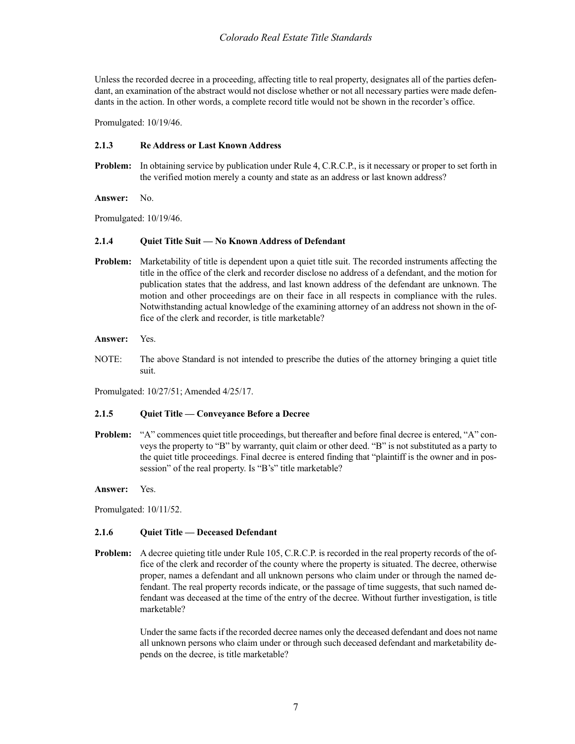Unless the recorded decree in a proceeding, affecting title to real property, designates all of the parties defendant, an examination of the abstract would not disclose whether or not all necessary parties were made defendants in the action. In other words, a complete record title would not be shown in the recorder's office.

Promulgated: 10/19/46.

### 2.1.3 Re Address or Last Known Address

**Problem:** In obtaining service by publication under Rule 4, C.R.C.P., is it necessary or proper to set forth in the verified motion merely a county and state as an address or last known address?

**Answer:** No.

Promulgated: 10/19/46.

### 2.1.4 Quiet Title Suit — No Known Address of Defendant

**Problem:** Marketability of title is dependent upon a quiet title suit. The recorded instruments affecting the title in the office of the clerk and recorder disclose no address of a defendant, and the motion for publication states that the address, and last known address of the defendant are unknown. The motion and other proceedings are on their face in all respects in compliance with the rules. Notwithstanding actual knowledge of the examining attorney of an address not shown in the office of the clerk and recorder, is title marketable?

**Answer:** Yes.

NOTE: The above Standard is not intended to prescribe the duties of the attorney bringing a quiet title suit.

Promulgated: 10/27/51; Amended 4/25/17.

### 2.1.5 Quiet Title — Conveyance Before a Decree

**Problem:** "A" commences quiet title proceedings, but thereafter and before final decree is entered, "A" conveys the property to "B" by warranty, quit claim or other deed. "B" is not substituted as a party to the quiet title proceedings. Final decree is entered finding that "plaintiff is the owner and in possession" of the real property. Is "B's" title marketable?

**Answer:** Yes.

Promulgated: 10/11/52.

### 2.1.6 Quiet Title — Deceased Defendant

**Problem:** A decree quieting title under Rule 105, C.R.C.P. is recorded in the real property records of the office of the clerk and recorder of the county where the property is situated. The decree, otherwise proper, names a defendant and all unknown persons who claim under or through the named defendant. The real property records indicate, or the passage of time suggests, that such named defendant was deceased at the time of the entry of the decree. Without further investigation, is title marketable?

Under the same facts if the recorded decree names only the deceased defendant and does not name all unknown persons who claim under or through such deceased defendant and marketability depends on the decree, is title marketable?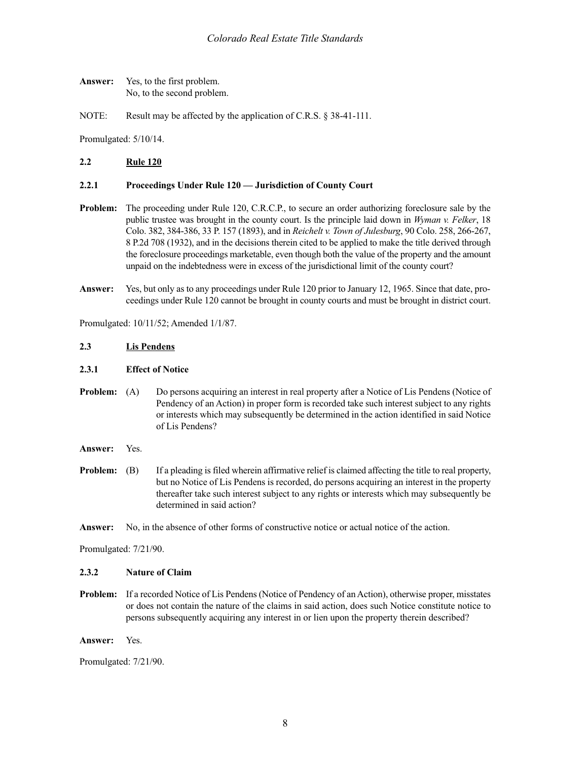**Answer:** Yes, to the first problem.
No, to the second problem.

NOTE: Result may be affected by the application of C.R.S. § 38-41-111.

Promulgated: 5/10/14.

## 2.2 Rule 120

### 2.2.1 Proceedings Under Rule 120 — Jurisdiction of County Court

**Problem:** The proceeding under Rule 120, C.R.C.P., to secure an order authorizing foreclosure sale by the public trustee was brought in the county court. Is the principle laid down in *Wyman v. Felker*, 18 Colo. 382, 384-386, 33 P. 157 (1893), and in *Reichelt v. Town of Julesburg*, 90 Colo. 258, 266-267, 8 P.2d 708 (1932), and in the decisions therein cited to be applied to make the title derived through the foreclosure proceedings marketable, even though both the value of the property and the amount unpaid on the indebtedness were in excess of the jurisdictional limit of the county court?

**Answer:** Yes, but only as to any proceedings under Rule 120 prior to January 12, 1965. Since that date, proceedings under Rule 120 cannot be brought in county courts and must be brought in district court.

Promulgated: 10/11/52; Amended 1/1/87.

## 2.3 Lis Pendens

### 2.3.1 Effect of Notice

**Problem:** (A) Do persons acquiring an interest in real property after a Notice of Lis Pendens (Notice of Pendency of an Action) in proper form is recorded take such interest subject to any rights or interests which may subsequently be determined in the action identified in said Notice of Lis Pendens?

**Answer:** Yes.

**Problem:** (B) If a pleading is filed wherein affirmative relief is claimed affecting the title to real property, but no Notice of Lis Pendens is recorded, do persons acquiring an interest in the property thereafter take such interest subject to any rights or interests which may subsequently be determined in said action?

**Answer:** No, in the absence of other forms of constructive notice or actual notice of the action.

Promulgated: 7/21/90.

### 2.3.2 Nature of Claim

**Problem:** If a recorded Notice of Lis Pendens (Notice of Pendency of an Action), otherwise proper, misstates or does not contain the nature of the claims in said action, does such Notice constitute notice to persons subsequently acquiring any interest in or lien upon the property therein described?

**Answer:** Yes.

Promulgated: 7/21/90.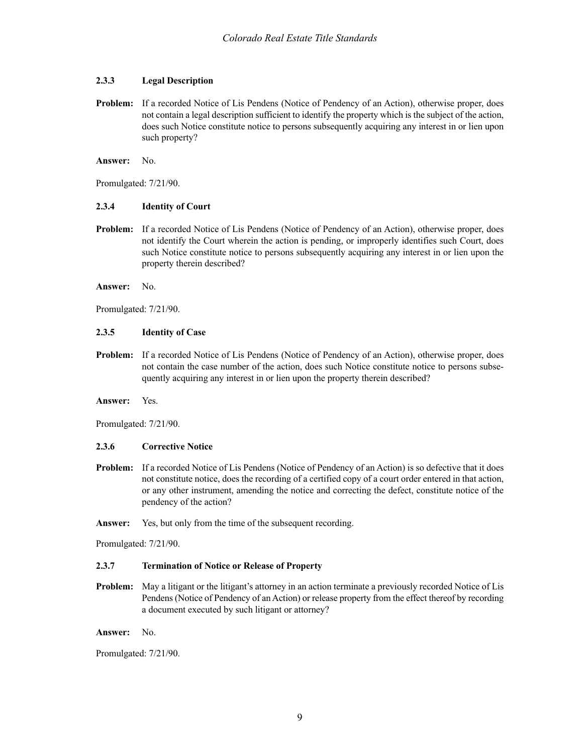### 2.3.3 Legal Description

**Problem:** If a recorded Notice of Lis Pendens (Notice of Pendency of an Action), otherwise proper, does not contain a legal description sufficient to identify the property which is the subject of the action, does such Notice constitute notice to persons subsequently acquiring any interest in or lien upon such property?

**Answer:** No.

Promulgated: 7/21/90.

### 2.3.4 Identity of Court

**Problem:** If a recorded Notice of Lis Pendens (Notice of Pendency of an Action), otherwise proper, does not identify the Court wherein the action is pending, or improperly identifies such Court, does such Notice constitute notice to persons subsequently acquiring any interest in or lien upon the property therein described?

**Answer:** No.

Promulgated: 7/21/90.

### 2.3.5 Identity of Case

**Problem:** If a recorded Notice of Lis Pendens (Notice of Pendency of an Action), otherwise proper, does not contain the case number of the action, does such Notice constitute notice to persons subsequently acquiring any interest in or lien upon the property therein described?

**Answer:** Yes.

Promulgated: 7/21/90.

### 2.3.6 Corrective Notice

**Problem:** If a recorded Notice of Lis Pendens (Notice of Pendency of an Action) is so defective that it does not constitute notice, does the recording of a certified copy of a court order entered in that action, or any other instrument, amending the notice and correcting the defect, constitute notice of the pendency of the action?

**Answer:** Yes, but only from the time of the subsequent recording.

Promulgated: 7/21/90.

### 2.3.7 Termination of Notice or Release of Property

**Problem:** May a litigant or the litigant's attorney in an action terminate a previously recorded Notice of Lis Pendens (Notice of Pendency of an Action) or release property from the effect thereof by recording a document executed by such litigant or attorney?

**Answer:** No.

Promulgated: 7/21/90.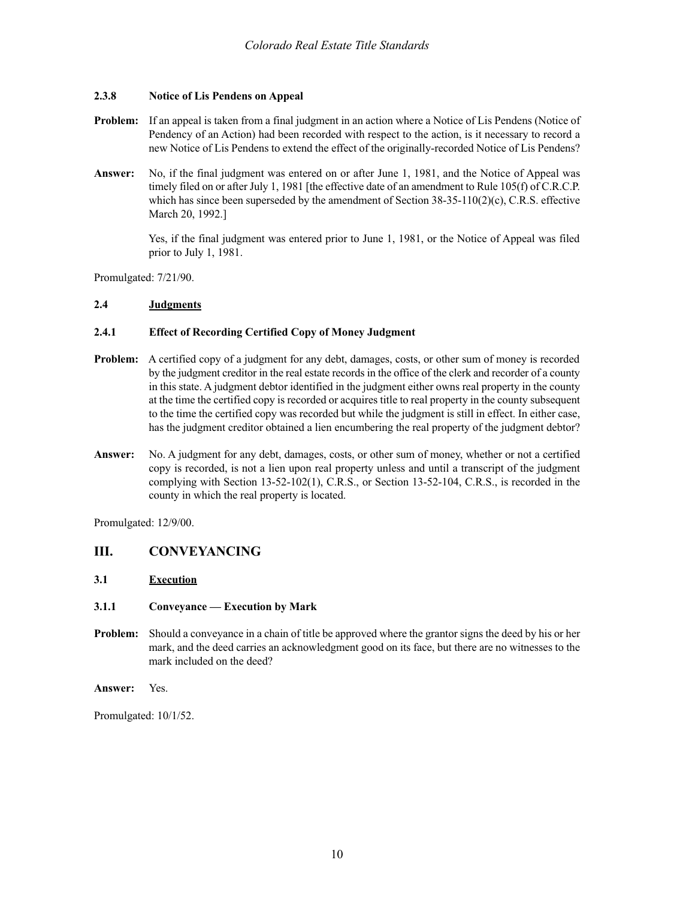### 2.3.8 Notice of Lis Pendens on Appeal

**Problem:** If an appeal is taken from a final judgment in an action where a Notice of Lis Pendens (Notice of Pendency of an Action) had been recorded with respect to the action, is it necessary to record a new Notice of Lis Pendens to extend the effect of the originally-recorded Notice of Lis Pendens?

**Answer:** No, if the final judgment was entered on or after June 1, 1981, and the Notice of Appeal was timely filed on or after July 1, 1981 [the effective date of an amendment to Rule 105(f) of C.R.C.P. which has since been superseded by the amendment of Section 38-35-110(2)(c), C.R.S. effective March 20, 1992.]

Yes, if the final judgment was entered prior to June 1, 1981, or the Notice of Appeal was filed prior to July 1, 1981.

Promulgated: 7/21/90.

### 2.4 Judgments

### 2.4.1 Effect of Recording Certified Copy of Money Judgment

**Problem:** A certified copy of a judgment for any debt, damages, costs, or other sum of money is recorded by the judgment creditor in the real estate records in the office of the clerk and recorder of a county in this state. A judgment debtor identified in the judgment either owns real property in the county at the time the certified copy is recorded or acquires title to real property in the county subsequent to the time the certified copy was recorded but while the judgment is still in effect. In either case, has the judgment creditor obtained a lien encumbering the real property of the judgment debtor?

**Answer:** No. A judgment for any debt, damages, costs, or other sum of money, whether or not a certified copy is recorded, is not a lien upon real property unless and until a transcript of the judgment complying with Section 13-52-102(1), C.R.S., or Section 13-52-104, C.R.S., is recorded in the county in which the real property is located.

Promulgated: 12/9/00.

## III. CONVEYANCING

### 3.1 Execution

### 3.1.1 Conveyance — Execution by Mark

**Problem:** Should a conveyance in a chain of title be approved where the grantor signs the deed by his or her mark, and the deed carries an acknowledgment good on its face, but there are no witnesses to the mark included on the deed?

**Answer:** Yes.

Promulgated: 10/1/52.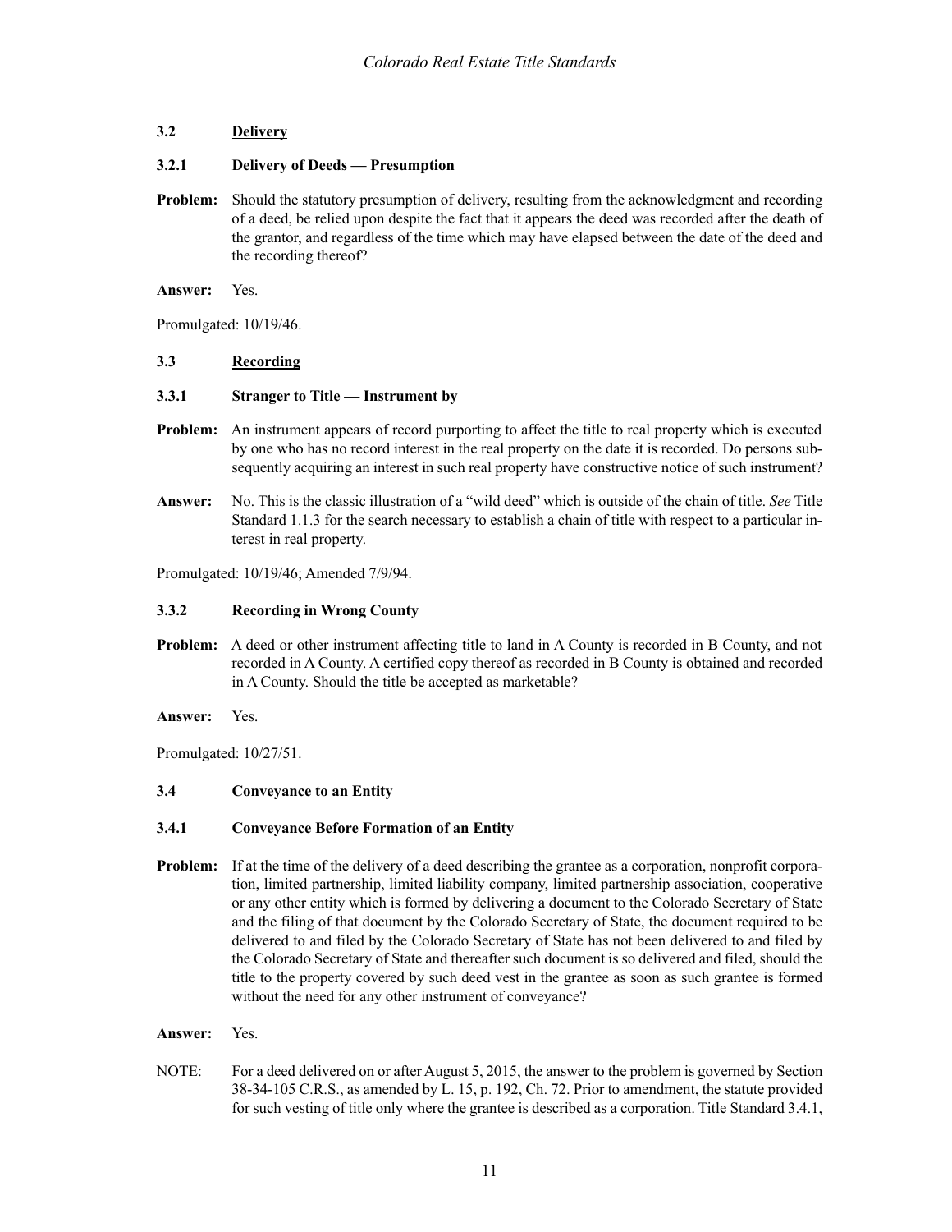## 3.2 Delivery

### 3.2.1 Delivery of Deeds — Presumption

**Problem:** Should the statutory presumption of delivery, resulting from the acknowledgment and recording of a deed, be relied upon despite the fact that it appears the deed was recorded after the death of the grantor, and regardless of the time which may have elapsed between the date of the deed and the recording thereof?

**Answer:** Yes.

Promulgated: 10/19/46.

## 3.3 Recording

### 3.3.1 Stranger to Title — Instrument by

**Problem:** An instrument appears of record purporting to affect the title to real property which is executed by one who has no record interest in the real property on the date it is recorded. Do persons subsequently acquiring an interest in such real property have constructive notice of such instrument?

**Answer:** No. This is the classic illustration of a "wild deed" which is outside of the chain of title. *See* Title Standard 1.1.3 for the search necessary to establish a chain of title with respect to a particular interest in real property.

Promulgated: 10/19/46; Amended 7/9/94.

### 3.3.2 Recording in Wrong County

**Problem:** A deed or other instrument affecting title to land in A County is recorded in B County, and not recorded in A County. A certified copy thereof as recorded in B County is obtained and recorded in A County. Should the title be accepted as marketable?

**Answer:** Yes.

Promulgated: 10/27/51.

## 3.4 Conveyance to an Entity

### 3.4.1 Conveyance Before Formation of an Entity

**Problem:** If at the time of the delivery of a deed describing the grantee as a corporation, nonprofit corporation, limited partnership, limited liability company, limited partnership association, cooperative or any other entity which is formed by delivering a document to the Colorado Secretary of State and the filing of that document by the Colorado Secretary of State, the document required to be delivered to and filed by the Colorado Secretary of State has not been delivered to and filed by the Colorado Secretary of State and thereafter such document is so delivered and filed, should the title to the property covered by such deed vest in the grantee as soon as such grantee is formed without the need for any other instrument of conveyance?

**Answer:** Yes.

NOTE: For a deed delivered on or after August 5, 2015, the answer to the problem is governed by Section 38-34-105 C.R.S., as amended by L. 15, p. 192, Ch. 72. Prior to amendment, the statute provided for such vesting of title only where the grantee is described as a corporation. Title Standard 3.4.1,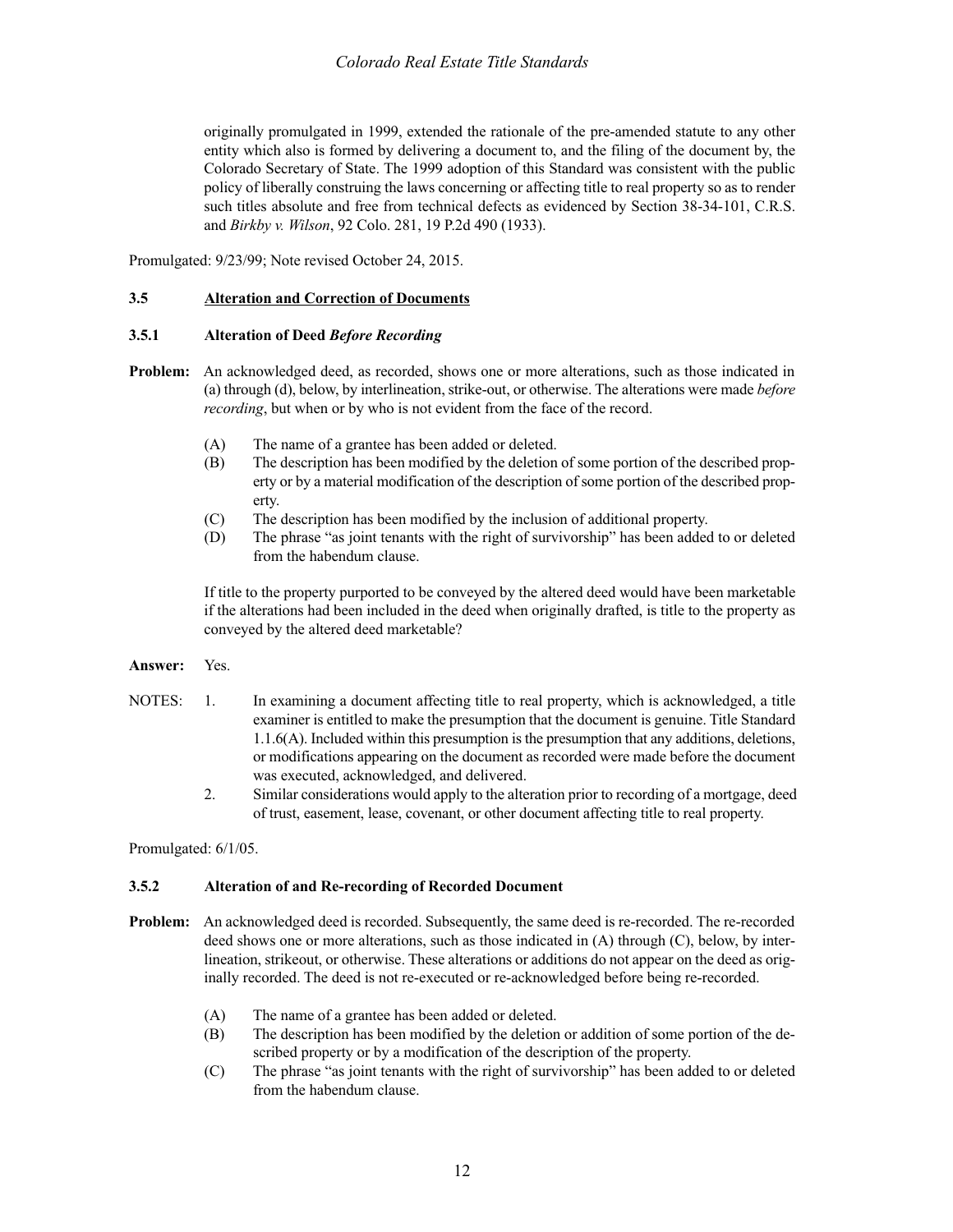originally promulgated in 1999, extended the rationale of the pre-amended statute to any other entity which also is formed by delivering a document to, and the filing of the document by, the Colorado Secretary of State. The 1999 adoption of this Standard was consistent with the public policy of liberally construing the laws concerning or affecting title to real property so as to render such titles absolute and free from technical defects as evidenced by Section 38-34-101, C.R.S. and *Birkby v. Wilson*, 92 Colo. 281, 19 P.2d 490 (1933).

Promulgated: 9/23/99; Note revised October 24, 2015.

## 3.5 Alteration and Correction of Documents

### 3.5.1 Alteration of Deed *Before Recording*

**Problem:** An acknowledged deed, as recorded, shows one or more alterations, such as those indicated in (a) through (d), below, by interlineation, strike-out, or otherwise. The alterations were made *before recording*, but when or by who is not evident from the face of the record.

- (A) The name of a grantee has been added or deleted.
- (B) The description has been modified by the deletion of some portion of the described property or by a material modification of the description of some portion of the described property.
- (C) The description has been modified by the inclusion of additional property.
- (D) The phrase "as joint tenants with the right of survivorship" has been added to or deleted from the habendum clause.

If title to the property purported to be conveyed by the altered deed would have been marketable if the alterations had been included in the deed when originally drafted, is title to the property as conveyed by the altered deed marketable?

**Answer:** Yes.

NOTES:

1. In examining a document affecting title to real property, which is acknowledged, a title examiner is entitled to make the presumption that the document is genuine. Title Standard 1.1.6(A). Included within this presumption is the presumption that any additions, deletions, or modifications appearing on the document as recorded were made before the document was executed, acknowledged, and delivered.
2. Similar considerations would apply to the alteration prior to recording of a mortgage, deed of trust, easement, lease, covenant, or other document affecting title to real property.

Promulgated: 6/1/05.

### 3.5.2 Alteration of and Re-recording of Recorded Document

**Problem:** An acknowledged deed is recorded. Subsequently, the same deed is re-recorded. The re-recorded deed shows one or more alterations, such as those indicated in (A) through (C), below, by interlineation, strikeout, or otherwise. These alterations or additions do not appear on the deed as originally recorded. The deed is not re-executed or re-acknowledged before being re-recorded.

- (A) The name of a grantee has been added or deleted.
- (B) The description has been modified by the deletion or addition of some portion of the described property or by a modification of the description of the property.
- (C) The phrase "as joint tenants with the right of survivorship" has been added to or deleted from the habendum clause.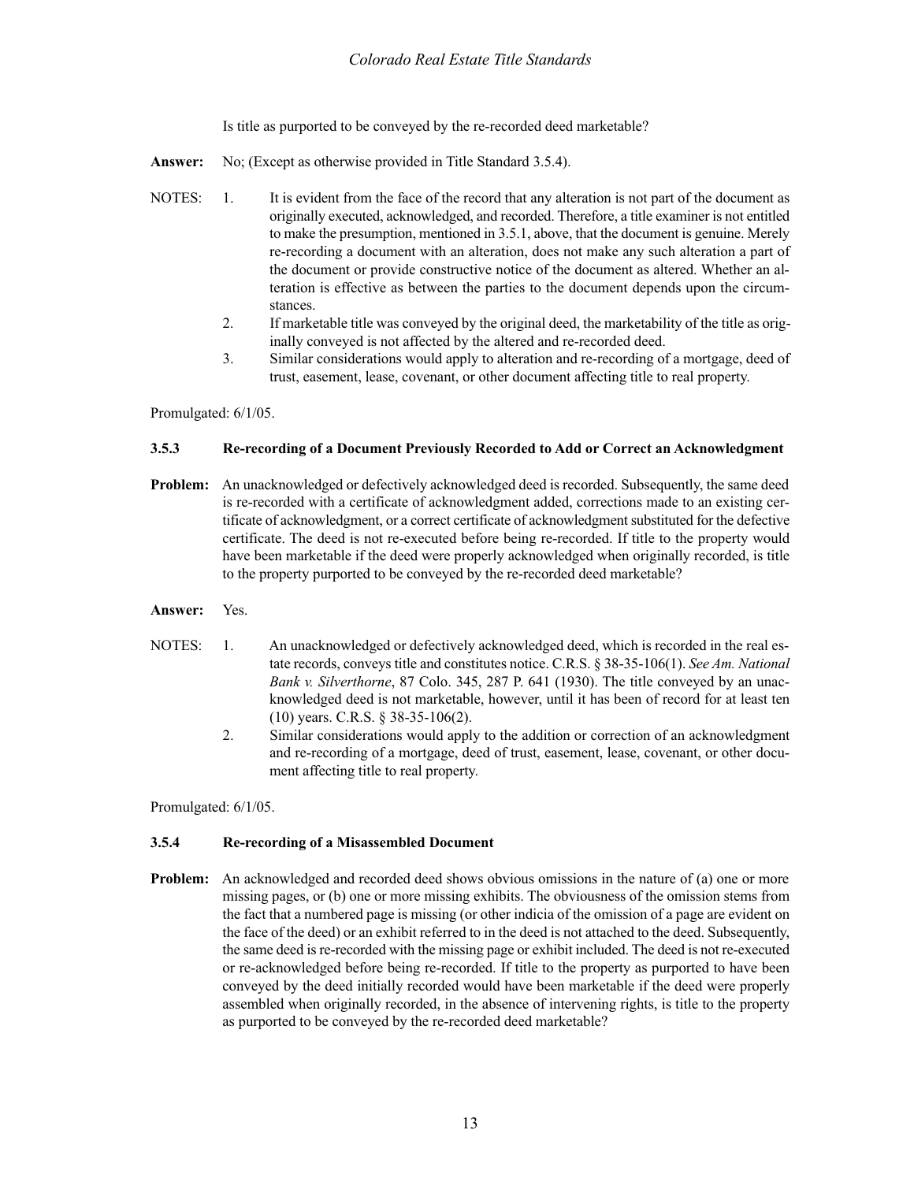Is title as purported to be conveyed by the re-recorded deed marketable?

**Answer:** No; (Except as otherwise provided in Title Standard 3.5.4).

NOTES:

1. It is evident from the face of the record that any alteration is not part of the document as originally executed, acknowledged, and recorded. Therefore, a title examiner is not entitled to make the presumption, mentioned in 3.5.1, above, that the document is genuine. Merely re-recording a document with an alteration, does not make any such alteration a part of the document or provide constructive notice of the document as altered. Whether an alteration is effective as between the parties to the document depends upon the circumstances.
2. If marketable title was conveyed by the original deed, the marketability of the title as originally conveyed is not affected by the altered and re-recorded deed.
3. Similar considerations would apply to alteration and re-recording of a mortgage, deed of trust, easement, lease, covenant, or other document affecting title to real property.

Promulgated: 6/1/05.

### 3.5.3 Re-recording of a Document Previously Recorded to Add or Correct an Acknowledgment

**Problem:** An unacknowledged or defectively acknowledged deed is recorded. Subsequently, the same deed is re-recorded with a certificate of acknowledgment added, corrections made to an existing certificate of acknowledgment, or a correct certificate of acknowledgment substituted for the defective certificate. The deed is not re-executed before being re-recorded. If title to the property would have been marketable if the deed were properly acknowledged when originally recorded, is title to the property purported to be conveyed by the re-recorded deed marketable?

**Answer:** Yes.

NOTES:

1. An unacknowledged or defectively acknowledged deed, which is recorded in the real estate records, conveys title and constitutes notice. C.R.S. § 38-35-106(1). *See Am. National Bank v. Silverthorne*, 87 Colo. 345, 287 P. 641 (1930). The title conveyed by an unacknowledged deed is not marketable, however, until it has been of record for at least ten (10) years. C.R.S. § 38-35-106(2).
2. Similar considerations would apply to the addition or correction of an acknowledgment and re-recording of a mortgage, deed of trust, easement, lease, covenant, or other document affecting title to real property.

Promulgated: 6/1/05.

### 3.5.4 Re-recording of a Misassembled Document

**Problem:** An acknowledged and recorded deed shows obvious omissions in the nature of (a) one or more missing pages, or (b) one or more missing exhibits. The obviousness of the omission stems from the fact that a numbered page is missing (or other indicia of the omission of a page are evident on the face of the deed) or an exhibit referred to in the deed is not attached to the deed. Subsequently, the same deed is re-recorded with the missing page or exhibit included. The deed is not re-executed or re-acknowledged before being re-recorded. If title to the property as purported to have been conveyed by the deed initially recorded would have been marketable if the deed were properly assembled when originally recorded, in the absence of intervening rights, is title to the property as purported to be conveyed by the re-recorded deed marketable?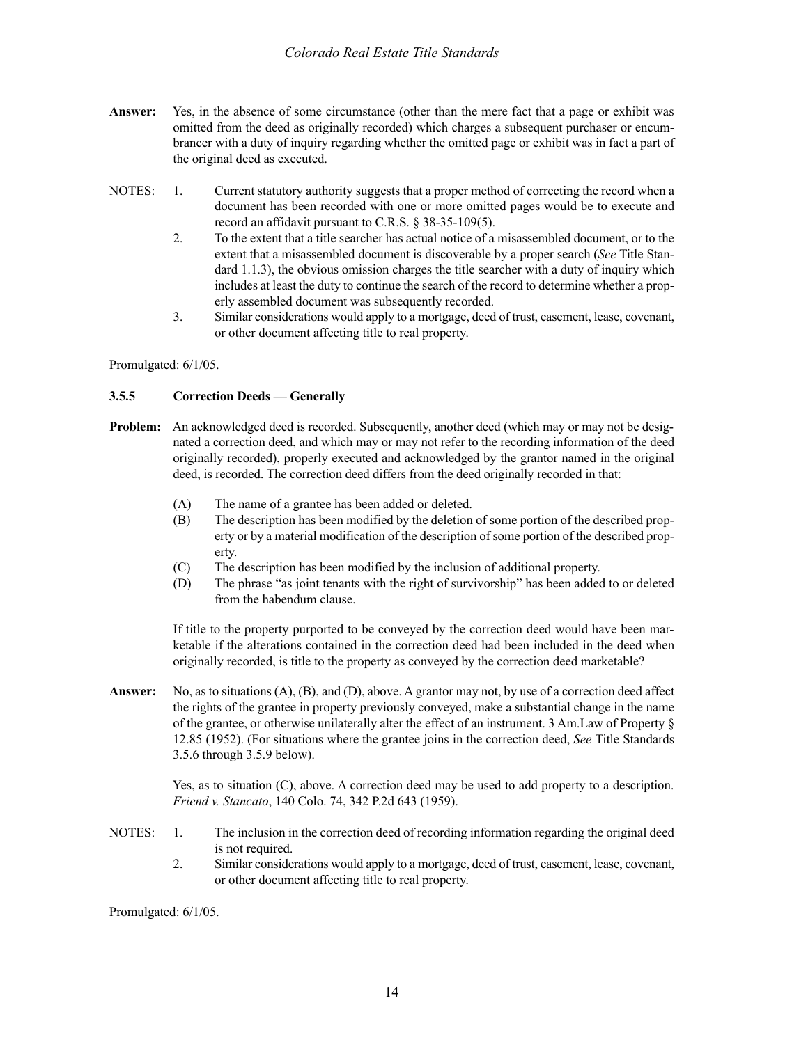**Answer:** Yes, in the absence of some circumstance (other than the mere fact that a page or exhibit was omitted from the deed as originally recorded) which charges a subsequent purchaser or encumbrancer with a duty of inquiry regarding whether the omitted page or exhibit was in fact a part of the original deed as executed.

NOTES:

1. Current statutory authority suggests that a proper method of correcting the record when a document has been recorded with one or more omitted pages would be to execute and record an affidavit pursuant to C.R.S. § 38-35-109(5).
2. To the extent that a title searcher has actual notice of a misassembled document, or to the extent that a misassembled document is discoverable by a proper search (*See* Title Standard 1.1.3), the obvious omission charges the title searcher with a duty of inquiry which includes at least the duty to continue the search of the record to determine whether a properly assembled document was subsequently recorded.
3. Similar considerations would apply to a mortgage, deed of trust, easement, lease, covenant, or other document affecting title to real property.

Promulgated: 6/1/05.

### 3.5.5 Correction Deeds — Generally

**Problem:** An acknowledged deed is recorded. Subsequently, another deed (which may or may not be designated a correction deed, and which may or may not refer to the recording information of the deed originally recorded), properly executed and acknowledged by the grantor named in the original deed, is recorded. The correction deed differs from the deed originally recorded in that:

(A) The name of a grantee has been added or deleted.

(B) The description has been modified by the deletion of some portion of the described property or by a material modification of the description of some portion of the described property.

(C) The description has been modified by the inclusion of additional property.

(D) The phrase "as joint tenants with the right of survivorship" has been added to or deleted from the habendum clause.

If title to the property purported to be conveyed by the correction deed would have been marketable if the alterations contained in the correction deed had been included in the deed when originally recorded, is title to the property as conveyed by the correction deed marketable?

**Answer:** No, as to situations (A), (B), and (D), above. A grantor may not, by use of a correction deed affect the rights of the grantee in property previously conveyed, make a substantial change in the name of the grantee, or otherwise unilaterally alter the effect of an instrument. 3 Am.Law of Property § 12.85 (1952). (For situations where the grantee joins in the correction deed, *See* Title Standards 3.5.6 through 3.5.9 below).

Yes, as to situation (C), above. A correction deed may be used to add property to a description. *Friend v. Stancato*, 140 Colo. 74, 342 P.2d 643 (1959).

NOTES:

1. The inclusion in the correction deed of recording information regarding the original deed is not required.
2. Similar considerations would apply to a mortgage, deed of trust, easement, lease, covenant, or other document affecting title to real property.

Promulgated: 6/1/05.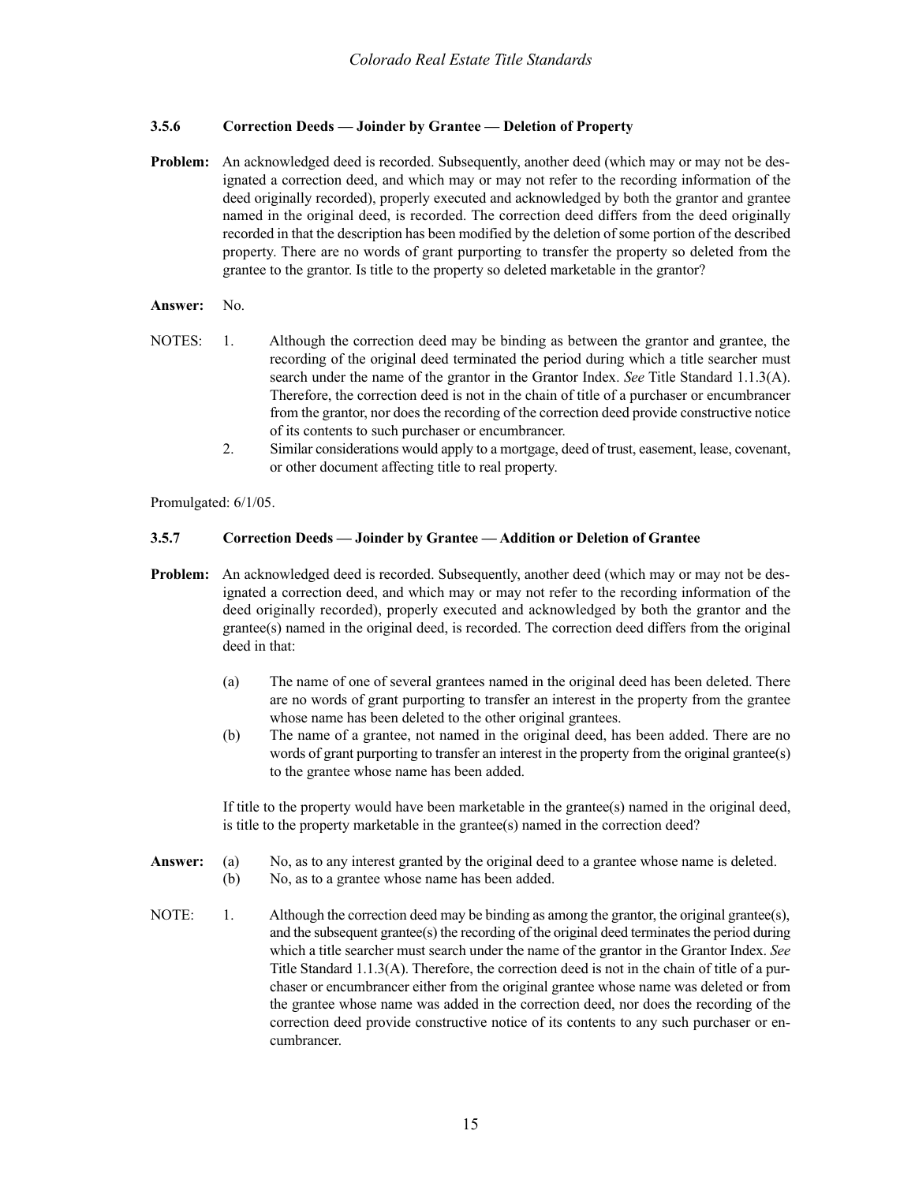### 3.5.6 Correction Deeds — Joinder by Grantee — Deletion of Property

**Problem:** An acknowledged deed is recorded. Subsequently, another deed (which may or may not be designated a correction deed, and which may or may not refer to the recording information of the deed originally recorded), properly executed and acknowledged by both the grantor and grantee named in the original deed, is recorded. The correction deed differs from the deed originally recorded in that the description has been modified by the deletion of some portion of the described property. There are no words of grant purporting to transfer the property so deleted from the grantee to the grantor. Is title to the property so deleted marketable in the grantor?

**Answer:** No.

NOTES:

1. Although the correction deed may be binding as between the grantor and grantee, the recording of the original deed terminated the period during which a title searcher must search under the name of the grantor in the Grantor Index. *See* Title Standard 1.1.3(A). Therefore, the correction deed is not in the chain of title of a purchaser or encumbrancer from the grantor, nor does the recording of the correction deed provide constructive notice of its contents to such purchaser or encumbrancer.
2. Similar considerations would apply to a mortgage, deed of trust, easement, lease, covenant, or other document affecting title to real property.

Promulgated: 6/1/05.

### 3.5.7 Correction Deeds — Joinder by Grantee — Addition or Deletion of Grantee

**Problem:** An acknowledged deed is recorded. Subsequently, another deed (which may or may not be designated a correction deed, and which may or may not refer to the recording information of the deed originally recorded), properly executed and acknowledged by both the grantor and the grantee(s) named in the original deed, is recorded. The correction deed differs from the original deed in that:

(a) The name of one of several grantees named in the original deed has been deleted. There are no words of grant purporting to transfer an interest in the property from the grantee whose name has been deleted to the other original grantees.

(b) The name of a grantee, not named in the original deed, has been added. There are no words of grant purporting to transfer an interest in the property from the original grantee(s) to the grantee whose name has been added.

If title to the property would have been marketable in the grantee(s) named in the original deed, is title to the property marketable in the grantee(s) named in the correction deed?

**Answer:**

(a) No, as to any interest granted by the original deed to a grantee whose name is deleted.

(b) No, as to a grantee whose name has been added.

NOTE:

1. Although the correction deed may be binding as among the grantor, the original grantee(s), and the subsequent grantee(s) the recording of the original deed terminates the period during which a title searcher must search under the name of the grantor in the Grantor Index. *See* Title Standard 1.1.3(A). Therefore, the correction deed is not in the chain of title of a purchaser or encumbrancer either from the original grantee whose name was deleted or from the grantee whose name was added in the correction deed, nor does the recording of the correction deed provide constructive notice of its contents to any such purchaser or encumbrancer.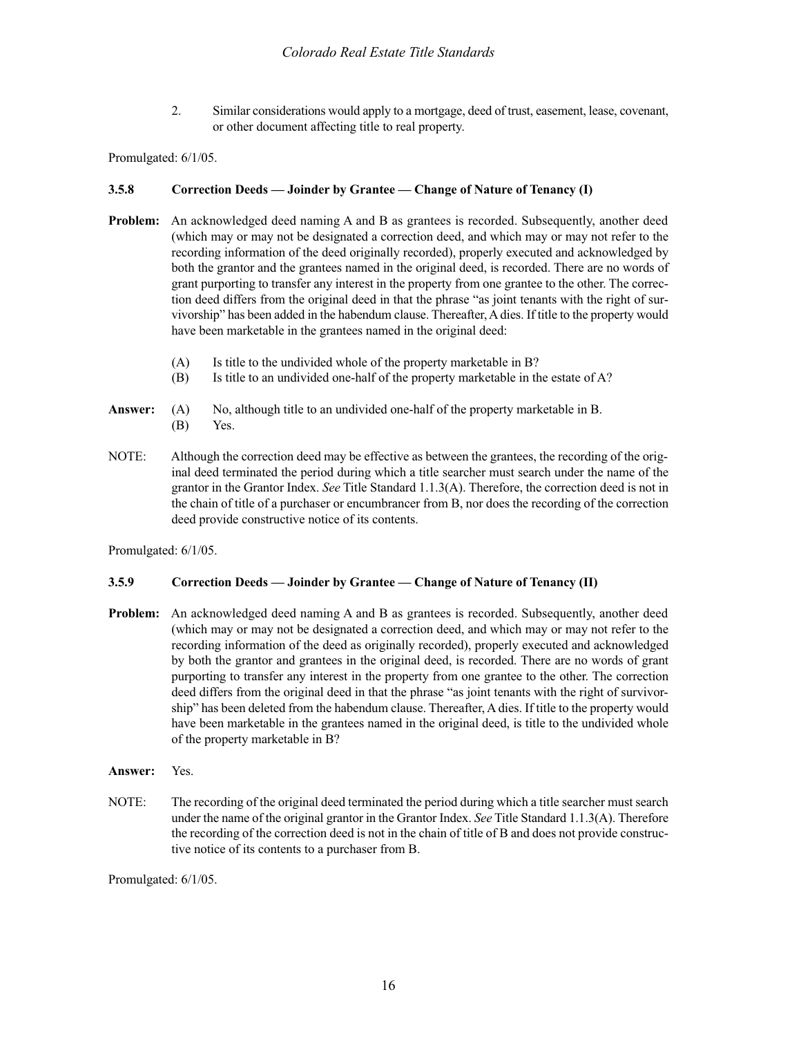2. Similar considerations would apply to a mortgage, deed of trust, easement, lease, covenant, or other document affecting title to real property.

Promulgated: 6/1/05.

### 3.5.8 Correction Deeds — Joinder by Grantee — Change of Nature of Tenancy (I)

**Problem:** An acknowledged deed naming A and B as grantees is recorded. Subsequently, another deed (which may or may not be designated a correction deed, and which may or may not refer to the recording information of the deed originally recorded), properly executed and acknowledged by both the grantor and the grantees named in the original deed, is recorded. There are no words of grant purporting to transfer any interest in the property from one grantee to the other. The correction deed differs from the original deed in that the phrase "as joint tenants with the right of survivorship" has been added in the habendum clause. Thereafter, A dies. If title to the property would have been marketable in the grantees named in the original deed:

(A) Is title to the undivided whole of the property marketable in B?

(B) Is title to an undivided one-half of the property marketable in the estate of A?

**Answer:** (A) No, although title to an undivided one-half of the property marketable in B.

(B) Yes.

NOTE: Although the correction deed may be effective as between the grantees, the recording of the original deed terminated the period during which a title searcher must search under the name of the grantor in the Grantor Index. *See* Title Standard 1.1.3(A). Therefore, the correction deed is not in the chain of title of a purchaser or encumbrancer from B, nor does the recording of the correction deed provide constructive notice of its contents.

Promulgated: 6/1/05.

### 3.5.9 Correction Deeds — Joinder by Grantee — Change of Nature of Tenancy (II)

**Problem:** An acknowledged deed naming A and B as grantees is recorded. Subsequently, another deed (which may or may not be designated a correction deed, and which may or may not refer to the recording information of the deed as originally recorded), properly executed and acknowledged by both the grantor and grantees in the original deed, is recorded. There are no words of grant purporting to transfer any interest in the property from one grantee to the other. The correction deed differs from the original deed in that the phrase "as joint tenants with the right of survivorship" has been deleted from the habendum clause. Thereafter, A dies. If title to the property would have been marketable in the grantees named in the original deed, is title to the undivided whole of the property marketable in B?

**Answer:** Yes.

NOTE: The recording of the original deed terminated the period during which a title searcher must search under the name of the original grantor in the Grantor Index. *See* Title Standard 1.1.3(A). Therefore the recording of the correction deed is not in the chain of title of B and does not provide constructive notice of its contents to a purchaser from B.

Promulgated: 6/1/05.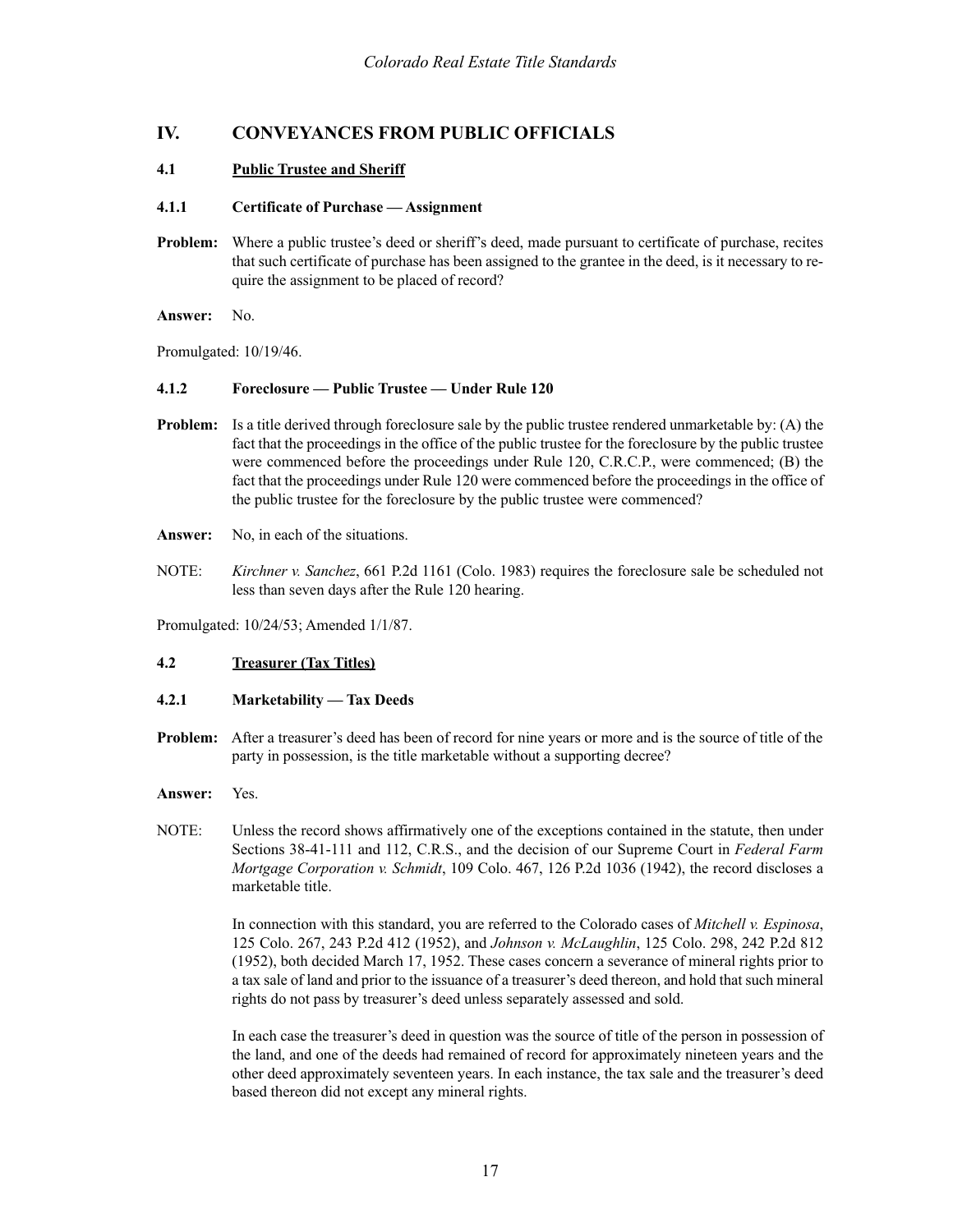## IV. CONVEYANCES FROM PUBLIC OFFICIALS

### 4.1 Public Trustee and Sheriff

#### 4.1.1 Certificate of Purchase — Assignment

**Problem:** Where a public trustee's deed or sheriff's deed, made pursuant to certificate of purchase, recites that such certificate of purchase has been assigned to the grantee in the deed, is it necessary to require the assignment to be placed of record?

**Answer:** No.

Promulgated: 10/19/46.

#### 4.1.2 Foreclosure — Public Trustee — Under Rule 120

**Problem:** Is a title derived through foreclosure sale by the public trustee rendered unmarketable by: (A) the fact that the proceedings in the office of the public trustee for the foreclosure by the public trustee were commenced before the proceedings under Rule 120, C.R.C.P., were commenced; (B) the fact that the proceedings under Rule 120 were commenced before the proceedings in the office of the public trustee for the foreclosure by the public trustee were commenced?

**Answer:** No, in each of the situations.

NOTE: *Kirchner v. Sanchez*, 661 P.2d 1161 (Colo. 1983) requires the foreclosure sale be scheduled not less than seven days after the Rule 120 hearing.

Promulgated: 10/24/53; Amended 1/1/87.

### 4.2 Treasurer (Tax Titles)

#### 4.2.1 Marketability — Tax Deeds

**Problem:** After a treasurer's deed has been of record for nine years or more and is the source of title of the party in possession, is the title marketable without a supporting decree?

**Answer:** Yes.

NOTE: Unless the record shows affirmatively one of the exceptions contained in the statute, then under Sections 38-41-111 and 112, C.R.S., and the decision of our Supreme Court in *Federal Farm Mortgage Corporation v. Schmidt*, 109 Colo. 467, 126 P.2d 1036 (1942), the record discloses a marketable title.

In connection with this standard, you are referred to the Colorado cases of *Mitchell v. Espinosa*, 125 Colo. 267, 243 P.2d 412 (1952), and *Johnson v. McLaughlin*, 125 Colo. 298, 242 P.2d 812 (1952), both decided March 17, 1952. These cases concern a severance of mineral rights prior to a tax sale of land and prior to the issuance of a treasurer's deed thereon, and hold that such mineral rights do not pass by treasurer's deed unless separately assessed and sold.

In each case the treasurer's deed in question was the source of title of the person in possession of the land, and one of the deeds had remained of record for approximately nineteen years and the other deed approximately seventeen years. In each instance, the tax sale and the treasurer's deed based thereon did not except any mineral rights.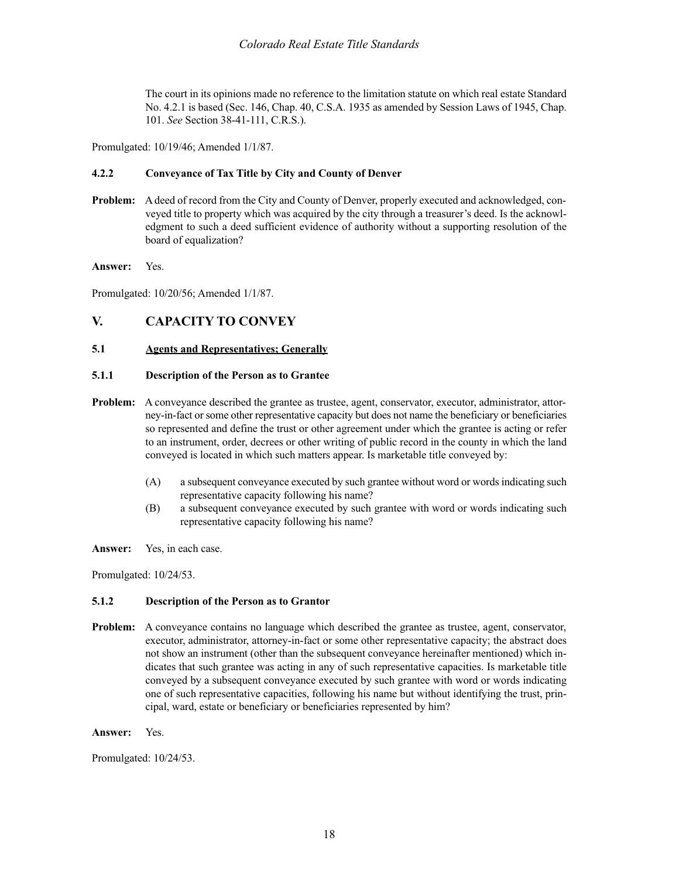The court in its opinions made no reference to the limitation statute on which real estate Standard No. 4.2.1 is based (Sec. 146, Chap. 40, C.S.A. 1935 as amended by Session Laws of 1945, Chap. 101. *See* Section 38-41-111, C.R.S.).

Promulgated: 10/19/46; Amended 1/1/87.

#### 4.2.2 Conveyance of Tax Title by City and County of Denver

**Problem:** A deed of record from the City and County of Denver, properly executed and acknowledged, conveyed title to property which was acquired by the city through a treasurer's deed. Is the acknowledgment to such a deed sufficient evidence of authority without a supporting resolution of the board of equalization?

**Answer:** Yes.

Promulgated: 10/20/56; Amended 1/1/87.

## V. CAPACITY TO CONVEY

### 5.1 Agents and Representatives; Generally

#### 5.1.1 Description of the Person as to Grantee

**Problem:** A conveyance described the grantee as trustee, agent, conservator, executor, administrator, attorney-in-fact or some other representative capacity but does not name the beneficiary or beneficiaries so represented and define the trust or other agreement under which the grantee is acting or refer to an instrument, order, decrees or other writing of public record in the county in which the land conveyed is located in which such matters appear. Is marketable title conveyed by:

(A) a subsequent conveyance executed by such grantee without word or words indicating such representative capacity following his name?

(B) a subsequent conveyance executed by such grantee with word or words indicating such representative capacity following his name?

**Answer:** Yes, in each case.

Promulgated: 10/24/53.

#### 5.1.2 Description of the Person as to Grantor

**Problem:** A conveyance contains no language which described the grantee as trustee, agent, conservator, executor, administrator, attorney-in-fact or some other representative capacity; the abstract does not show an instrument (other than the subsequent conveyance hereinafter mentioned) which indicates that such grantee was acting in any of such representative capacities. Is marketable title conveyed by a subsequent conveyance executed by such grantee with word or words indicating one of such representative capacities, following his name but without identifying the trust, principal, ward, estate or beneficiary or beneficiaries represented by him?

**Answer:** Yes.

Promulgated: 10/24/53.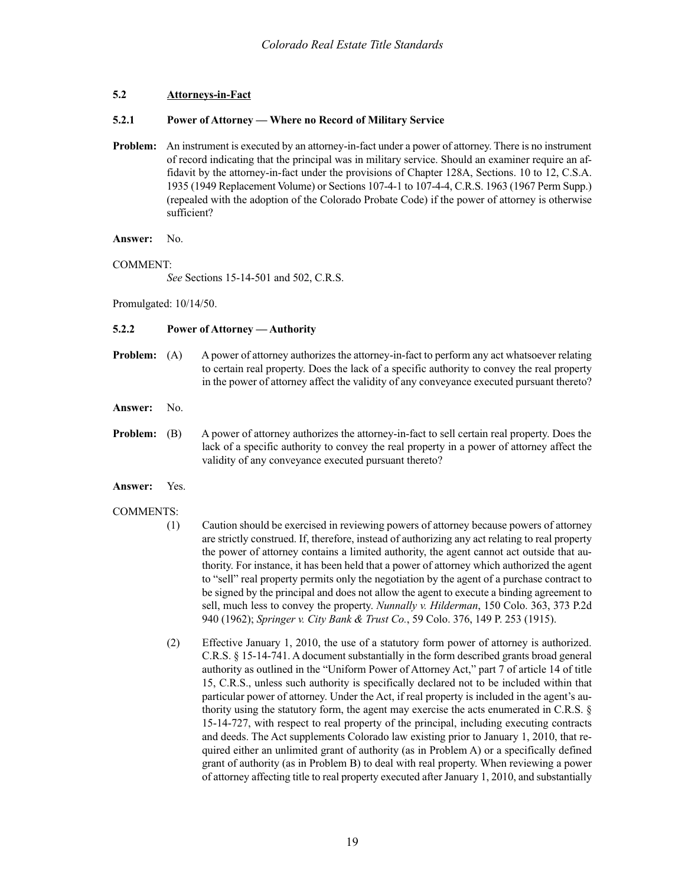## 5.2 Attorneys-in-Fact

### 5.2.1 Power of Attorney — Where no Record of Military Service

**Problem:** An instrument is executed by an attorney-in-fact under a power of attorney. There is no instrument of record indicating that the principal was in military service. Should an examiner require an affidavit by the attorney-in-fact under the provisions of Chapter 128A, Sections. 10 to 12, C.S.A. 1935 (1949 Replacement Volume) or Sections 107-4-1 to 107-4-4, C.R.S. 1963 (1967 Perm Supp.) (repealed with the adoption of the Colorado Probate Code) if the power of attorney is otherwise sufficient?

**Answer:** No.

COMMENT:

*See* Sections 15-14-501 and 502, C.R.S.

Promulgated: 10/14/50.

### 5.2.2 Power of Attorney — Authority

**Problem:** (A) A power of attorney authorizes the attorney-in-fact to perform any act whatsoever relating to certain real property. Does the lack of a specific authority to convey the real property in the power of attorney affect the validity of any conveyance executed pursuant thereto?

**Answer:** No.

**Problem:** (B) A power of attorney authorizes the attorney-in-fact to sell certain real property. Does the lack of a specific authority to convey the real property in a power of attorney affect the validity of any conveyance executed pursuant thereto?

**Answer:** Yes.

COMMENTS:

(1) Caution should be exercised in reviewing powers of attorney because powers of attorney are strictly construed. If, therefore, instead of authorizing any act relating to real property the power of attorney contains a limited authority, the agent cannot act outside that authority. For instance, it has been held that a power of attorney which authorized the agent to "sell" real property permits only the negotiation by the agent of a purchase contract to be signed by the principal and does not allow the agent to execute a binding agreement to sell, much less to convey the property. *Nunnally v. Hilderman*, 150 Colo. 363, 373 P.2d 940 (1962); *Springer v. City Bank & Trust Co.*, 59 Colo. 376, 149 P. 253 (1915).

(2) Effective January 1, 2010, the use of a statutory form power of attorney is authorized. C.R.S. § 15-14-741. A document substantially in the form described grants broad general authority as outlined in the "Uniform Power of Attorney Act," part 7 of article 14 of title 15, C.R.S., unless such authority is specifically declared not to be included within that particular power of attorney. Under the Act, if real property is included in the agent's authority using the statutory form, the agent may exercise the acts enumerated in C.R.S. § 15-14-727, with respect to real property of the principal, including executing contracts and deeds. The Act supplements Colorado law existing prior to January 1, 2010, that required either an unlimited grant of authority (as in Problem A) or a specifically defined grant of authority (as in Problem B) to deal with real property. When reviewing a power of attorney affecting title to real property executed after January 1, 2010, and substantially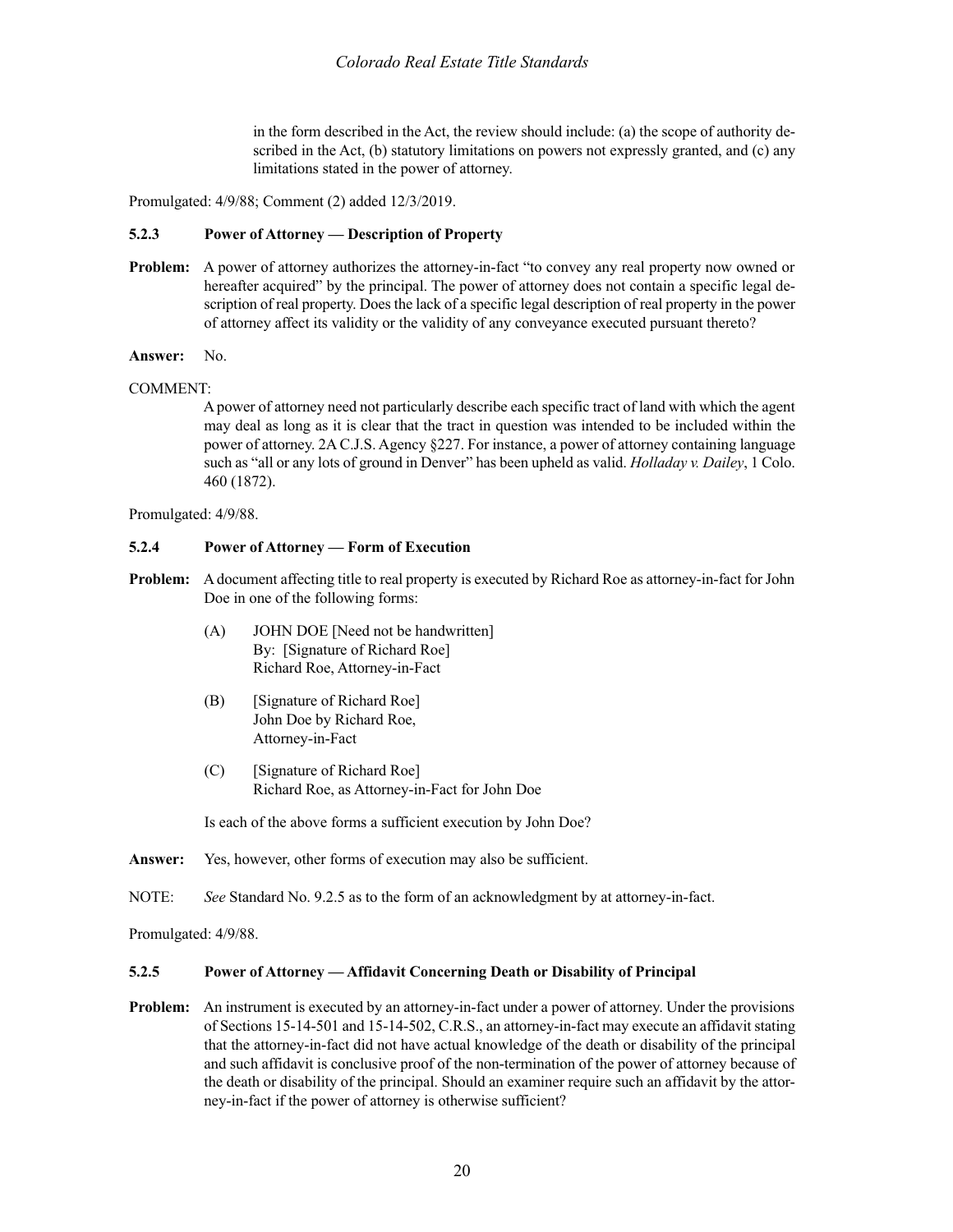in the form described in the Act, the review should include: (a) the scope of authority described in the Act, (b) statutory limitations on powers not expressly granted, and (c) any limitations stated in the power of attorney.

Promulgated: 4/9/88; Comment (2) added 12/3/2019.

### 5.2.3 Power of Attorney — Description of Property

**Problem:** A power of attorney authorizes the attorney-in-fact "to convey any real property now owned or hereafter acquired" by the principal. The power of attorney does not contain a specific legal description of real property. Does the lack of a specific legal description of real property in the power of attorney affect its validity or the validity of any conveyance executed pursuant thereto?

**Answer:** No.

COMMENT:

A power of attorney need not particularly describe each specific tract of land with which the agent may deal as long as it is clear that the tract in question was intended to be included within the power of attorney. 2A C.J.S. Agency §227. For instance, a power of attorney containing language such as "all or any lots of ground in Denver" has been upheld as valid. *Holladay v. Dailey*, 1 Colo. 460 (1872).

Promulgated: 4/9/88.

### 5.2.4 Power of Attorney — Form of Execution

**Problem:** A document affecting title to real property is executed by Richard Roe as attorney-in-fact for John Doe in one of the following forms:

(A) JOHN DOE [Need not be handwritten]
By: [Signature of Richard Roe]
Richard Roe, Attorney-in-Fact

(B) [Signature of Richard Roe]
John Doe by Richard Roe,
Attorney-in-Fact

(C) [Signature of Richard Roe]
Richard Roe, as Attorney-in-Fact for John Doe

Is each of the above forms a sufficient execution by John Doe?

**Answer:** Yes, however, other forms of execution may also be sufficient.

NOTE: *See* Standard No. 9.2.5 as to the form of an acknowledgment by at attorney-in-fact.

Promulgated: 4/9/88.

### 5.2.5 Power of Attorney — Affidavit Concerning Death or Disability of Principal

**Problem:** An instrument is executed by an attorney-in-fact under a power of attorney. Under the provisions of Sections 15-14-501 and 15-14-502, C.R.S., an attorney-in-fact may execute an affidavit stating that the attorney-in-fact did not have actual knowledge of the death or disability of the principal and such affidavit is conclusive proof of the non-termination of the power of attorney because of the death or disability of the principal. Should an examiner require such an affidavit by the attorney-in-fact if the power of attorney is otherwise sufficient?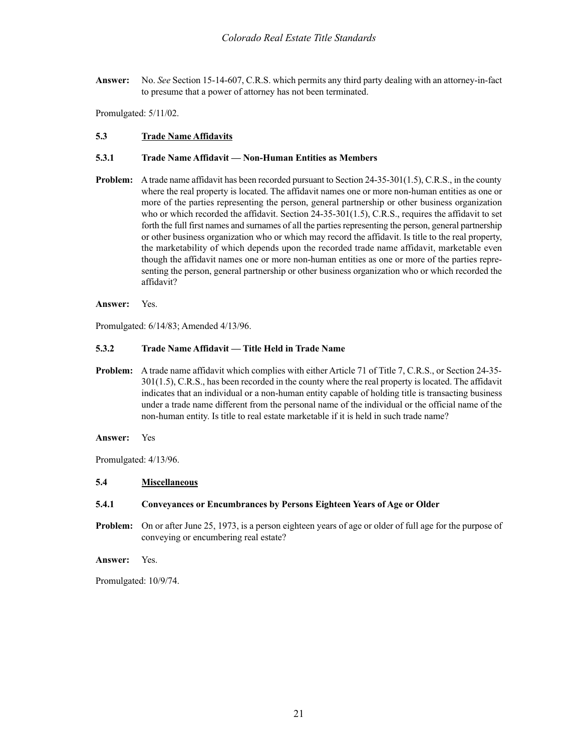**Answer:** No. *See* Section 15-14-607, C.R.S. which permits any third party dealing with an attorney-in-fact to presume that a power of attorney has not been terminated.

Promulgated: 5/11/02.

### 5.3 Trade Name Affidavits

#### 5.3.1 Trade Name Affidavit — Non-Human Entities as Members

**Problem:** A trade name affidavit has been recorded pursuant to Section 24-35-301(1.5), C.R.S., in the county where the real property is located. The affidavit names one or more non-human entities as one or more of the parties representing the person, general partnership or other business organization who or which recorded the affidavit. Section 24-35-301(1.5), C.R.S., requires the affidavit to set forth the full first names and surnames of all the parties representing the person, general partnership or other business organization who or which may record the affidavit. Is title to the real property, the marketability of which depends upon the recorded trade name affidavit, marketable even though the affidavit names one or more non-human entities as one or more of the parties representing the person, general partnership or other business organization who or which recorded the affidavit?

**Answer:** Yes.

Promulgated: 6/14/83; Amended 4/13/96.

#### 5.3.2 Trade Name Affidavit — Title Held in Trade Name

**Problem:** A trade name affidavit which complies with either Article 71 of Title 7, C.R.S., or Section 24-35-301(1.5), C.R.S., has been recorded in the county where the real property is located. The affidavit indicates that an individual or a non-human entity capable of holding title is transacting business under a trade name different from the personal name of the individual or the official name of the non-human entity. Is title to real estate marketable if it is held in such trade name?

**Answer:** Yes

Promulgated: 4/13/96.

### 5.4 Miscellaneous

#### 5.4.1 Conveyances or Encumbrances by Persons Eighteen Years of Age or Older

**Problem:** On or after June 25, 1973, is a person eighteen years of age or older of full age for the purpose of conveying or encumbering real estate?

**Answer:** Yes.

Promulgated: 10/9/74.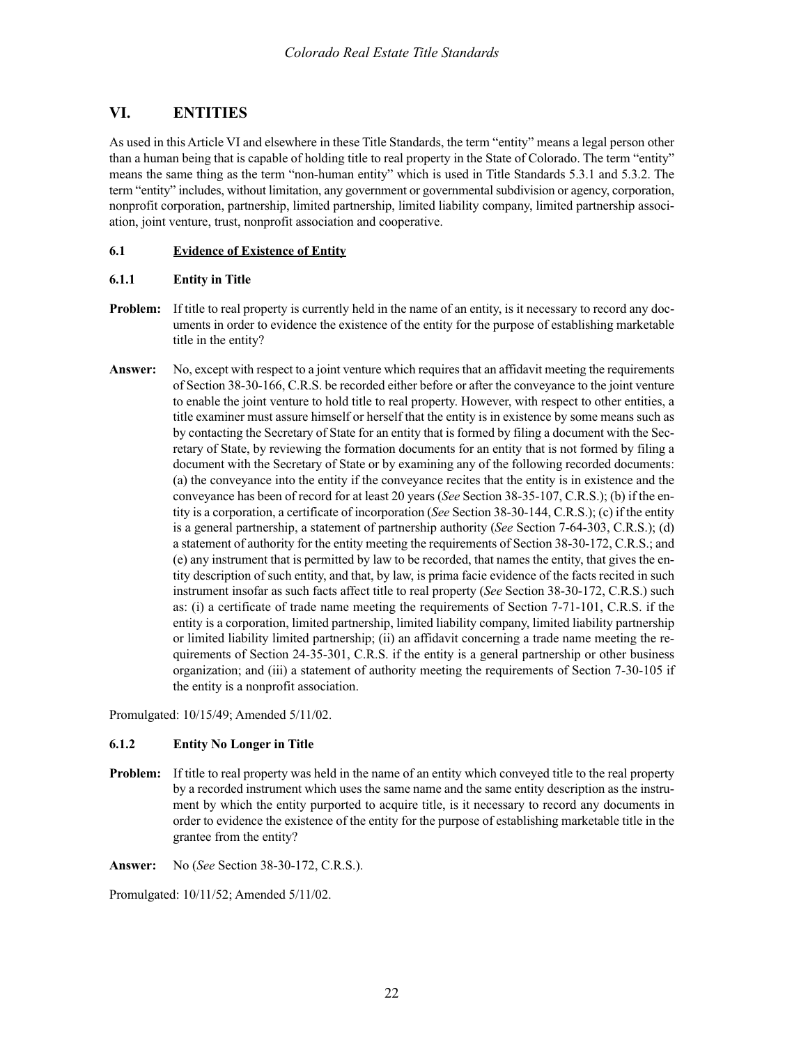# VI. ENTITIES

As used in this Article VI and elsewhere in these Title Standards, the term "entity" means a legal person other than a human being that is capable of holding title to real property in the State of Colorado. The term "entity" means the same thing as the term "non-human entity" which is used in Title Standards 5.3.1 and 5.3.2. The term "entity" includes, without limitation, any government or governmental subdivision or agency, corporation, nonprofit corporation, partnership, limited partnership, limited liability company, limited partnership association, joint venture, trust, nonprofit association and cooperative.

## 6.1 Evidence of Existence of Entity

### 6.1.1 Entity in Title

**Problem:** If title to real property is currently held in the name of an entity, is it necessary to record any documents in order to evidence the existence of the entity for the purpose of establishing marketable title in the entity?

**Answer:** No, except with respect to a joint venture which requires that an affidavit meeting the requirements of Section 38-30-166, C.R.S. be recorded either before or after the conveyance to the joint venture to enable the joint venture to hold title to real property. However, with respect to other entities, a title examiner must assure himself or herself that the entity is in existence by some means such as by contacting the Secretary of State for an entity that is formed by filing a document with the Secretary of State, by reviewing the formation documents for an entity that is not formed by filing a document with the Secretary of State or by examining any of the following recorded documents: (a) the conveyance into the entity if the conveyance recites that the entity is in existence and the conveyance has been of record for at least 20 years (*See* Section 38-35-107, C.R.S.); (b) if the entity is a corporation, a certificate of incorporation (*See* Section 38-30-144, C.R.S.); (c) if the entity is a general partnership, a statement of partnership authority (*See* Section 7-64-303, C.R.S.); (d) a statement of authority for the entity meeting the requirements of Section 38-30-172, C.R.S.; and (e) any instrument that is permitted by law to be recorded, that names the entity, that gives the entity description of such entity, and that, by law, is prima facie evidence of the facts recited in such instrument insofar as such facts affect title to real property (*See* Section 38-30-172, C.R.S.) such as: (i) a certificate of trade name meeting the requirements of Section 7-71-101, C.R.S. if the entity is a corporation, limited partnership, limited liability company, limited liability partnership or limited liability limited partnership; (ii) an affidavit concerning a trade name meeting the requirements of Section 24-35-301, C.R.S. if the entity is a general partnership or other business organization; and (iii) a statement of authority meeting the requirements of Section 7-30-105 if the entity is a nonprofit association.

Promulgated: 10/15/49; Amended 5/11/02.

### 6.1.2 Entity No Longer in Title

**Problem:** If title to real property was held in the name of an entity which conveyed title to the real property by a recorded instrument which uses the same name and the same entity description as the instrument by which the entity purported to acquire title, is it necessary to record any documents in order to evidence the existence of the entity for the purpose of establishing marketable title in the grantee from the entity?

**Answer:** No (*See* Section 38-30-172, C.R.S.).

Promulgated: 10/11/52; Amended 5/11/02.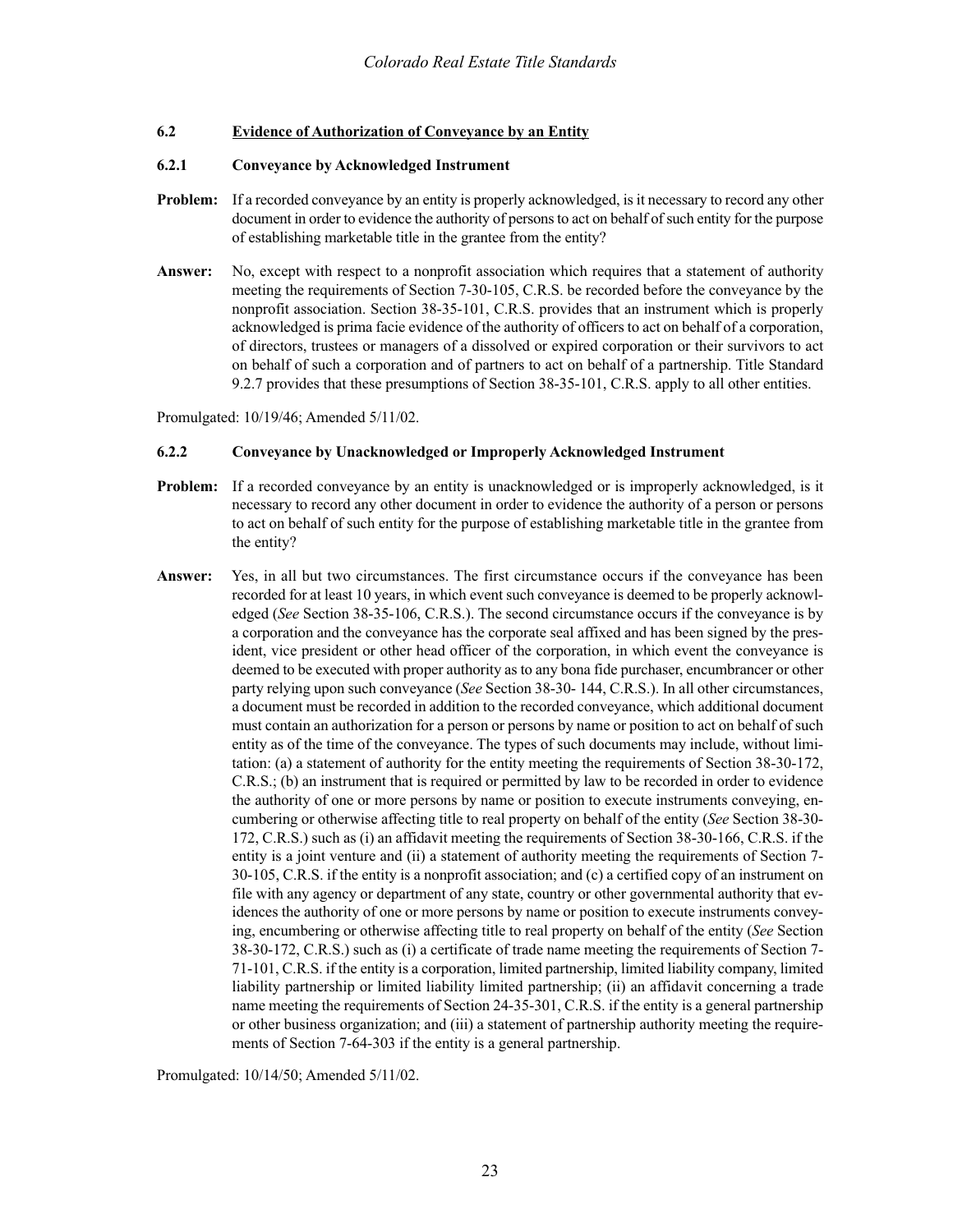## 6.2 Evidence of Authorization of Conveyance by an Entity

### 6.2.1 Conveyance by Acknowledged Instrument

**Problem:** If a recorded conveyance by an entity is properly acknowledged, is it necessary to record any other document in order to evidence the authority of persons to act on behalf of such entity for the purpose of establishing marketable title in the grantee from the entity?

**Answer:** No, except with respect to a nonprofit association which requires that a statement of authority meeting the requirements of Section 7-30-105, C.R.S. be recorded before the conveyance by the nonprofit association. Section 38-35-101, C.R.S. provides that an instrument which is properly acknowledged is prima facie evidence of the authority of officers to act on behalf of a corporation, of directors, trustees or managers of a dissolved or expired corporation or their survivors to act on behalf of such a corporation and of partners to act on behalf of a partnership. Title Standard 9.2.7 provides that these presumptions of Section 38-35-101, C.R.S. apply to all other entities.

Promulgated: 10/19/46; Amended 5/11/02.

### 6.2.2 Conveyance by Unacknowledged or Improperly Acknowledged Instrument

**Problem:** If a recorded conveyance by an entity is unacknowledged or is improperly acknowledged, is it necessary to record any other document in order to evidence the authority of a person or persons to act on behalf of such entity for the purpose of establishing marketable title in the grantee from the entity?

**Answer:** Yes, in all but two circumstances. The first circumstance occurs if the conveyance has been recorded for at least 10 years, in which event such conveyance is deemed to be properly acknowledged (*See* Section 38-35-106, C.R.S.). The second circumstance occurs if the conveyance is by a corporation and the conveyance has the corporate seal affixed and has been signed by the president, vice president or other head officer of the corporation, in which event the conveyance is deemed to be executed with proper authority as to any bona fide purchaser, encumbrancer or other party relying upon such conveyance (*See* Section 38-30- 144, C.R.S.). In all other circumstances, a document must be recorded in addition to the recorded conveyance, which additional document must contain an authorization for a person or persons by name or position to act on behalf of such entity as of the time of the conveyance. The types of such documents may include, without limitation: (a) a statement of authority for the entity meeting the requirements of Section 38-30-172, C.R.S.; (b) an instrument that is required or permitted by law to be recorded in order to evidence the authority of one or more persons by name or position to execute instruments conveying, encumbering or otherwise affecting title to real property on behalf of the entity (*See* Section 38-30-172, C.R.S.) such as (i) an affidavit meeting the requirements of Section 38-30-166, C.R.S. if the entity is a joint venture and (ii) a statement of authority meeting the requirements of Section 7-30-105, C.R.S. if the entity is a nonprofit association; and (c) a certified copy of an instrument on file with any agency or department of any state, country or other governmental authority that evidences the authority of one or more persons by name or position to execute instruments conveying, encumbering or otherwise affecting title to real property on behalf of the entity (*See* Section 38-30-172, C.R.S.) such as (i) a certificate of trade name meeting the requirements of Section 7-71-101, C.R.S. if the entity is a corporation, limited partnership, limited liability company, limited liability partnership or limited liability limited partnership; (ii) an affidavit concerning a trade name meeting the requirements of Section 24-35-301, C.R.S. if the entity is a general partnership or other business organization; and (iii) a statement of partnership authority meeting the requirements of Section 7-64-303 if the entity is a general partnership.

Promulgated: 10/14/50; Amended 5/11/02.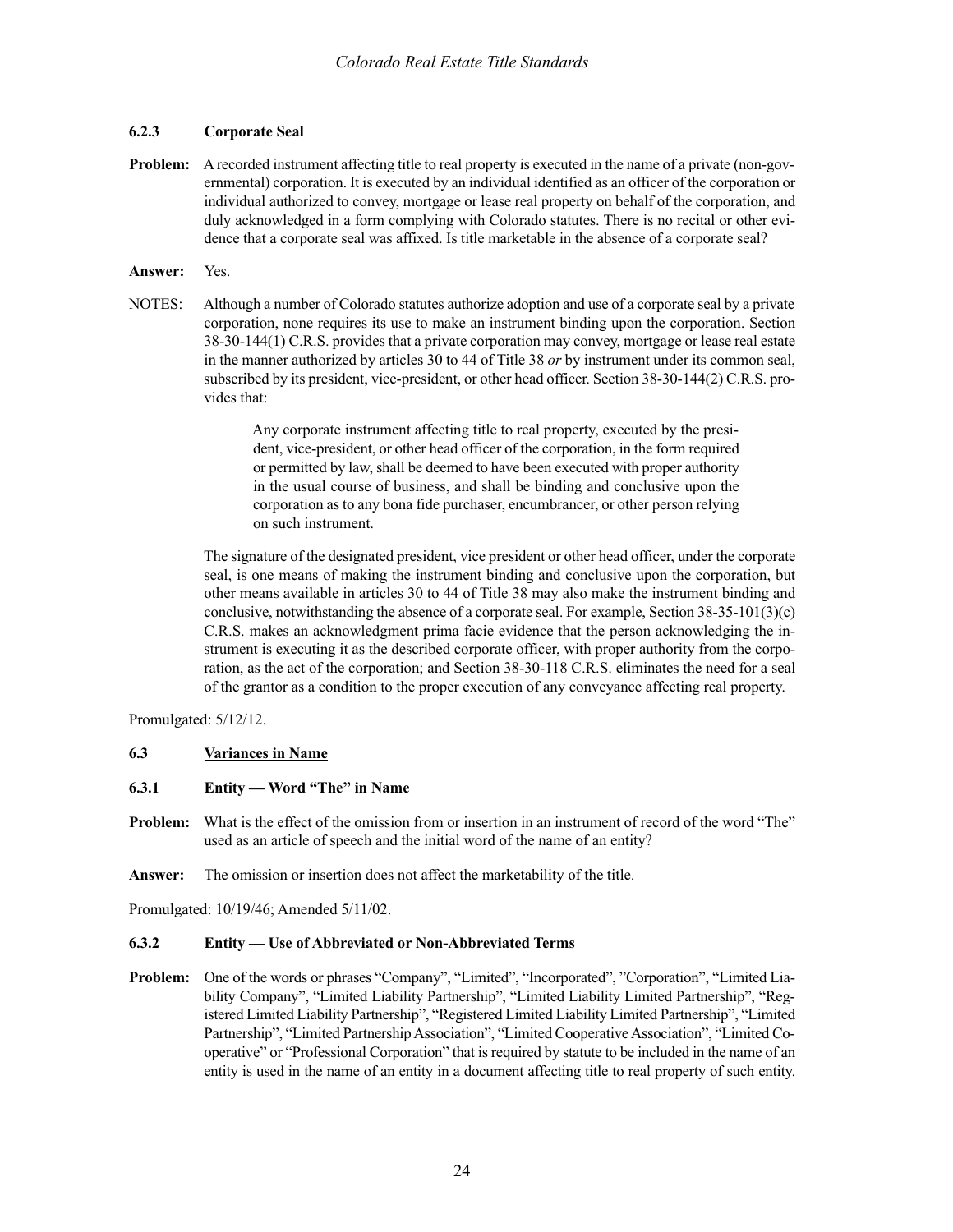#### 6.2.3 Corporate Seal

**Problem:** A recorded instrument affecting title to real property is executed in the name of a private (non-governmental) corporation. It is executed by an individual identified as an officer of the corporation or individual authorized to convey, mortgage or lease real property on behalf of the corporation, and duly acknowledged in a form complying with Colorado statutes. There is no recital or other evidence that a corporate seal was affixed. Is title marketable in the absence of a corporate seal?

**Answer:** Yes.

NOTES: Although a number of Colorado statutes authorize adoption and use of a corporate seal by a private corporation, none requires its use to make an instrument binding upon the corporation. Section 38-30-144(1) C.R.S. provides that a private corporation may convey, mortgage or lease real estate in the manner authorized by articles 30 to 44 of Title 38 *or* by instrument under its common seal, subscribed by its president, vice-president, or other head officer. Section 38-30-144(2) C.R.S. provides that:

> Any corporate instrument affecting title to real property, executed by the president, vice-president, or other head officer of the corporation, in the form required or permitted by law, shall be deemed to have been executed with proper authority in the usual course of business, and shall be binding and conclusive upon the corporation as to any bona fide purchaser, encumbrancer, or other person relying on such instrument.

The signature of the designated president, vice president or other head officer, under the corporate seal, is one means of making the instrument binding and conclusive upon the corporation, but other means available in articles 30 to 44 of Title 38 may also make the instrument binding and conclusive, notwithstanding the absence of a corporate seal. For example, Section 38-35-101(3)(c) C.R.S. makes an acknowledgment prima facie evidence that the person acknowledging the instrument is executing it as the described corporate officer, with proper authority from the corporation, as the act of the corporation; and Section 38-30-118 C.R.S. eliminates the need for a seal of the grantor as a condition to the proper execution of any conveyance affecting real property.

Promulgated: 5/12/12.

### 6.3 Variances in Name

#### 6.3.1 Entity — Word "The" in Name

**Problem:** What is the effect of the omission from or insertion in an instrument of record of the word "The" used as an article of speech and the initial word of the name of an entity?

**Answer:** The omission or insertion does not affect the marketability of the title.

Promulgated: 10/19/46; Amended 5/11/02.

#### 6.3.2 Entity — Use of Abbreviated or Non-Abbreviated Terms

**Problem:** One of the words or phrases "Company", "Limited", "Incorporated", "Corporation", "Limited Liability Company", "Limited Liability Partnership", "Limited Liability Limited Partnership", "Registered Limited Liability Partnership", "Registered Limited Liability Limited Partnership", "Limited Partnership", "Limited Partnership Association", "Limited Cooperative Association", "Limited Cooperative" or "Professional Corporation" that is required by statute to be included in the name of an entity is used in the name of an entity in a document affecting title to real property of such entity.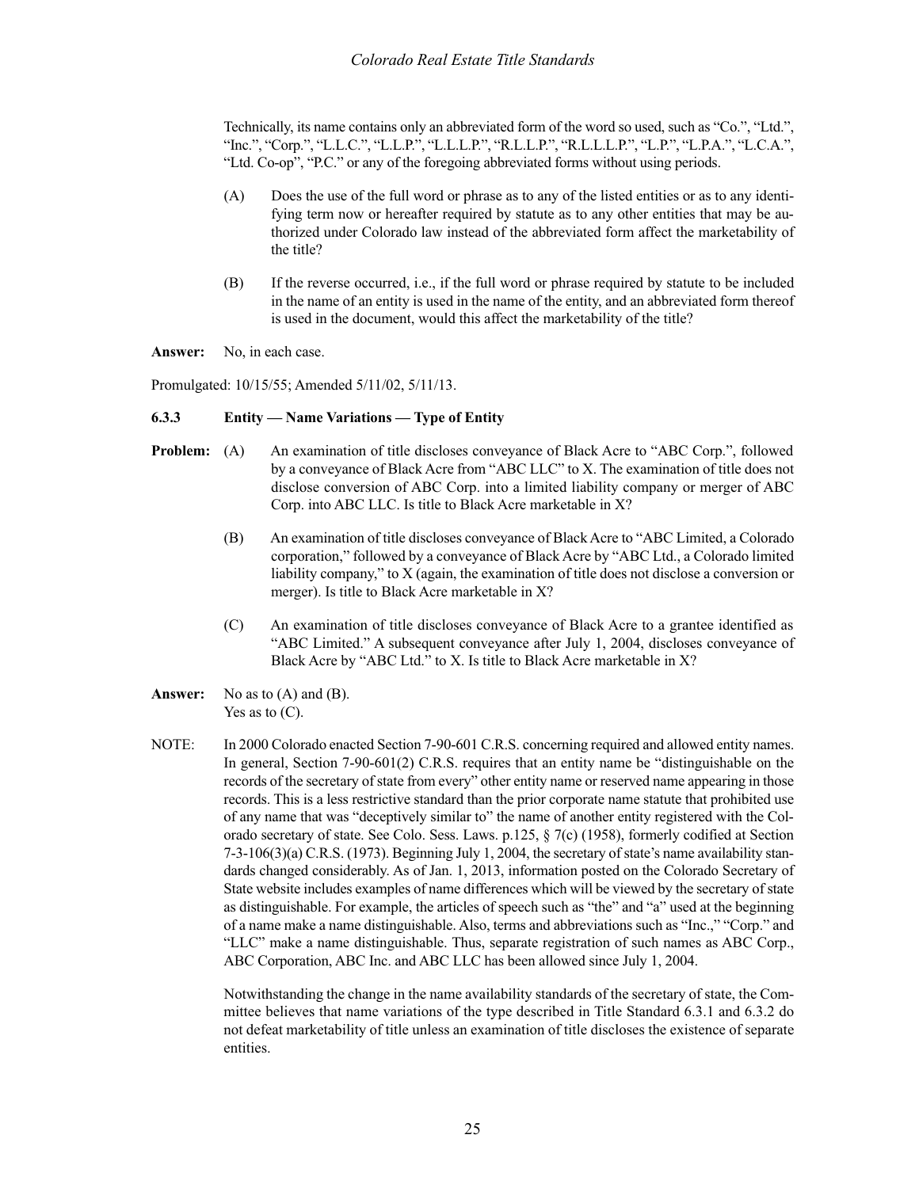Technically, its name contains only an abbreviated form of the word so used, such as "Co.", "Ltd.", "Inc.", "Corp.", "L.L.C.", "L.L.P.", "L.L.L.P.", "R.L.L.P.", "R.L.L.L.P.", "L.P.", "L.P.A.", "L.C.A.", "Ltd. Co-op", "P.C." or any of the foregoing abbreviated forms without using periods.

(A) Does the use of the full word or phrase as to any of the listed entities or as to any identifying term now or hereafter required by statute as to any other entities that may be authorized under Colorado law instead of the abbreviated form affect the marketability of the title?

(B) If the reverse occurred, i.e., if the full word or phrase required by statute to be included in the name of an entity is used in the name of the entity, and an abbreviated form thereof is used in the document, would this affect the marketability of the title?

**Answer:** No, in each case.

Promulgated: 10/15/55; Amended 5/11/02, 5/11/13.

### 6.3.3 Entity — Name Variations — Type of Entity

**Problem:** (A) An examination of title discloses conveyance of Black Acre to "ABC Corp.", followed by a conveyance of Black Acre from "ABC LLC" to X. The examination of title does not disclose conversion of ABC Corp. into a limited liability company or merger of ABC Corp. into ABC LLC. Is title to Black Acre marketable in X?

(B) An examination of title discloses conveyance of Black Acre to "ABC Limited, a Colorado corporation," followed by a conveyance of Black Acre by "ABC Ltd., a Colorado limited liability company," to X (again, the examination of title does not disclose a conversion or merger). Is title to Black Acre marketable in X?

(C) An examination of title discloses conveyance of Black Acre to a grantee identified as "ABC Limited." A subsequent conveyance after July 1, 2004, discloses conveyance of Black Acre by "ABC Ltd." to X. Is title to Black Acre marketable in X?

**Answer:** No as to (A) and (B).
Yes as to (C).

NOTE: In 2000 Colorado enacted Section 7-90-601 C.R.S. concerning required and allowed entity names. In general, Section 7-90-601(2) C.R.S. requires that an entity name be "distinguishable on the records of the secretary of state from every" other entity name or reserved name appearing in those records. This is a less restrictive standard than the prior corporate name statute that prohibited use of any name that was "deceptively similar to" the name of another entity registered with the Colorado secretary of state. See Colo. Sess. Laws. p.125, § 7(c) (1958), formerly codified at Section 7-3-106(3)(a) C.R.S. (1973). Beginning July 1, 2004, the secretary of state's name availability standards changed considerably. As of Jan. 1, 2013, information posted on the Colorado Secretary of State website includes examples of name differences which will be viewed by the secretary of state as distinguishable. For example, the articles of speech such as "the" and "a" used at the beginning of a name make a name distinguishable. Also, terms and abbreviations such as "Inc.," "Corp." and "LLC" make a name distinguishable. Thus, separate registration of such names as ABC Corp., ABC Corporation, ABC Inc. and ABC LLC has been allowed since July 1, 2004.

Notwithstanding the change in the name availability standards of the secretary of state, the Committee believes that name variations of the type described in Title Standard 6.3.1 and 6.3.2 do not defeat marketability of title unless an examination of title discloses the existence of separate entities.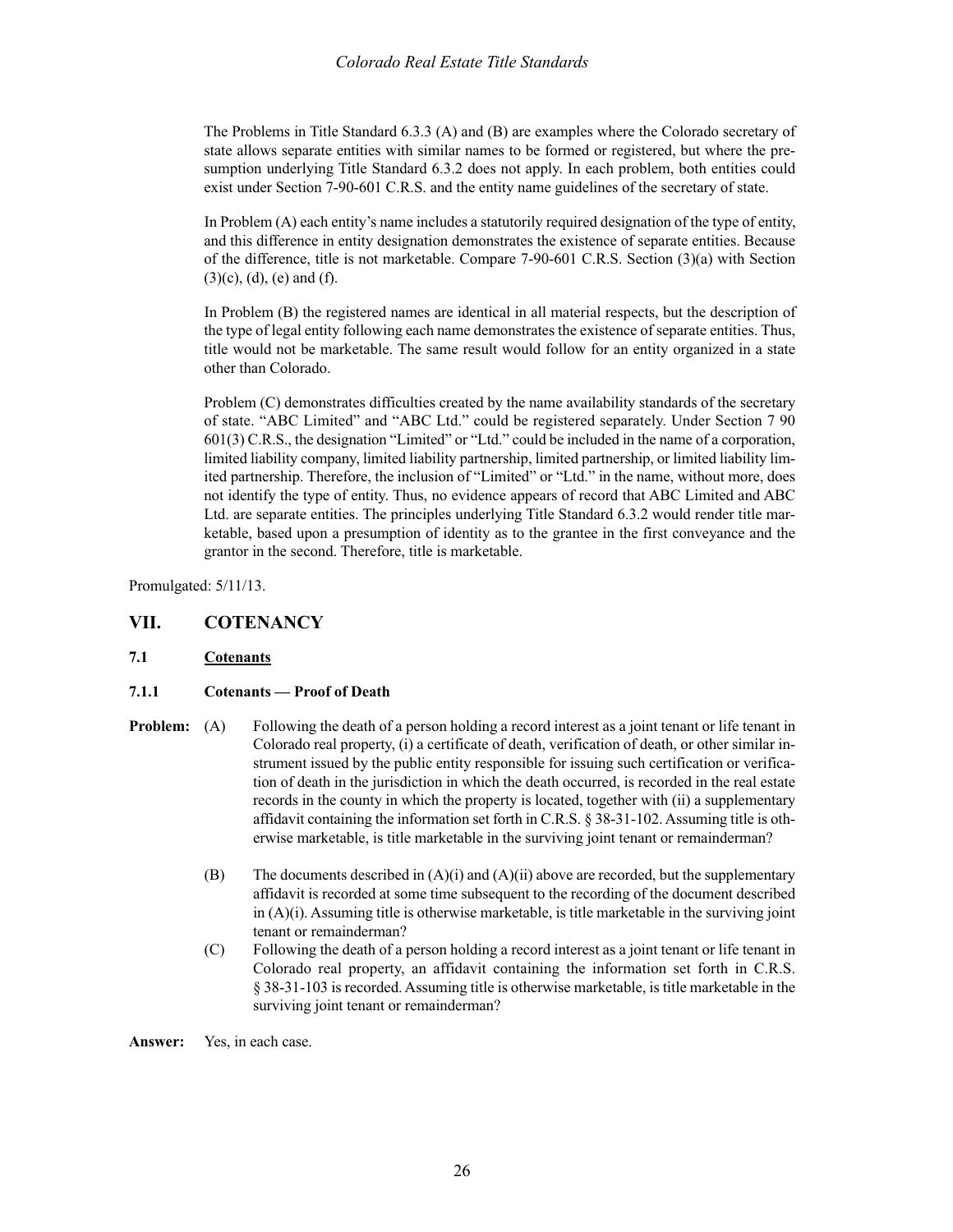The Problems in Title Standard 6.3.3 (A) and (B) are examples where the Colorado secretary of state allows separate entities with similar names to be formed or registered, but where the presumption underlying Title Standard 6.3.2 does not apply. In each problem, both entities could exist under Section 7-90-601 C.R.S. and the entity name guidelines of the secretary of state.

In Problem (A) each entity's name includes a statutorily required designation of the type of entity, and this difference in entity designation demonstrates the existence of separate entities. Because of the difference, title is not marketable. Compare 7-90-601 C.R.S. Section (3)(a) with Section (3)(c), (d), (e) and (f).

In Problem (B) the registered names are identical in all material respects, but the description of the type of legal entity following each name demonstrates the existence of separate entities. Thus, title would not be marketable. The same result would follow for an entity organized in a state other than Colorado.

Problem (C) demonstrates difficulties created by the name availability standards of the secretary of state. "ABC Limited" and "ABC Ltd." could be registered separately. Under Section 7 90 601(3) C.R.S., the designation "Limited" or "Ltd." could be included in the name of a corporation, limited liability company, limited liability partnership, limited partnership, or limited liability limited partnership. Therefore, the inclusion of "Limited" or "Ltd." in the name, without more, does not identify the type of entity. Thus, no evidence appears of record that ABC Limited and ABC Ltd. are separate entities. The principles underlying Title Standard 6.3.2 would render title marketable, based upon a presumption of identity as to the grantee in the first conveyance and the grantor in the second. Therefore, title is marketable.

Promulgated: 5/11/13.

## VII. COTENANCY

### 7.1 Cotenants

#### 7.1.1 Cotenants — Proof of Death

**Problem:** (A) Following the death of a person holding a record interest as a joint tenant or life tenant in Colorado real property, (i) a certificate of death, verification of death, or other similar instrument issued by the public entity responsible for issuing such certification or verification of death in the jurisdiction in which the death occurred, is recorded in the real estate records in the county in which the property is located, together with (ii) a supplementary affidavit containing the information set forth in C.R.S. § 38-31-102. Assuming title is otherwise marketable, is title marketable in the surviving joint tenant or remainderman?

(B) The documents described in (A)(i) and (A)(ii) above are recorded, but the supplementary affidavit is recorded at some time subsequent to the recording of the document described in (A)(i). Assuming title is otherwise marketable, is title marketable in the surviving joint tenant or remainderman?

(C) Following the death of a person holding a record interest as a joint tenant or life tenant in Colorado real property, an affidavit containing the information set forth in C.R.S. § 38-31-103 is recorded. Assuming title is otherwise marketable, is title marketable in the surviving joint tenant or remainderman?

**Answer:** Yes, in each case.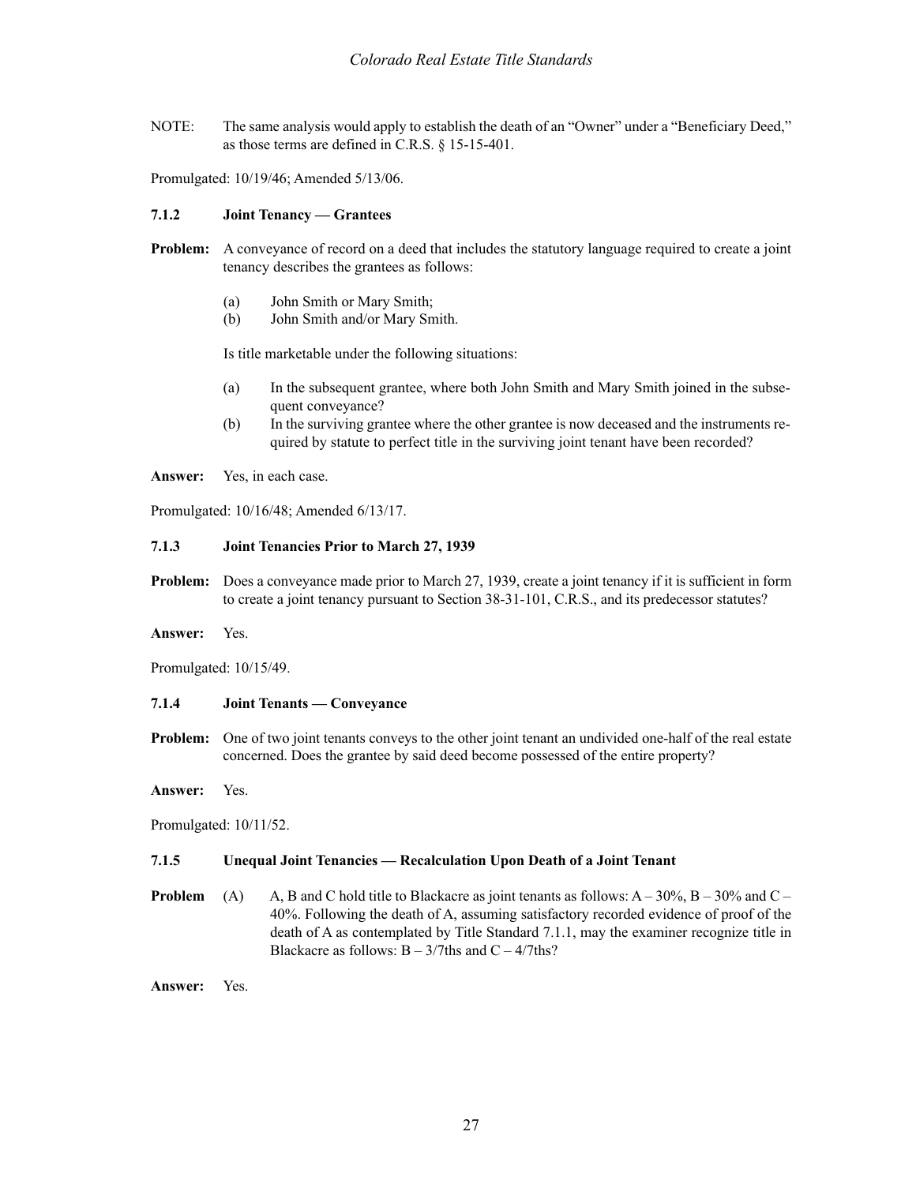NOTE: The same analysis would apply to establish the death of an "Owner" under a "Beneficiary Deed," as those terms are defined in C.R.S. § 15-15-401.

Promulgated: 10/19/46; Amended 5/13/06.

### 7.1.2 Joint Tenancy — Grantees

**Problem:** A conveyance of record on a deed that includes the statutory language required to create a joint tenancy describes the grantees as follows:

(a) John Smith or Mary Smith;
(b) John Smith and/or Mary Smith.

Is title marketable under the following situations:

(a) In the subsequent grantee, where both John Smith and Mary Smith joined in the subsequent conveyance?
(b) In the surviving grantee where the other grantee is now deceased and the instruments required by statute to perfect title in the surviving joint tenant have been recorded?

**Answer:** Yes, in each case.

Promulgated: 10/16/48; Amended 6/13/17.

### 7.1.3 Joint Tenancies Prior to March 27, 1939

**Problem:** Does a conveyance made prior to March 27, 1939, create a joint tenancy if it is sufficient in form to create a joint tenancy pursuant to Section 38-31-101, C.R.S., and its predecessor statutes?

**Answer:** Yes.

Promulgated: 10/15/49.

### 7.1.4 Joint Tenants — Conveyance

**Problem:** One of two joint tenants conveys to the other joint tenant an undivided one-half of the real estate concerned. Does the grantee by said deed become possessed of the entire property?

**Answer:** Yes.

Promulgated: 10/11/52.

### 7.1.5 Unequal Joint Tenancies — Recalculation Upon Death of a Joint Tenant

**Problem** (A) A, B and C hold title to Blackacre as joint tenants as follows: A – 30%, B – 30% and C – 40%. Following the death of A, assuming satisfactory recorded evidence of proof of the death of A as contemplated by Title Standard 7.1.1, may the examiner recognize title in Blackacre as follows: B – 3/7ths and C – 4/7ths?

**Answer:** Yes.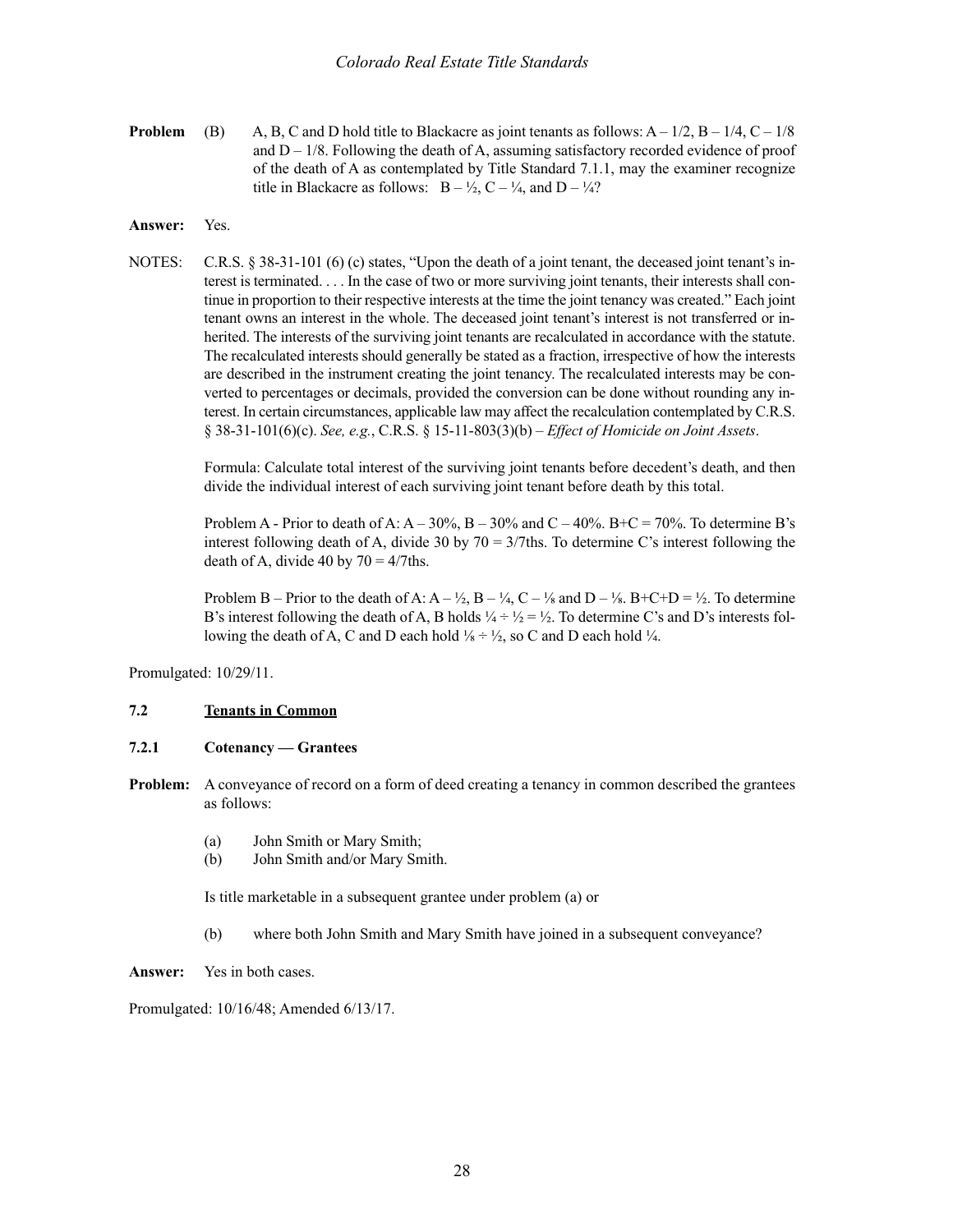**Problem** (B) A, B, C and D hold title to Blackacre as joint tenants as follows: A – 1/2, B – 1/4, C – 1/8 and D – 1/8. Following the death of A, assuming satisfactory recorded evidence of proof of the death of A as contemplated by Title Standard 7.1.1, may the examiner recognize title in Blackacre as follows: B – ½, C – ¼, and D – ¼?

**Answer:** Yes.

NOTES: C.R.S. § 38-31-101 (6) (c) states, "Upon the death of a joint tenant, the deceased joint tenant's interest is terminated. . . . In the case of two or more surviving joint tenants, their interests shall continue in proportion to their respective interests at the time the joint tenancy was created." Each joint tenant owns an interest in the whole. The deceased joint tenant's interest is not transferred or inherited. The interests of the surviving joint tenants are recalculated in accordance with the statute. The recalculated interests should generally be stated as a fraction, irrespective of how the interests are described in the instrument creating the joint tenancy. The recalculated interests may be converted to percentages or decimals, provided the conversion can be done without rounding any interest. In certain circumstances, applicable law may affect the recalculation contemplated by C.R.S. § 38-31-101(6)(c). *See, e.g.*, C.R.S. § 15-11-803(3)(b) – *Effect of Homicide on Joint Assets*.

Formula: Calculate total interest of the surviving joint tenants before decedent's death, and then divide the individual interest of each surviving joint tenant before death by this total.

Problem A - Prior to death of A: A – 30%, B – 30% and C – 40%. B+C = 70%. To determine B's interest following death of A, divide 30 by 70 = 3/7ths. To determine C's interest following the death of A, divide 40 by 70 = 4/7ths.

Problem B – Prior to the death of A: A – ½, B – ¼, C – ⅛ and D – ⅛. B+C+D = ½. To determine B's interest following the death of A, B holds ¼ ÷ ½ = ½. To determine C's and D's interests following the death of A, C and D each hold ⅛ ÷ ½, so C and D each hold ¼.

Promulgated: 10/29/11.

## 7.2 Tenants in Common

### 7.2.1 Cotenancy — Grantees

**Problem:** A conveyance of record on a form of deed creating a tenancy in common described the grantees as follows:

(a) John Smith or Mary Smith;
(b) John Smith and/or Mary Smith.

Is title marketable in a subsequent grantee under problem (a) or

(b) where both John Smith and Mary Smith have joined in a subsequent conveyance?

**Answer:** Yes in both cases.

Promulgated: 10/16/48; Amended 6/13/17.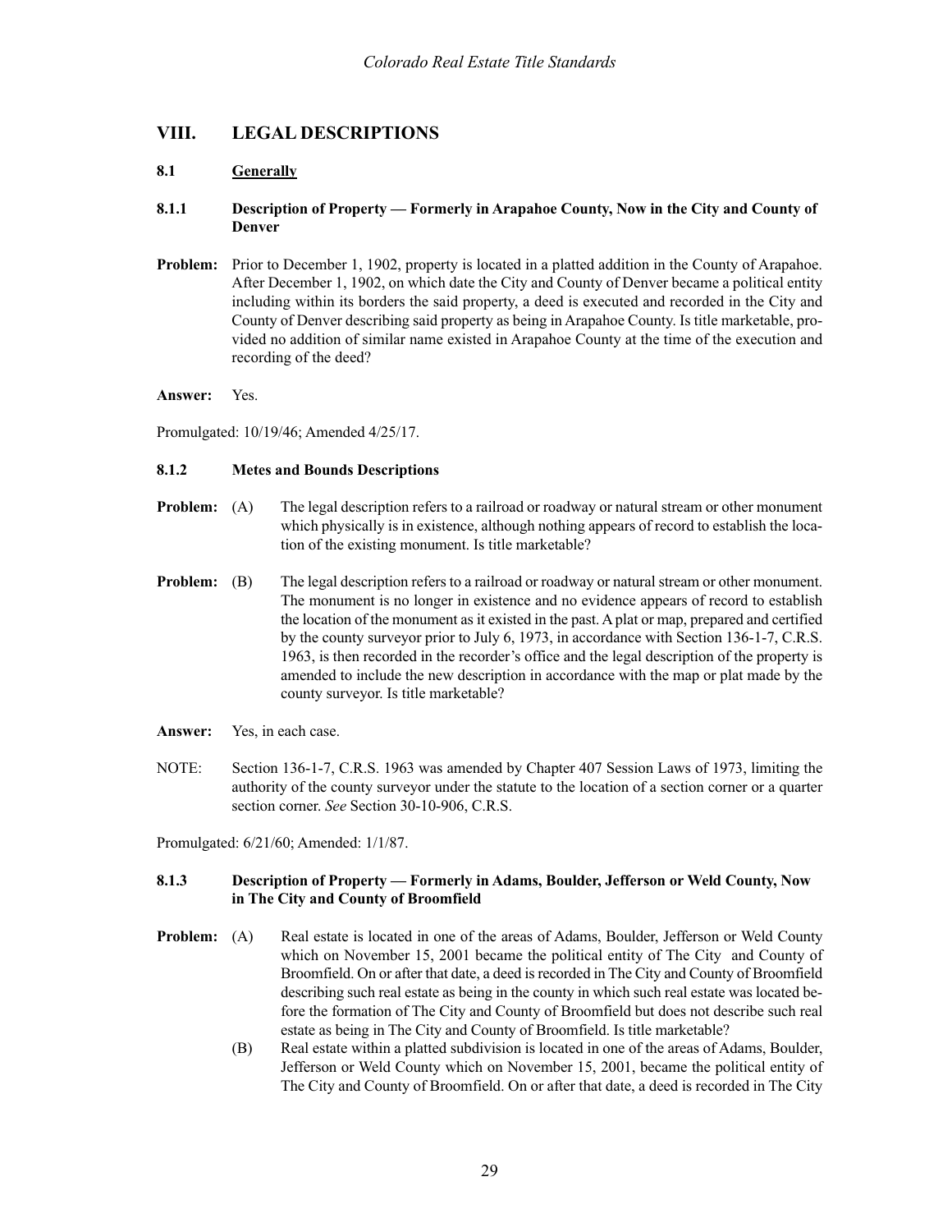## VIII. LEGAL DESCRIPTIONS

### 8.1 Generally

#### 8.1.1 Description of Property — Formerly in Arapahoe County, Now in the City and County of Denver

**Problem:** Prior to December 1, 1902, property is located in a platted addition in the County of Arapahoe. After December 1, 1902, on which date the City and County of Denver became a political entity including within its borders the said property, a deed is executed and recorded in the City and County of Denver describing said property as being in Arapahoe County. Is title marketable, provided no addition of similar name existed in Arapahoe County at the time of the execution and recording of the deed?

**Answer:** Yes.

Promulgated: 10/19/46; Amended 4/25/17.

#### 8.1.2 Metes and Bounds Descriptions

**Problem:** (A) The legal description refers to a railroad or roadway or natural stream or other monument which physically is in existence, although nothing appears of record to establish the location of the existing monument. Is title marketable?

**Problem:** (B) The legal description refers to a railroad or roadway or natural stream or other monument. The monument is no longer in existence and no evidence appears of record to establish the location of the monument as it existed in the past. A plat or map, prepared and certified by the county surveyor prior to July 6, 1973, in accordance with Section 136-1-7, C.R.S. 1963, is then recorded in the recorder's office and the legal description of the property is amended to include the new description in accordance with the map or plat made by the county surveyor. Is title marketable?

**Answer:** Yes, in each case.

NOTE: Section 136-1-7, C.R.S. 1963 was amended by Chapter 407 Session Laws of 1973, limiting the authority of the county surveyor under the statute to the location of a section corner or a quarter section corner. *See* Section 30-10-906, C.R.S.

Promulgated: 6/21/60; Amended: 1/1/87.

#### 8.1.3 Description of Property — Formerly in Adams, Boulder, Jefferson or Weld County, Now in The City and County of Broomfield

**Problem:** (A) Real estate is located in one of the areas of Adams, Boulder, Jefferson or Weld County which on November 15, 2001 became the political entity of The City and County of Broomfield. On or after that date, a deed is recorded in The City and County of Broomfield describing such real estate as being in the county in which such real estate was located before the formation of The City and County of Broomfield but does not describe such real estate as being in The City and County of Broomfield. Is title marketable?

(B) Real estate within a platted subdivision is located in one of the areas of Adams, Boulder, Jefferson or Weld County which on November 15, 2001, became the political entity of The City and County of Broomfield. On or after that date, a deed is recorded in The City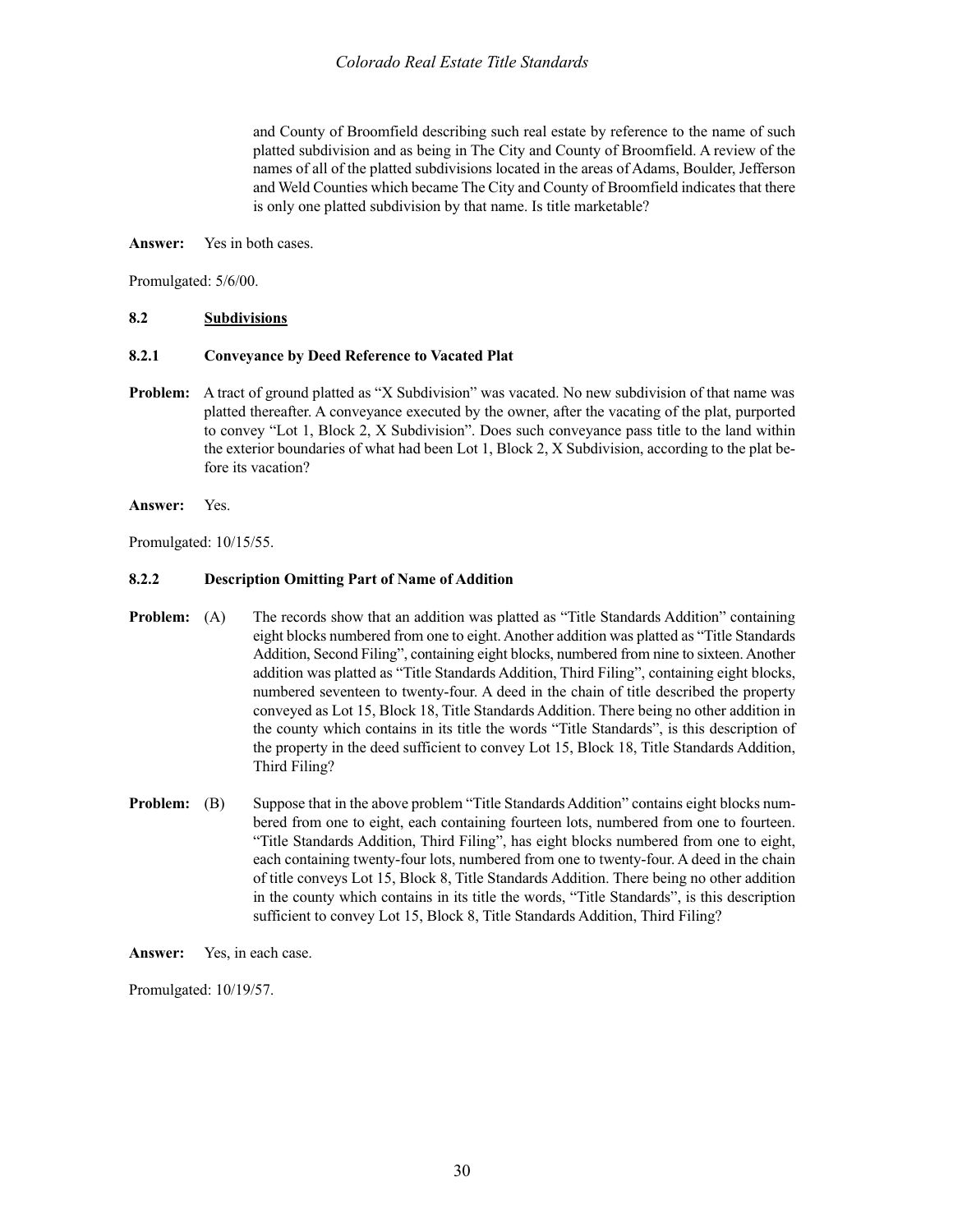and County of Broomfield describing such real estate by reference to the name of such platted subdivision and as being in The City and County of Broomfield. A review of the names of all of the platted subdivisions located in the areas of Adams, Boulder, Jefferson and Weld Counties which became The City and County of Broomfield indicates that there is only one platted subdivision by that name. Is title marketable?

**Answer:** Yes in both cases.

Promulgated: 5/6/00.

## 8.2 Subdivisions

### 8.2.1 Conveyance by Deed Reference to Vacated Plat

**Problem:** A tract of ground platted as "X Subdivision" was vacated. No new subdivision of that name was platted thereafter. A conveyance executed by the owner, after the vacating of the plat, purported to convey "Lot 1, Block 2, X Subdivision". Does such conveyance pass title to the land within the exterior boundaries of what had been Lot 1, Block 2, X Subdivision, according to the plat before its vacation?

**Answer:** Yes.

Promulgated: 10/15/55.

### 8.2.2 Description Omitting Part of Name of Addition

**Problem:** (A) The records show that an addition was platted as "Title Standards Addition" containing eight blocks numbered from one to eight. Another addition was platted as "Title Standards Addition, Second Filing", containing eight blocks, numbered from nine to sixteen. Another addition was platted as "Title Standards Addition, Third Filing", containing eight blocks, numbered seventeen to twenty-four. A deed in the chain of title described the property conveyed as Lot 15, Block 18, Title Standards Addition. There being no other addition in the county which contains in its title the words "Title Standards", is this description of the property in the deed sufficient to convey Lot 15, Block 18, Title Standards Addition, Third Filing?

**Problem:** (B) Suppose that in the above problem "Title Standards Addition" contains eight blocks numbered from one to eight, each containing fourteen lots, numbered from one to fourteen. "Title Standards Addition, Third Filing", has eight blocks numbered from one to eight, each containing twenty-four lots, numbered from one to twenty-four. A deed in the chain of title conveys Lot 15, Block 8, Title Standards Addition. There being no other addition in the county which contains in its title the words, "Title Standards", is this description sufficient to convey Lot 15, Block 8, Title Standards Addition, Third Filing?

**Answer:** Yes, in each case.

Promulgated: 10/19/57.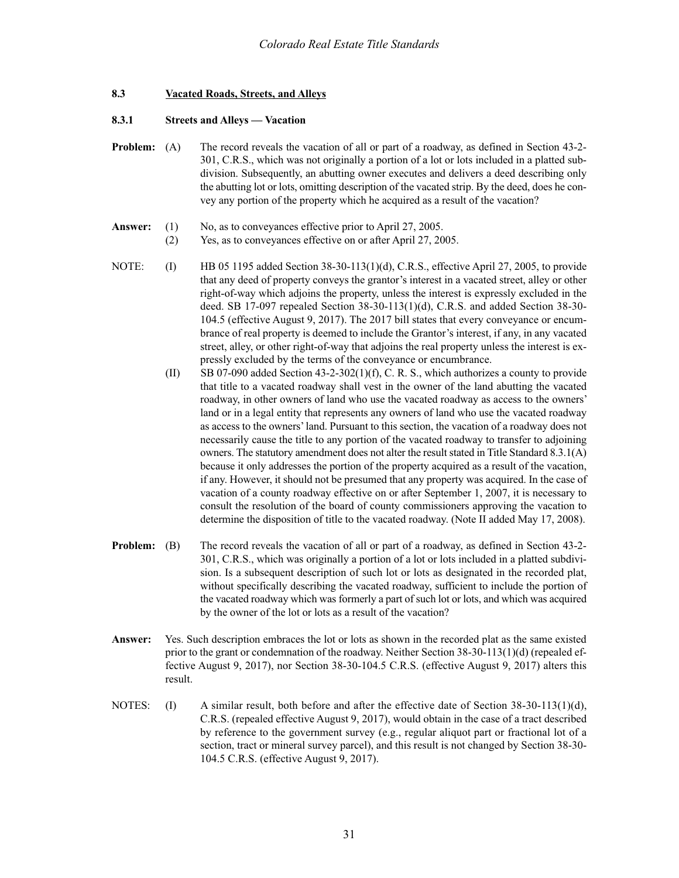### 8.3 Vacated Roads, Streets, and Alleys

#### 8.3.1 Streets and Alleys — Vacation

**Problem:** (A) The record reveals the vacation of all or part of a roadway, as defined in Section 43-2-301, C.R.S., which was not originally a portion of a lot or lots included in a platted subdivision. Subsequently, an abutting owner executes and delivers a deed describing only the abutting lot or lots, omitting description of the vacated strip. By the deed, does he convey any portion of the property which he acquired as a result of the vacation?

**Answer:** (1) No, as to conveyances effective prior to April 27, 2005.
(2) Yes, as to conveyances effective on or after April 27, 2005.

NOTE: (I) HB 05 1195 added Section 38-30-113(1)(d), C.R.S., effective April 27, 2005, to provide that any deed of property conveys the grantor's interest in a vacated street, alley or other right-of-way which adjoins the property, unless the interest is expressly excluded in the deed. SB 17-097 repealed Section 38-30-113(1)(d), C.R.S. and added Section 38-30-104.5 (effective August 9, 2017). The 2017 bill states that every conveyance or encumbrance of real property is deemed to include the Grantor's interest, if any, in any vacated street, alley, or other right-of-way that adjoins the real property unless the interest is expressly excluded by the terms of the conveyance or encumbrance.

(II) SB 07-090 added Section 43-2-302(1)(f), C. R. S., which authorizes a county to provide that title to a vacated roadway shall vest in the owner of the land abutting the vacated roadway, in other owners of land who use the vacated roadway as access to the owners' land or in a legal entity that represents any owners of land who use the vacated roadway as access to the owners' land. Pursuant to this section, the vacation of a roadway does not necessarily cause the title to any portion of the vacated roadway to transfer to adjoining owners. The statutory amendment does not alter the result stated in Title Standard 8.3.1(A) because it only addresses the portion of the property acquired as a result of the vacation, if any. However, it should not be presumed that any property was acquired. In the case of vacation of a county roadway effective on or after September 1, 2007, it is necessary to consult the resolution of the board of county commissioners approving the vacation to determine the disposition of title to the vacated roadway. (Note II added May 17, 2008).

**Problem:** (B) The record reveals the vacation of all or part of a roadway, as defined in Section 43-2-301, C.R.S., which was originally a portion of a lot or lots included in a platted subdivision. Is a subsequent description of such lot or lots as designated in the recorded plat, without specifically describing the vacated roadway, sufficient to include the portion of the vacated roadway which was formerly a part of such lot or lots, and which was acquired by the owner of the lot or lots as a result of the vacation?

**Answer:** Yes. Such description embraces the lot or lots as shown in the recorded plat as the same existed prior to the grant or condemnation of the roadway. Neither Section 38-30-113(1)(d) (repealed effective August 9, 2017), nor Section 38-30-104.5 C.R.S. (effective August 9, 2017) alters this result.

NOTES: (I) A similar result, both before and after the effective date of Section 38-30-113(1)(d), C.R.S. (repealed effective August 9, 2017), would obtain in the case of a tract described by reference to the government survey (e.g., regular aliquot part or fractional lot of a section, tract or mineral survey parcel), and this result is not changed by Section 38-30-104.5 C.R.S. (effective August 9, 2017).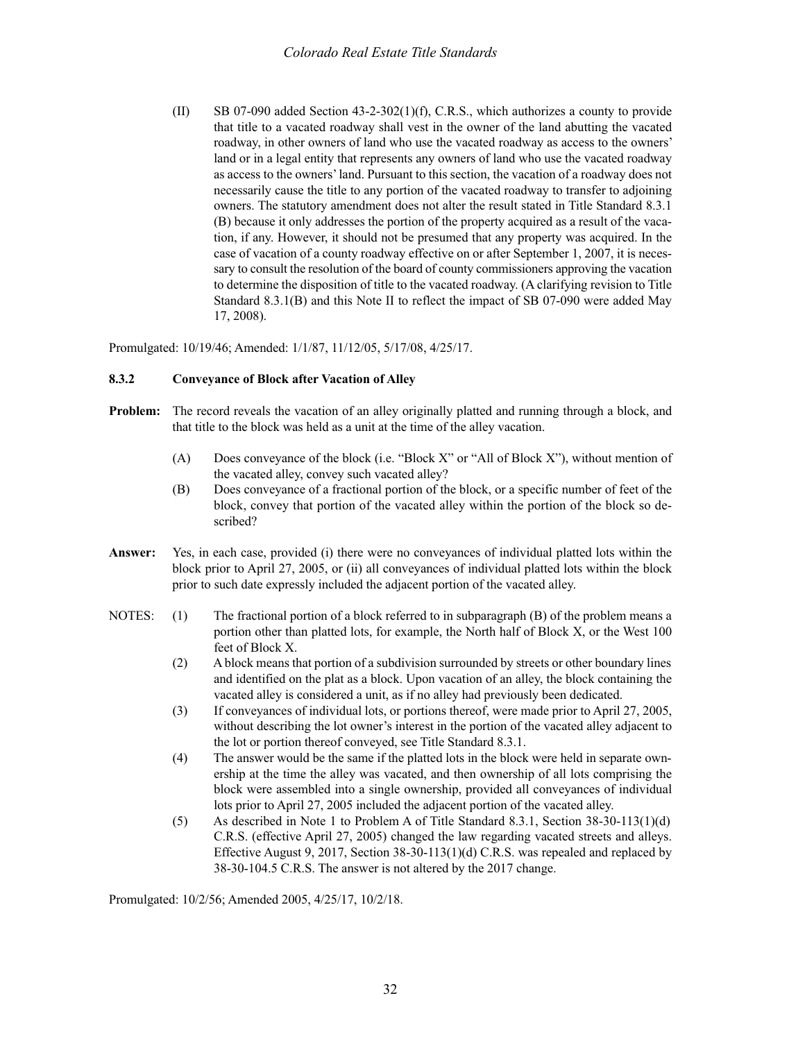(II) SB 07-090 added Section 43-2-302(1)(f), C.R.S., which authorizes a county to provide that title to a vacated roadway shall vest in the owner of the land abutting the vacated roadway, in other owners of land who use the vacated roadway as access to the owners' land or in a legal entity that represents any owners of land who use the vacated roadway as access to the owners' land. Pursuant to this section, the vacation of a roadway does not necessarily cause the title to any portion of the vacated roadway to transfer to adjoining owners. The statutory amendment does not alter the result stated in Title Standard 8.3.1 (B) because it only addresses the portion of the property acquired as a result of the vacation, if any. However, it should not be presumed that any property was acquired. In the case of vacation of a county roadway effective on or after September 1, 2007, it is necessary to consult the resolution of the board of county commissioners approving the vacation to determine the disposition of title to the vacated roadway. (A clarifying revision to Title Standard 8.3.1(B) and this Note II to reflect the impact of SB 07-090 were added May 17, 2008).

Promulgated: 10/19/46; Amended: 1/1/87, 11/12/05, 5/17/08, 4/25/17.

### 8.3.2 Conveyance of Block after Vacation of Alley

**Problem:** The record reveals the vacation of an alley originally platted and running through a block, and that title to the block was held as a unit at the time of the alley vacation.

(A) Does conveyance of the block (i.e. "Block X" or "All of Block X"), without mention of the vacated alley, convey such vacated alley?

(B) Does conveyance of a fractional portion of the block, or a specific number of feet of the block, convey that portion of the vacated alley within the portion of the block so described?

**Answer:** Yes, in each case, provided (i) there were no conveyances of individual platted lots within the block prior to April 27, 2005, or (ii) all conveyances of individual platted lots within the block prior to such date expressly included the adjacent portion of the vacated alley.

NOTES:

(1) The fractional portion of a block referred to in subparagraph (B) of the problem means a portion other than platted lots, for example, the North half of Block X, or the West 100 feet of Block X.

(2) A block means that portion of a subdivision surrounded by streets or other boundary lines and identified on the plat as a block. Upon vacation of an alley, the block containing the vacated alley is considered a unit, as if no alley had previously been dedicated.

(3) If conveyances of individual lots, or portions thereof, were made prior to April 27, 2005, without describing the lot owner's interest in the portion of the vacated alley adjacent to the lot or portion thereof conveyed, see Title Standard 8.3.1.

(4) The answer would be the same if the platted lots in the block were held in separate ownership at the time the alley was vacated, and then ownership of all lots comprising the block were assembled into a single ownership, provided all conveyances of individual lots prior to April 27, 2005 included the adjacent portion of the vacated alley.

(5) As described in Note 1 to Problem A of Title Standard 8.3.1, Section 38-30-113(1)(d) C.R.S. (effective April 27, 2005) changed the law regarding vacated streets and alleys. Effective August 9, 2017, Section 38-30-113(1)(d) C.R.S. was repealed and replaced by 38-30-104.5 C.R.S. The answer is not altered by the 2017 change.

Promulgated: 10/2/56; Amended 2005, 4/25/17, 10/2/18.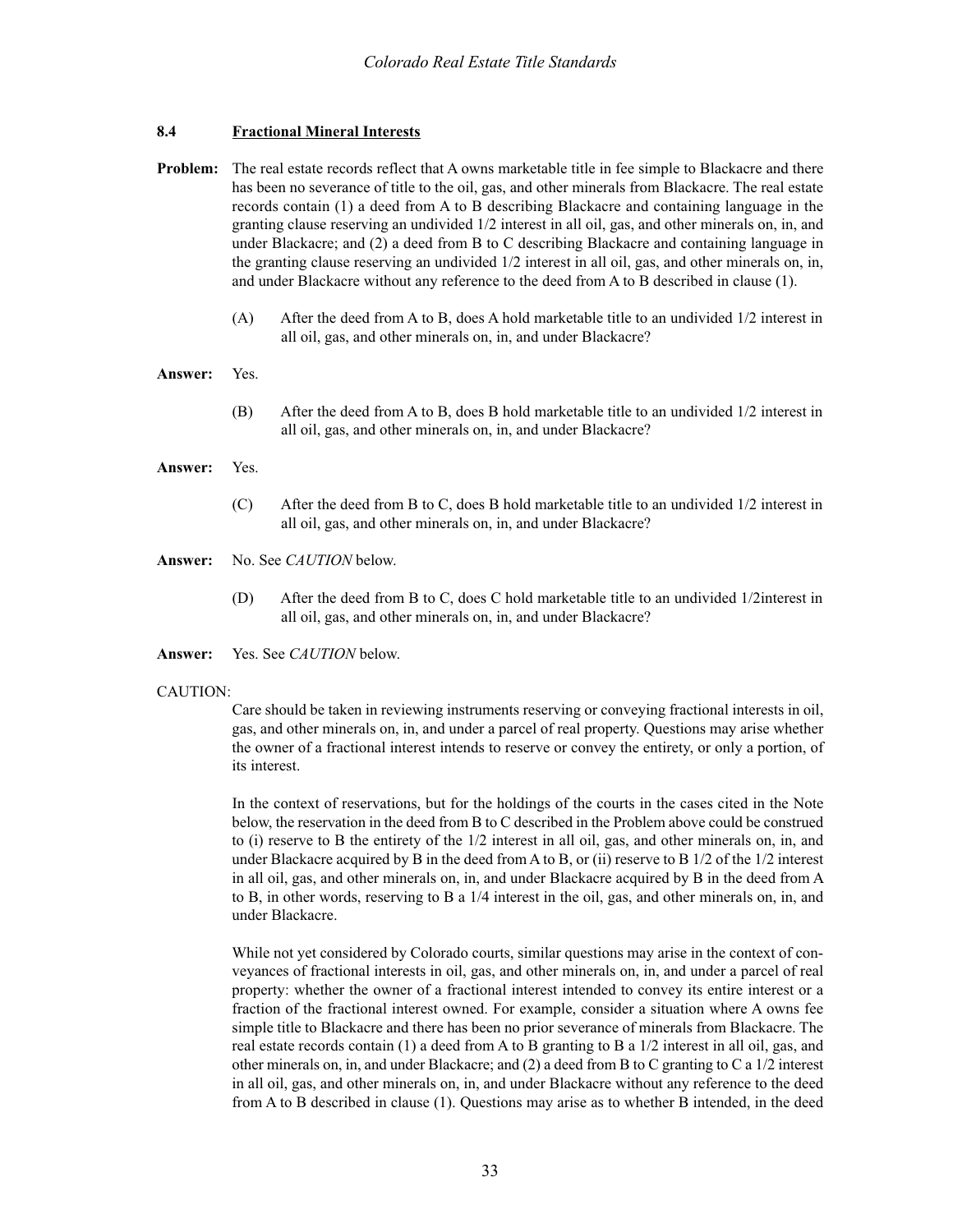### 8.4 Fractional Mineral Interests

**Problem:** The real estate records reflect that A owns marketable title in fee simple to Blackacre and there has been no severance of title to the oil, gas, and other minerals from Blackacre. The real estate records contain (1) a deed from A to B describing Blackacre and containing language in the granting clause reserving an undivided 1/2 interest in all oil, gas, and other minerals on, in, and under Blackacre; and (2) a deed from B to C describing Blackacre and containing language in the granting clause reserving an undivided 1/2 interest in all oil, gas, and other minerals on, in, and under Blackacre without any reference to the deed from A to B described in clause (1).

(A) After the deed from A to B, does A hold marketable title to an undivided 1/2 interest in all oil, gas, and other minerals on, in, and under Blackacre?

**Answer:** Yes.

(B) After the deed from A to B, does B hold marketable title to an undivided 1/2 interest in all oil, gas, and other minerals on, in, and under Blackacre?

**Answer:** Yes.

(C) After the deed from B to C, does B hold marketable title to an undivided 1/2 interest in all oil, gas, and other minerals on, in, and under Blackacre?

**Answer:** No. See *CAUTION* below.

(D) After the deed from B to C, does C hold marketable title to an undivided 1/2interest in all oil, gas, and other minerals on, in, and under Blackacre?

**Answer:** Yes. See *CAUTION* below.

CAUTION:

Care should be taken in reviewing instruments reserving or conveying fractional interests in oil, gas, and other minerals on, in, and under a parcel of real property. Questions may arise whether the owner of a fractional interest intends to reserve or convey the entirety, or only a portion, of its interest.

In the context of reservations, but for the holdings of the courts in the cases cited in the Note below, the reservation in the deed from B to C described in the Problem above could be construed to (i) reserve to B the entirety of the 1/2 interest in all oil, gas, and other minerals on, in, and under Blackacre acquired by B in the deed from A to B, or (ii) reserve to B 1/2 of the 1/2 interest in all oil, gas, and other minerals on, in, and under Blackacre acquired by B in the deed from A to B, in other words, reserving to B a 1/4 interest in the oil, gas, and other minerals on, in, and under Blackacre.

While not yet considered by Colorado courts, similar questions may arise in the context of conveyances of fractional interests in oil, gas, and other minerals on, in, and under a parcel of real property: whether the owner of a fractional interest intended to convey its entire interest or a fraction of the fractional interest owned. For example, consider a situation where A owns fee simple title to Blackacre and there has been no prior severance of minerals from Blackacre. The real estate records contain (1) a deed from A to B granting to B a 1/2 interest in all oil, gas, and other minerals on, in, and under Blackacre; and (2) a deed from B to C granting to C a 1/2 interest in all oil, gas, and other minerals on, in, and under Blackacre without any reference to the deed from A to B described in clause (1). Questions may arise as to whether B intended, in the deed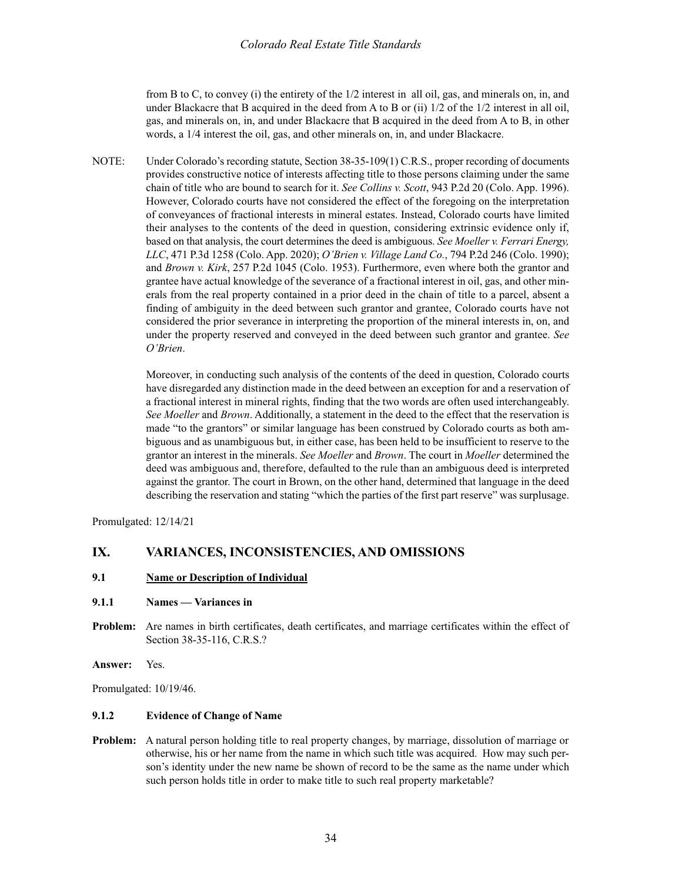from B to C, to convey (i) the entirety of the 1/2 interest in all oil, gas, and minerals on, in, and under Blackacre that B acquired in the deed from A to B or (ii) 1/2 of the 1/2 interest in all oil, gas, and minerals on, in, and under Blackacre that B acquired in the deed from A to B, in other words, a 1/4 interest the oil, gas, and other minerals on, in, and under Blackacre.

NOTE: Under Colorado's recording statute, Section 38-35-109(1) C.R.S., proper recording of documents provides constructive notice of interests affecting title to those persons claiming under the same chain of title who are bound to search for it. *See Collins v. Scott*, 943 P.2d 20 (Colo. App. 1996). However, Colorado courts have not considered the effect of the foregoing on the interpretation of conveyances of fractional interests in mineral estates. Instead, Colorado courts have limited their analyses to the contents of the deed in question, considering extrinsic evidence only if, based on that analysis, the court determines the deed is ambiguous. *See Moeller v. Ferrari Energy, LLC*, 471 P.3d 1258 (Colo. App. 2020); *O'Brien v. Village Land Co.*, 794 P.2d 246 (Colo. 1990); and *Brown v. Kirk*, 257 P.2d 1045 (Colo. 1953). Furthermore, even where both the grantor and grantee have actual knowledge of the severance of a fractional interest in oil, gas, and other minerals from the real property contained in a prior deed in the chain of title to a parcel, absent a finding of ambiguity in the deed between such grantor and grantee, Colorado courts have not considered the prior severance in interpreting the proportion of the mineral interests in, on, and under the property reserved and conveyed in the deed between such grantor and grantee. *See O'Brien*.

Moreover, in conducting such analysis of the contents of the deed in question, Colorado courts have disregarded any distinction made in the deed between an exception for and a reservation of a fractional interest in mineral rights, finding that the two words are often used interchangeably. *See Moeller* and *Brown*. Additionally, a statement in the deed to the effect that the reservation is made "to the grantors" or similar language has been construed by Colorado courts as both ambiguous and as unambiguous but, in either case, has been held to be insufficient to reserve to the grantor an interest in the minerals. *See Moeller* and *Brown*. The court in *Moeller* determined the deed was ambiguous and, therefore, defaulted to the rule than an ambiguous deed is interpreted against the grantor. The court in Brown, on the other hand, determined that language in the deed describing the reservation and stating "which the parties of the first part reserve" was surplusage.

Promulgated: 12/14/21

## IX. VARIANCES, INCONSISTENCIES, AND OMISSIONS

### 9.1 Name or Description of Individual

#### 9.1.1 Names — Variances in

**Problem:** Are names in birth certificates, death certificates, and marriage certificates within the effect of Section 38-35-116, C.R.S.?

**Answer:** Yes.

Promulgated: 10/19/46.

#### 9.1.2 Evidence of Change of Name

**Problem:** A natural person holding title to real property changes, by marriage, dissolution of marriage or otherwise, his or her name from the name in which such title was acquired. How may such person's identity under the new name be shown of record to be the same as the name under which such person holds title in order to make title to such real property marketable?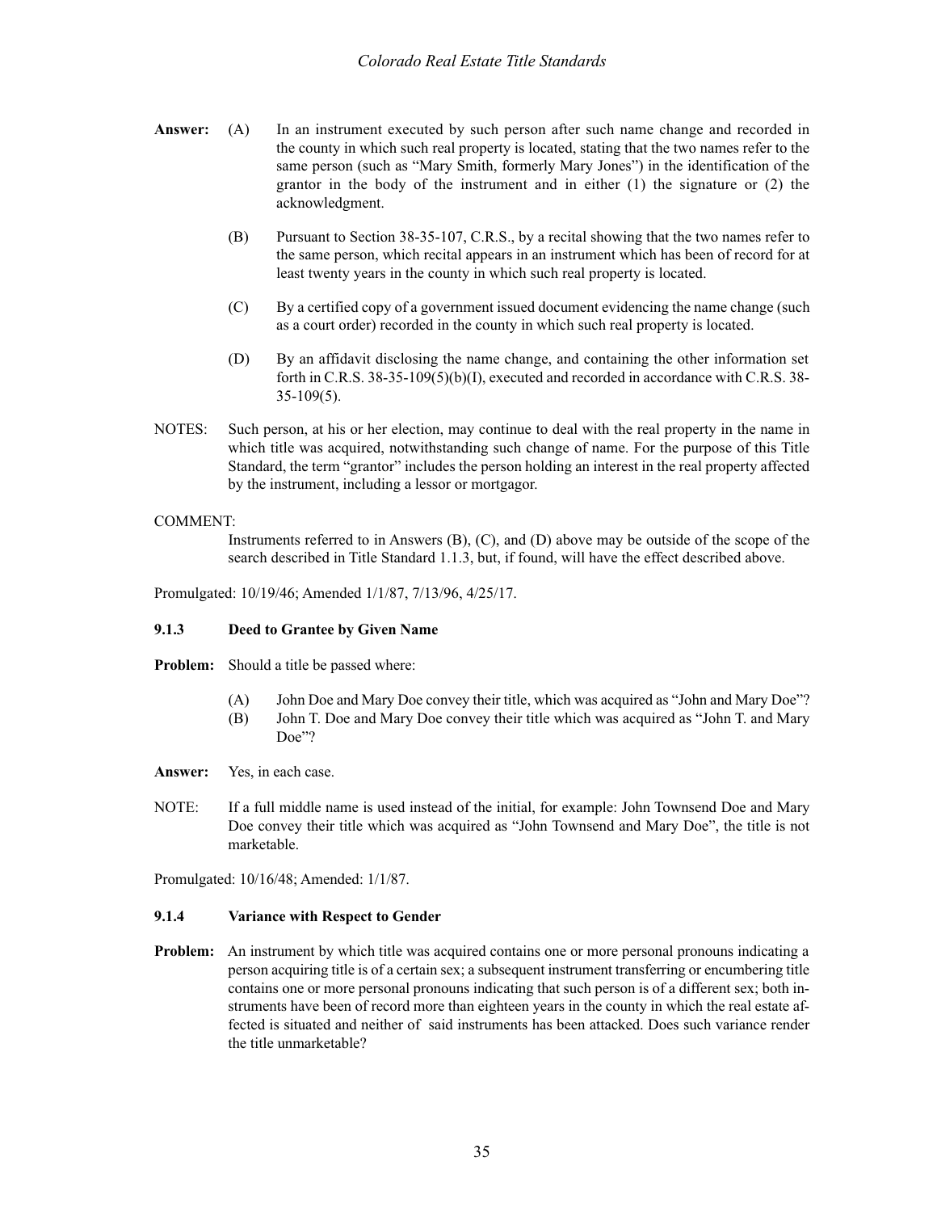**Answer:** (A) In an instrument executed by such person after such name change and recorded in the county in which such real property is located, stating that the two names refer to the same person (such as "Mary Smith, formerly Mary Jones") in the identification of the grantor in the body of the instrument and in either (1) the signature or (2) the acknowledgment.

(B) Pursuant to Section 38-35-107, C.R.S., by a recital showing that the two names refer to the same person, which recital appears in an instrument which has been of record for at least twenty years in the county in which such real property is located.

(C) By a certified copy of a government issued document evidencing the name change (such as a court order) recorded in the county in which such real property is located.

(D) By an affidavit disclosing the name change, and containing the other information set forth in C.R.S. 38-35-109(5)(b)(I), executed and recorded in accordance with C.R.S. 38-35-109(5).

NOTES: Such person, at his or her election, may continue to deal with the real property in the name in which title was acquired, notwithstanding such change of name. For the purpose of this Title Standard, the term "grantor" includes the person holding an interest in the real property affected by the instrument, including a lessor or mortgagor.

COMMENT:

Instruments referred to in Answers (B), (C), and (D) above may be outside of the scope of the search described in Title Standard 1.1.3, but, if found, will have the effect described above.

Promulgated: 10/19/46; Amended 1/1/87, 7/13/96, 4/25/17.

### 9.1.3 Deed to Grantee by Given Name

**Problem:** Should a title be passed where:

(A) John Doe and Mary Doe convey their title, which was acquired as "John and Mary Doe"?
(B) John T. Doe and Mary Doe convey their title which was acquired as "John T. and Mary Doe"?

**Answer:** Yes, in each case.

NOTE: If a full middle name is used instead of the initial, for example: John Townsend Doe and Mary Doe convey their title which was acquired as "John Townsend and Mary Doe", the title is not marketable.

Promulgated: 10/16/48; Amended: 1/1/87.

### 9.1.4 Variance with Respect to Gender

**Problem:** An instrument by which title was acquired contains one or more personal pronouns indicating a person acquiring title is of a certain sex; a subsequent instrument transferring or encumbering title contains one or more personal pronouns indicating that such person is of a different sex; both instruments have been of record more than eighteen years in the county in which the real estate affected is situated and neither of said instruments has been attacked. Does such variance render the title unmarketable?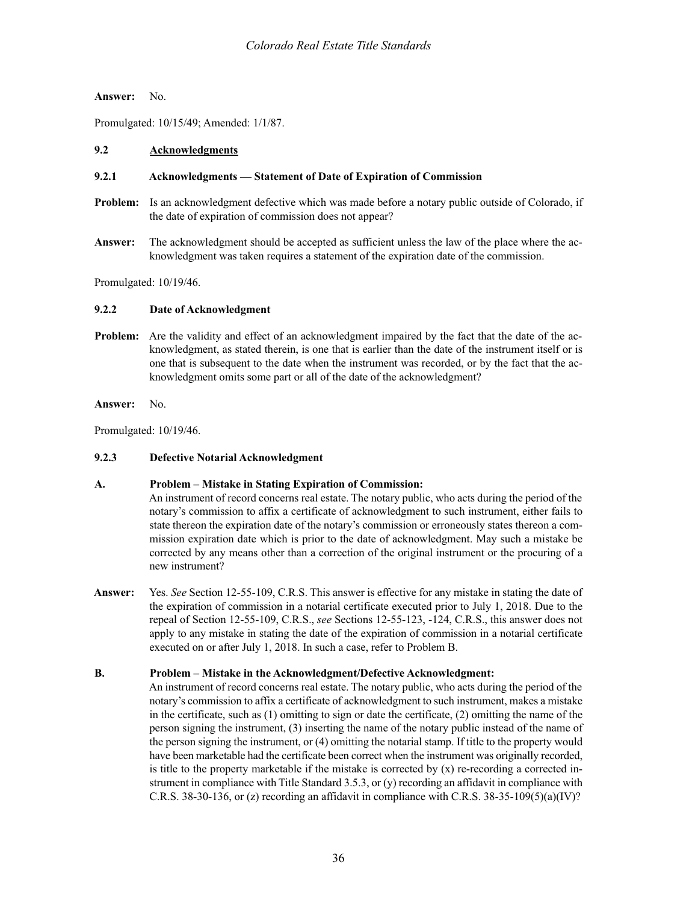**Answer:** No.

Promulgated: 10/15/49; Amended: 1/1/87.

## 9.2 Acknowledgments

### 9.2.1 Acknowledgments — Statement of Date of Expiration of Commission

**Problem:** Is an acknowledgment defective which was made before a notary public outside of Colorado, if the date of expiration of commission does not appear?

**Answer:** The acknowledgment should be accepted as sufficient unless the law of the place where the acknowledgment was taken requires a statement of the expiration date of the commission.

Promulgated: 10/19/46.

### 9.2.2 Date of Acknowledgment

**Problem:** Are the validity and effect of an acknowledgment impaired by the fact that the date of the acknowledgment, as stated therein, is one that is earlier than the date of the instrument itself or is one that is subsequent to the date when the instrument was recorded, or by the fact that the acknowledgment omits some part or all of the date of the acknowledgment?

**Answer:** No.

Promulgated: 10/19/46.

### 9.2.3 Defective Notarial Acknowledgment

**A. Problem – Mistake in Stating Expiration of Commission:**
An instrument of record concerns real estate. The notary public, who acts during the period of the notary's commission to affix a certificate of acknowledgment to such instrument, either fails to state thereon the expiration date of the notary's commission or erroneously states thereon a commission expiration date which is prior to the date of acknowledgment. May such a mistake be corrected by any means other than a correction of the original instrument or the procuring of a new instrument?

**Answer:** Yes. *See* Section 12-55-109, C.R.S. This answer is effective for any mistake in stating the date of the expiration of commission in a notarial certificate executed prior to July 1, 2018. Due to the repeal of Section 12-55-109, C.R.S., *see* Sections 12-55-123, -124, C.R.S., this answer does not apply to any mistake in stating the date of the expiration of commission in a notarial certificate executed on or after July 1, 2018. In such a case, refer to Problem B.

**B. Problem – Mistake in the Acknowledgment/Defective Acknowledgment:**
An instrument of record concerns real estate. The notary public, who acts during the period of the notary's commission to affix a certificate of acknowledgment to such instrument, makes a mistake in the certificate, such as (1) omitting to sign or date the certificate, (2) omitting the name of the person signing the instrument, (3) inserting the name of the notary public instead of the name of the person signing the instrument, or (4) omitting the notarial stamp. If title to the property would have been marketable had the certificate been correct when the instrument was originally recorded, is title to the property marketable if the mistake is corrected by (x) re-recording a corrected instrument in compliance with Title Standard 3.5.3, or (y) recording an affidavit in compliance with C.R.S. 38-30-136, or (z) recording an affidavit in compliance with C.R.S. 38-35-109(5)(a)(IV)?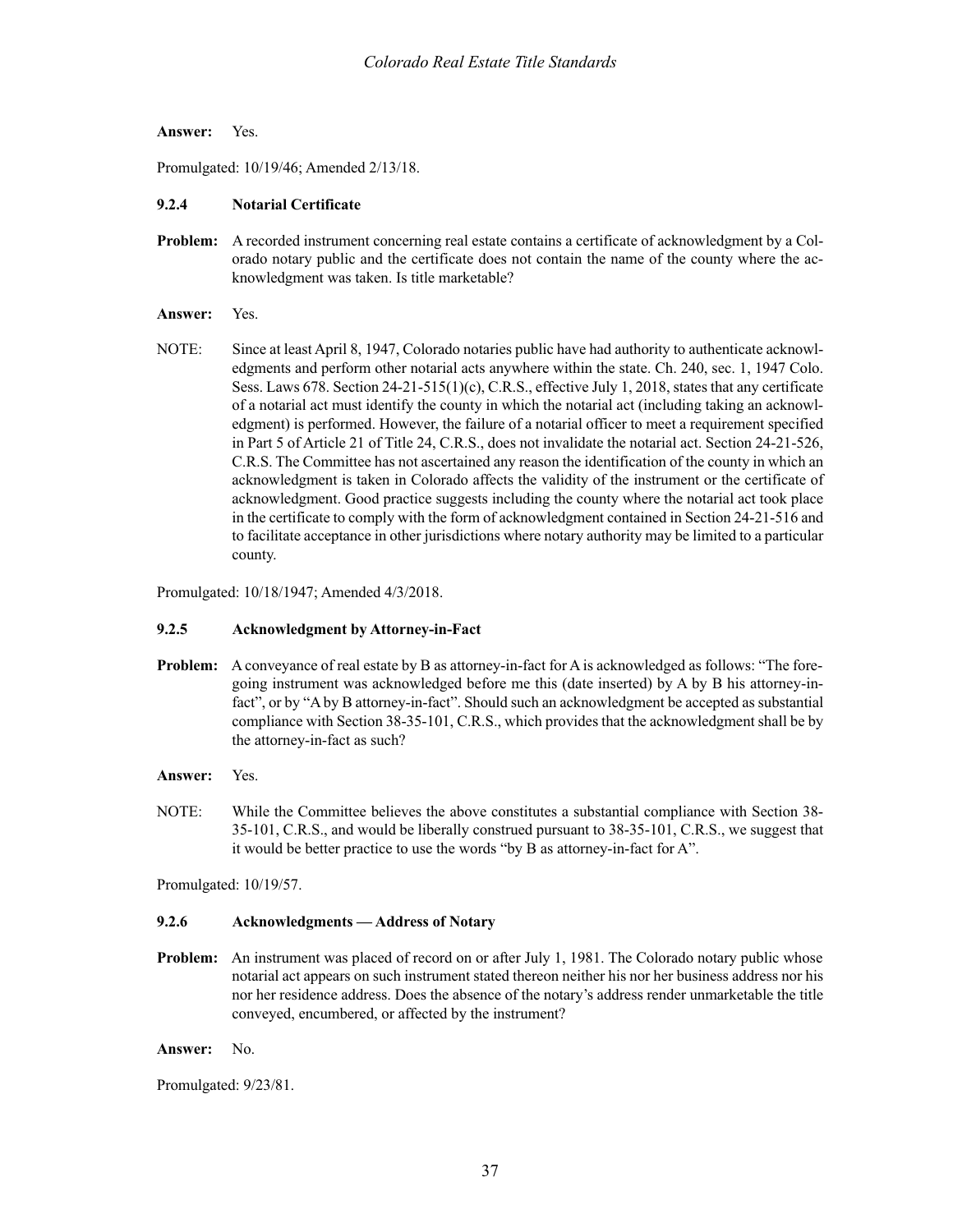**Answer:** Yes.

Promulgated: 10/19/46; Amended 2/13/18.

### 9.2.4 Notarial Certificate

**Problem:** A recorded instrument concerning real estate contains a certificate of acknowledgment by a Colorado notary public and the certificate does not contain the name of the county where the acknowledgment was taken. Is title marketable?

**Answer:** Yes.

NOTE: Since at least April 8, 1947, Colorado notaries public have had authority to authenticate acknowledgments and perform other notarial acts anywhere within the state. Ch. 240, sec. 1, 1947 Colo. Sess. Laws 678. Section 24-21-515(1)(c), C.R.S., effective July 1, 2018, states that any certificate of a notarial act must identify the county in which the notarial act (including taking an acknowledgment) is performed. However, the failure of a notarial officer to meet a requirement specified in Part 5 of Article 21 of Title 24, C.R.S., does not invalidate the notarial act. Section 24-21-526, C.R.S. The Committee has not ascertained any reason the identification of the county in which an acknowledgment is taken in Colorado affects the validity of the instrument or the certificate of acknowledgment. Good practice suggests including the county where the notarial act took place in the certificate to comply with the form of acknowledgment contained in Section 24-21-516 and to facilitate acceptance in other jurisdictions where notary authority may be limited to a particular county.

Promulgated: 10/18/1947; Amended 4/3/2018.

### 9.2.5 Acknowledgment by Attorney-in-Fact

**Problem:** A conveyance of real estate by B as attorney-in-fact for A is acknowledged as follows: "The foregoing instrument was acknowledged before me this (date inserted) by A by B his attorney-in-fact", or by "A by B attorney-in-fact". Should such an acknowledgment be accepted as substantial compliance with Section 38-35-101, C.R.S., which provides that the acknowledgment shall be by the attorney-in-fact as such?

**Answer:** Yes.

NOTE: While the Committee believes the above constitutes a substantial compliance with Section 38-35-101, C.R.S., and would be liberally construed pursuant to 38-35-101, C.R.S., we suggest that it would be better practice to use the words "by B as attorney-in-fact for A".

Promulgated: 10/19/57.

### 9.2.6 Acknowledgments — Address of Notary

**Problem:** An instrument was placed of record on or after July 1, 1981. The Colorado notary public whose notarial act appears on such instrument stated thereon neither his nor her business address nor his nor her residence address. Does the absence of the notary's address render unmarketable the title conveyed, encumbered, or affected by the instrument?

**Answer:** No.

Promulgated: 9/23/81.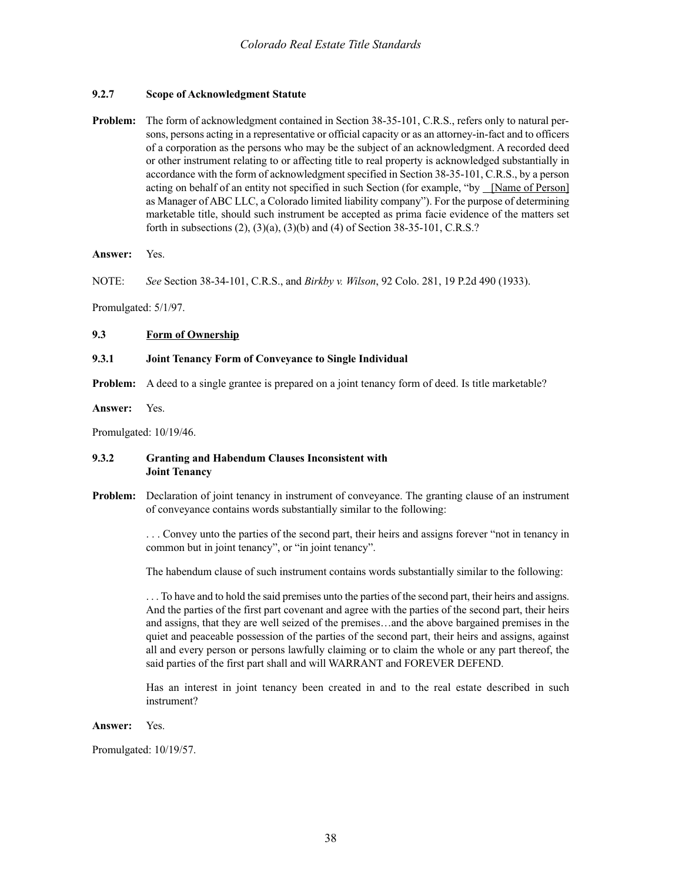### 9.2.7 Scope of Acknowledgment Statute

**Problem:** The form of acknowledgment contained in Section 38-35-101, C.R.S., refers only to natural persons, persons acting in a representative or official capacity or as an attorney-in-fact and to officers of a corporation as the persons who may be the subject of an acknowledgment. A recorded deed or other instrument relating to or affecting title to real property is acknowledged substantially in accordance with the form of acknowledgment specified in Section 38-35-101, C.R.S., by a person acting on behalf of an entity not specified in such Section (for example, "by [Name of Person] as Manager of ABC LLC, a Colorado limited liability company"). For the purpose of determining marketable title, should such instrument be accepted as prima facie evidence of the matters set forth in subsections (2), (3)(a), (3)(b) and (4) of Section 38-35-101, C.R.S.?

**Answer:** Yes.

NOTE: *See* Section 38-34-101, C.R.S., and *Birkby v. Wilson*, 92 Colo. 281, 19 P.2d 490 (1933).

Promulgated: 5/1/97.

### 9.3 Form of Ownership

### 9.3.1 Joint Tenancy Form of Conveyance to Single Individual

**Problem:** A deed to a single grantee is prepared on a joint tenancy form of deed. Is title marketable?

**Answer:** Yes.

Promulgated: 10/19/46.

### 9.3.2 Granting and Habendum Clauses Inconsistent with Joint Tenancy

**Problem:** Declaration of joint tenancy in instrument of conveyance. The granting clause of an instrument of conveyance contains words substantially similar to the following:

> . . . Convey unto the parties of the second part, their heirs and assigns forever "not in tenancy in common but in joint tenancy", or "in joint tenancy".

> The habendum clause of such instrument contains words substantially similar to the following:

> . . . To have and to hold the said premises unto the parties of the second part, their heirs and assigns. And the parties of the first part covenant and agree with the parties of the second part, their heirs and assigns, that they are well seized of the premises…and the above bargained premises in the quiet and peaceable possession of the parties of the second part, their heirs and assigns, against all and every person or persons lawfully claiming or to claim the whole or any part thereof, the said parties of the first part shall and will WARRANT and FOREVER DEFEND.

> Has an interest in joint tenancy been created in and to the real estate described in such instrument?

**Answer:** Yes.

Promulgated: 10/19/57.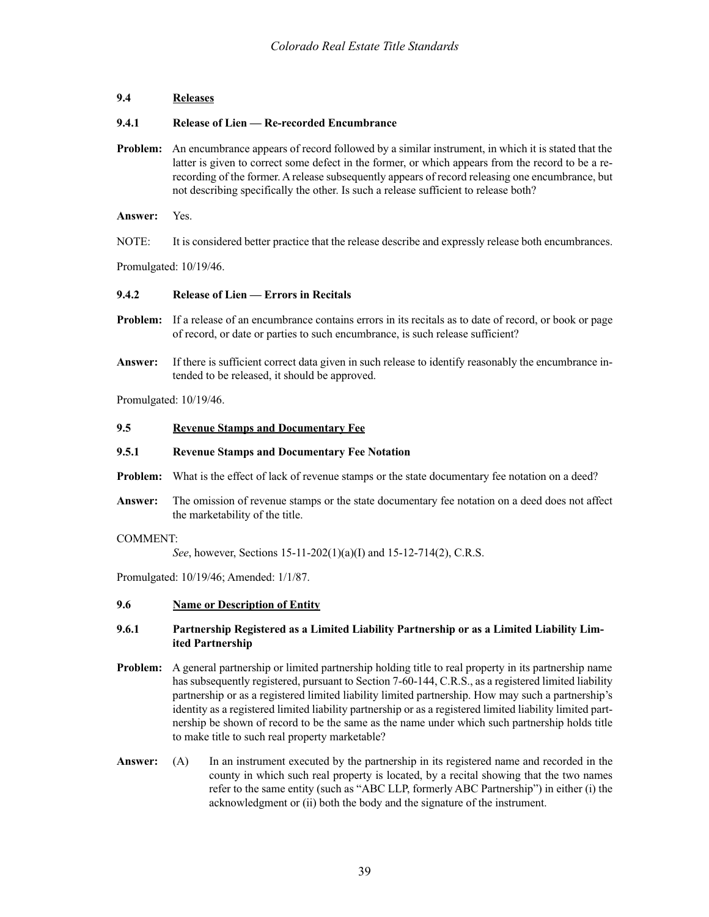## 9.4 Releases

### 9.4.1 Release of Lien — Re-recorded Encumbrance

**Problem:** An encumbrance appears of record followed by a similar instrument, in which it is stated that the latter is given to correct some defect in the former, or which appears from the record to be a re-recording of the former. A release subsequently appears of record releasing one encumbrance, but not describing specifically the other. Is such a release sufficient to release both?

**Answer:** Yes.

NOTE: It is considered better practice that the release describe and expressly release both encumbrances.

Promulgated: 10/19/46.

### 9.4.2 Release of Lien — Errors in Recitals

**Problem:** If a release of an encumbrance contains errors in its recitals as to date of record, or book or page of record, or date or parties to such encumbrance, is such release sufficient?

**Answer:** If there is sufficient correct data given in such release to identify reasonably the encumbrance intended to be released, it should be approved.

Promulgated: 10/19/46.

## 9.5 Revenue Stamps and Documentary Fee

### 9.5.1 Revenue Stamps and Documentary Fee Notation

**Problem:** What is the effect of lack of revenue stamps or the state documentary fee notation on a deed?

**Answer:** The omission of revenue stamps or the state documentary fee notation on a deed does not affect the marketability of the title.

COMMENT:

*See*, however, Sections 15-11-202(1)(a)(I) and 15-12-714(2), C.R.S.

Promulgated: 10/19/46; Amended: 1/1/87.

## 9.6 Name or Description of Entity

### 9.6.1 Partnership Registered as a Limited Liability Partnership or as a Limited Liability Limited Partnership

**Problem:** A general partnership or limited partnership holding title to real property in its partnership name has subsequently registered, pursuant to Section 7-60-144, C.R.S., as a registered limited liability partnership or as a registered limited liability limited partnership. How may such a partnership's identity as a registered limited liability partnership or as a registered limited liability limited partnership be shown of record to be the same as the name under which such partnership holds title to make title to such real property marketable?

**Answer:** (A) In an instrument executed by the partnership in its registered name and recorded in the county in which such real property is located, by a recital showing that the two names refer to the same entity (such as "ABC LLP, formerly ABC Partnership") in either (i) the acknowledgment or (ii) both the body and the signature of the instrument.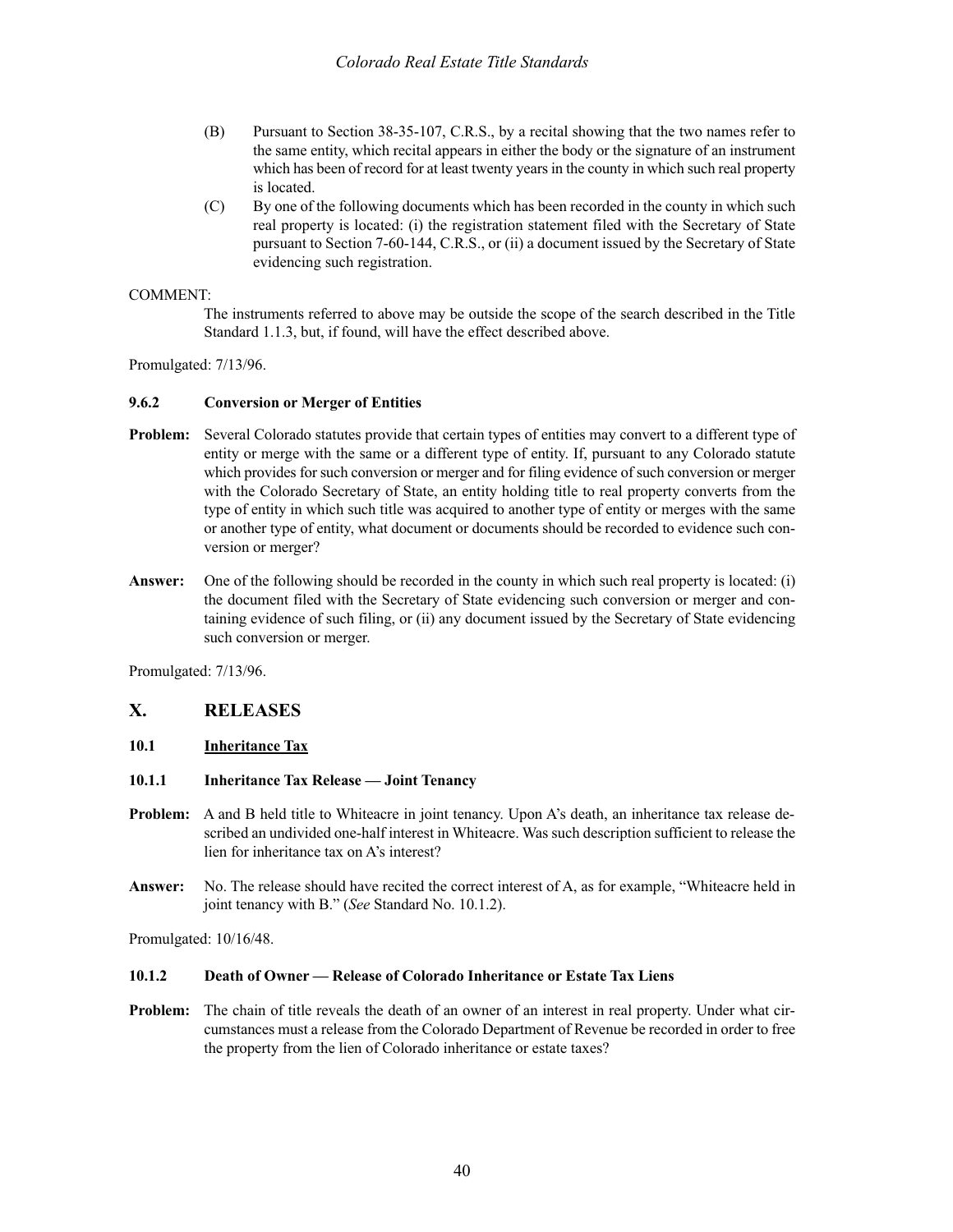(B) Pursuant to Section 38-35-107, C.R.S., by a recital showing that the two names refer to the same entity, which recital appears in either the body or the signature of an instrument which has been of record for at least twenty years in the county in which such real property is located.

(C) By one of the following documents which has been recorded in the county in which such real property is located: (i) the registration statement filed with the Secretary of State pursuant to Section 7-60-144, C.R.S., or (ii) a document issued by the Secretary of State evidencing such registration.

COMMENT:

The instruments referred to above may be outside the scope of the search described in the Title Standard 1.1.3, but, if found, will have the effect described above.

Promulgated: 7/13/96.

#### 9.6.2 Conversion or Merger of Entities

**Problem:** Several Colorado statutes provide that certain types of entities may convert to a different type of entity or merge with the same or a different type of entity. If, pursuant to any Colorado statute which provides for such conversion or merger and for filing evidence of such conversion or merger with the Colorado Secretary of State, an entity holding title to real property converts from the type of entity in which such title was acquired to another type of entity or merges with the same or another type of entity, what document or documents should be recorded to evidence such conversion or merger?

**Answer:** One of the following should be recorded in the county in which such real property is located: (i) the document filed with the Secretary of State evidencing such conversion or merger and containing evidence of such filing, or (ii) any document issued by the Secretary of State evidencing such conversion or merger.

Promulgated: 7/13/96.

## X. RELEASES

### 10.1 Inheritance Tax

#### 10.1.1 Inheritance Tax Release — Joint Tenancy

**Problem:** A and B held title to Whiteacre in joint tenancy. Upon A's death, an inheritance tax release described an undivided one-half interest in Whiteacre. Was such description sufficient to release the lien for inheritance tax on A's interest?

**Answer:** No. The release should have recited the correct interest of A, as for example, "Whiteacre held in joint tenancy with B." (*See* Standard No. 10.1.2).

Promulgated: 10/16/48.

#### 10.1.2 Death of Owner — Release of Colorado Inheritance or Estate Tax Liens

**Problem:** The chain of title reveals the death of an owner of an interest in real property. Under what circumstances must a release from the Colorado Department of Revenue be recorded in order to free the property from the lien of Colorado inheritance or estate taxes?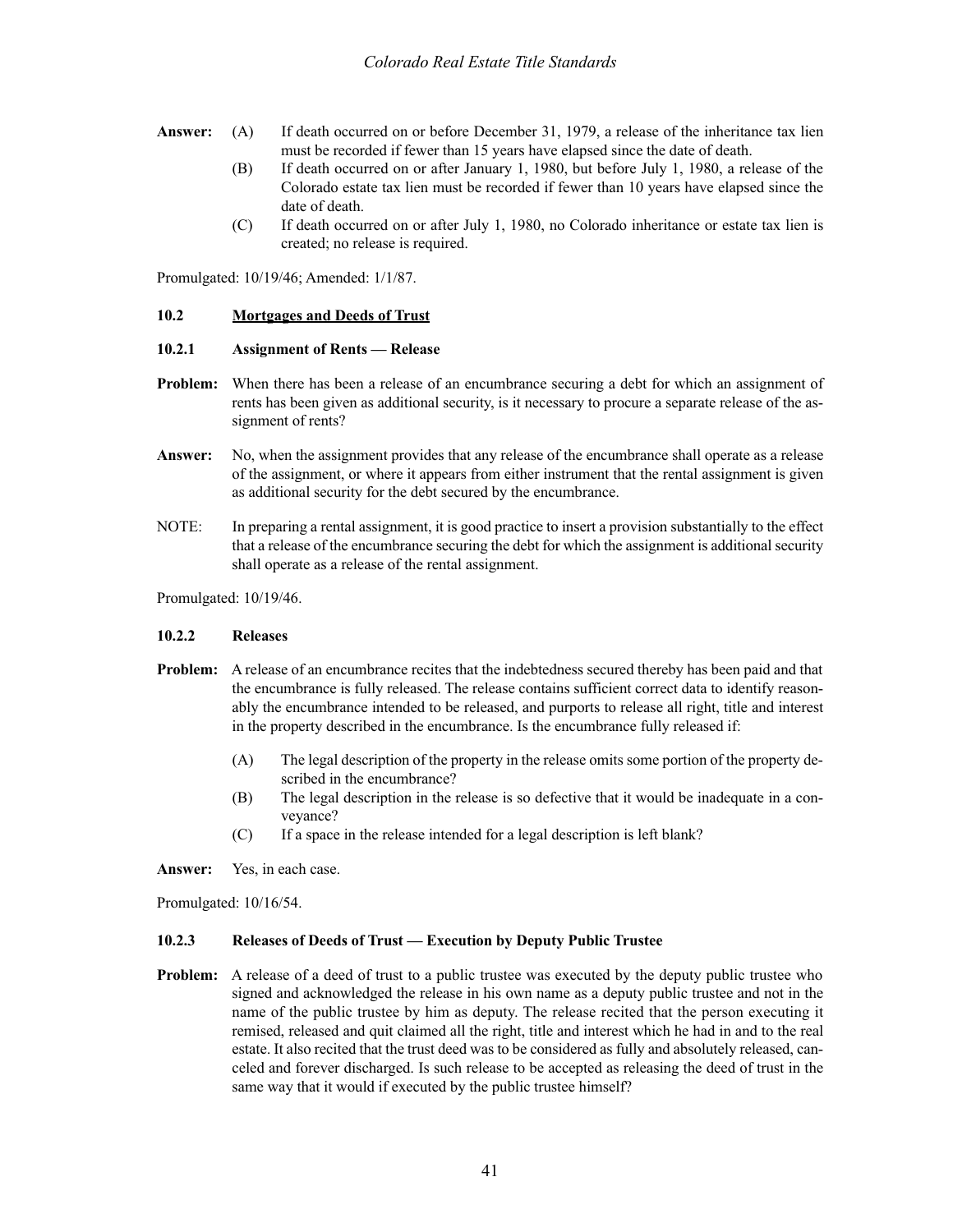**Answer:** (A) If death occurred on or before December 31, 1979, a release of the inheritance tax lien must be recorded if fewer than 15 years have elapsed since the date of death.

(B) If death occurred on or after January 1, 1980, but before July 1, 1980, a release of the Colorado estate tax lien must be recorded if fewer than 10 years have elapsed since the date of death.

(C) If death occurred on or after July 1, 1980, no Colorado inheritance or estate tax lien is created; no release is required.

Promulgated: 10/19/46; Amended: 1/1/87.

### 10.2 Mortgages and Deeds of Trust

#### 10.2.1 Assignment of Rents — Release

**Problem:** When there has been a release of an encumbrance securing a debt for which an assignment of rents has been given as additional security, is it necessary to procure a separate release of the assignment of rents?

**Answer:** No, when the assignment provides that any release of the encumbrance shall operate as a release of the assignment, or where it appears from either instrument that the rental assignment is given as additional security for the debt secured by the encumbrance.

NOTE: In preparing a rental assignment, it is good practice to insert a provision substantially to the effect that a release of the encumbrance securing the debt for which the assignment is additional security shall operate as a release of the rental assignment.

Promulgated: 10/19/46.

#### 10.2.2 Releases

**Problem:** A release of an encumbrance recites that the indebtedness secured thereby has been paid and that the encumbrance is fully released. The release contains sufficient correct data to identify reasonably the encumbrance intended to be released, and purports to release all right, title and interest in the property described in the encumbrance. Is the encumbrance fully released if:

(A) The legal description of the property in the release omits some portion of the property described in the encumbrance?

(B) The legal description in the release is so defective that it would be inadequate in a conveyance?

(C) If a space in the release intended for a legal description is left blank?

**Answer:** Yes, in each case.

Promulgated: 10/16/54.

#### 10.2.3 Releases of Deeds of Trust — Execution by Deputy Public Trustee

**Problem:** A release of a deed of trust to a public trustee was executed by the deputy public trustee who signed and acknowledged the release in his own name as a deputy public trustee and not in the name of the public trustee by him as deputy. The release recited that the person executing it remised, released and quit claimed all the right, title and interest which he had in and to the real estate. It also recited that the trust deed was to be considered as fully and absolutely released, canceled and forever discharged. Is such release to be accepted as releasing the deed of trust in the same way that it would if executed by the public trustee himself?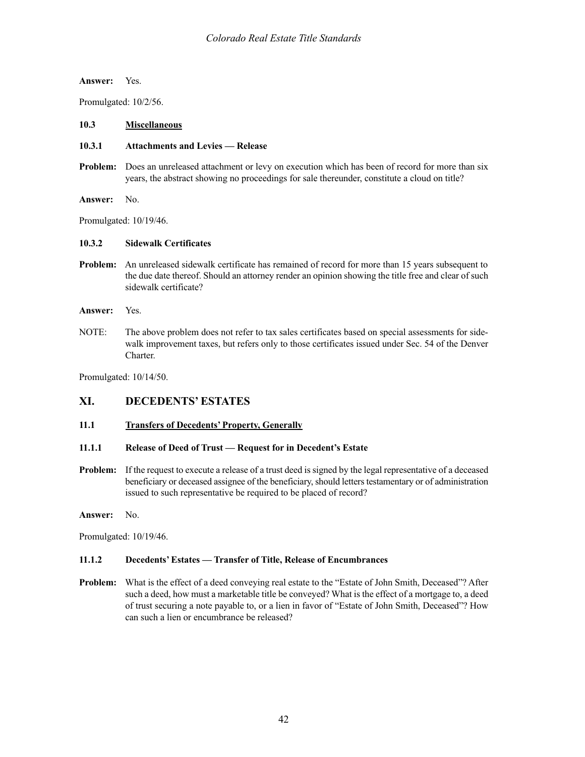**Answer:** Yes.

Promulgated: 10/2/56.

### 10.3 Miscellaneous

#### 10.3.1 Attachments and Levies — Release

**Problem:** Does an unreleased attachment or levy on execution which has been of record for more than six years, the abstract showing no proceedings for sale thereunder, constitute a cloud on title?

**Answer:** No.

Promulgated: 10/19/46.

#### 10.3.2 Sidewalk Certificates

**Problem:** An unreleased sidewalk certificate has remained of record for more than 15 years subsequent to the due date thereof. Should an attorney render an opinion showing the title free and clear of such sidewalk certificate?

**Answer:** Yes.

NOTE: The above problem does not refer to tax sales certificates based on special assessments for sidewalk improvement taxes, but refers only to those certificates issued under Sec. 54 of the Denver Charter.

Promulgated: 10/14/50.

## XI. DECEDENTS' ESTATES

### 11.1 Transfers of Decedents' Property, Generally

#### 11.1.1 Release of Deed of Trust — Request for in Decedent's Estate

**Problem:** If the request to execute a release of a trust deed is signed by the legal representative of a deceased beneficiary or deceased assignee of the beneficiary, should letters testamentary or of administration issued to such representative be required to be placed of record?

**Answer:** No.

Promulgated: 10/19/46.

#### 11.1.2 Decedents' Estates — Transfer of Title, Release of Encumbrances

**Problem:** What is the effect of a deed conveying real estate to the "Estate of John Smith, Deceased"? After such a deed, how must a marketable title be conveyed? What is the effect of a mortgage to, a deed of trust securing a note payable to, or a lien in favor of "Estate of John Smith, Deceased"? How can such a lien or encumbrance be released?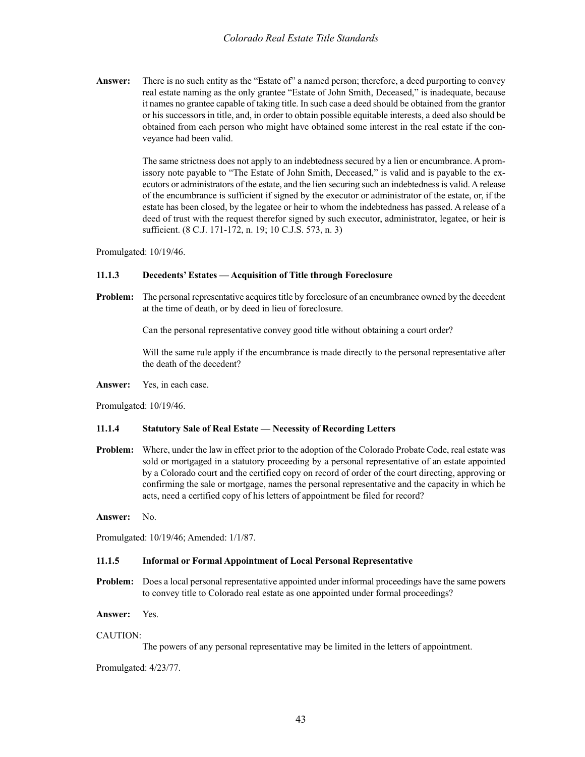**Answer:** There is no such entity as the "Estate of" a named person; therefore, a deed purporting to convey real estate naming as the only grantee "Estate of John Smith, Deceased," is inadequate, because it names no grantee capable of taking title. In such case a deed should be obtained from the grantor or his successors in title, and, in order to obtain possible equitable interests, a deed also should be obtained from each person who might have obtained some interest in the real estate if the conveyance had been valid.

The same strictness does not apply to an indebtedness secured by a lien or encumbrance. A promissory note payable to "The Estate of John Smith, Deceased," is valid and is payable to the executors or administrators of the estate, and the lien securing such an indebtedness is valid. A release of the encumbrance is sufficient if signed by the executor or administrator of the estate, or, if the estate has been closed, by the legatee or heir to whom the indebtedness has passed. A release of a deed of trust with the request therefor signed by such executor, administrator, legatee, or heir is sufficient. (8 C.J. 171-172, n. 19; 10 C.J.S. 573, n. 3)

Promulgated: 10/19/46.

### 11.1.3 Decedents' Estates — Acquisition of Title through Foreclosure

**Problem:** The personal representative acquires title by foreclosure of an encumbrance owned by the decedent at the time of death, or by deed in lieu of foreclosure.

Can the personal representative convey good title without obtaining a court order?

Will the same rule apply if the encumbrance is made directly to the personal representative after the death of the decedent?

**Answer:** Yes, in each case.

Promulgated: 10/19/46.

### 11.1.4 Statutory Sale of Real Estate — Necessity of Recording Letters

**Problem:** Where, under the law in effect prior to the adoption of the Colorado Probate Code, real estate was sold or mortgaged in a statutory proceeding by a personal representative of an estate appointed by a Colorado court and the certified copy on record of order of the court directing, approving or confirming the sale or mortgage, names the personal representative and the capacity in which he acts, need a certified copy of his letters of appointment be filed for record?

**Answer:** No.

Promulgated: 10/19/46; Amended: 1/1/87.

### 11.1.5 Informal or Formal Appointment of Local Personal Representative

**Problem:** Does a local personal representative appointed under informal proceedings have the same powers to convey title to Colorado real estate as one appointed under formal proceedings?

**Answer:** Yes.

CAUTION:

The powers of any personal representative may be limited in the letters of appointment.

Promulgated: 4/23/77.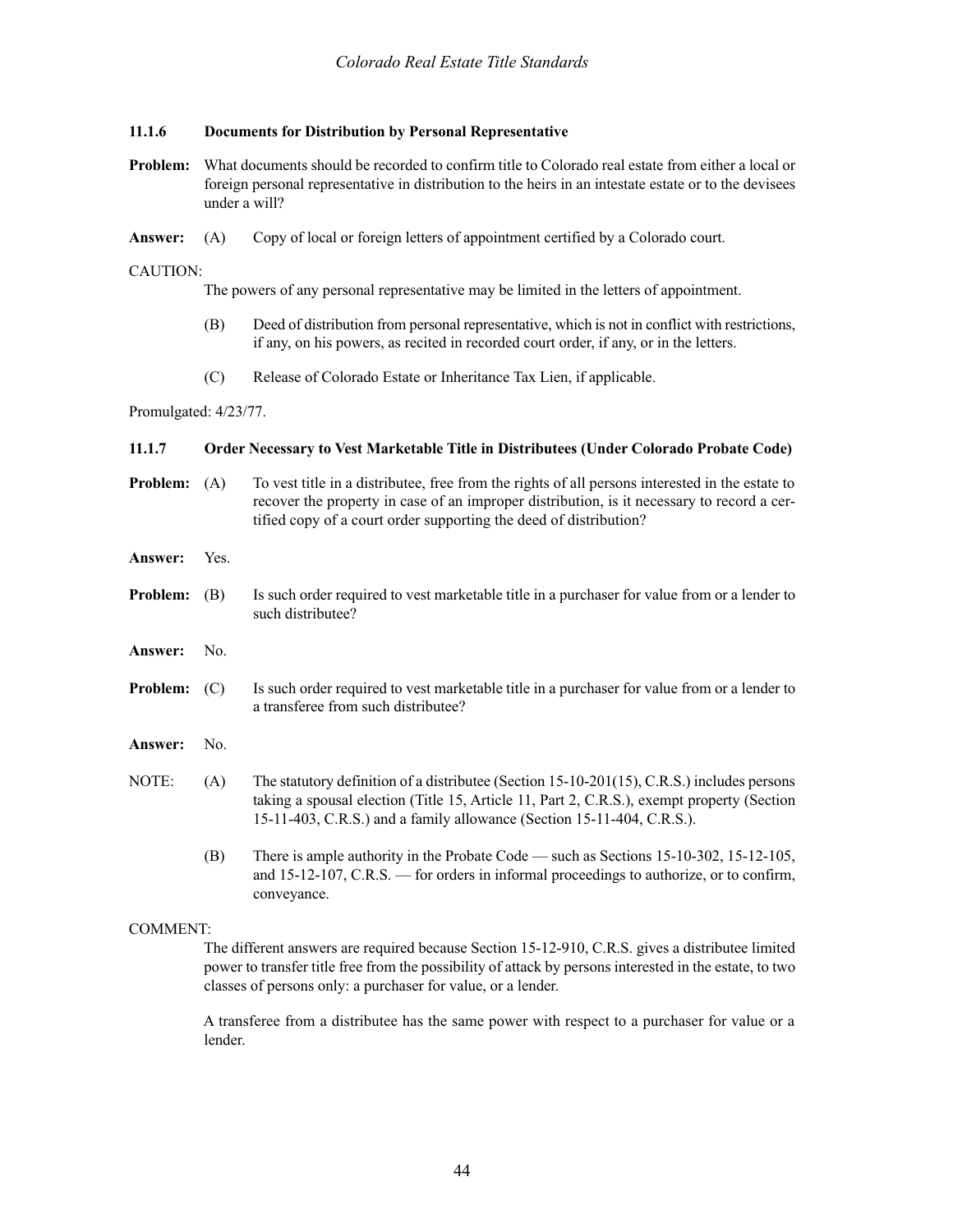### 11.1.6 Documents for Distribution by Personal Representative

**Problem:** What documents should be recorded to confirm title to Colorado real estate from either a local or foreign personal representative in distribution to the heirs in an intestate estate or to the devisees under a will?

**Answer:** (A) Copy of local or foreign letters of appointment certified by a Colorado court.

CAUTION:

The powers of any personal representative may be limited in the letters of appointment.

(B) Deed of distribution from personal representative, which is not in conflict with restrictions, if any, on his powers, as recited in recorded court order, if any, or in the letters.

(C) Release of Colorado Estate or Inheritance Tax Lien, if applicable.

Promulgated: 4/23/77.

### 11.1.7 Order Necessary to Vest Marketable Title in Distributees (Under Colorado Probate Code)

**Problem:** (A) To vest title in a distributee, free from the rights of all persons interested in the estate to recover the property in case of an improper distribution, is it necessary to record a certified copy of a court order supporting the deed of distribution?

**Answer:** Yes.

**Problem:** (B) Is such order required to vest marketable title in a purchaser for value from or a lender to such distributee?

**Answer:** No.

**Problem:** (C) Is such order required to vest marketable title in a purchaser for value from or a lender to a transferee from such distributee?

**Answer:** No.

NOTE: (A) The statutory definition of a distributee (Section 15-10-201(15), C.R.S.) includes persons taking a spousal election (Title 15, Article 11, Part 2, C.R.S.), exempt property (Section 15-11-403, C.R.S.) and a family allowance (Section 15-11-404, C.R.S.).

(B) There is ample authority in the Probate Code — such as Sections 15-10-302, 15-12-105, and 15-12-107, C.R.S. — for orders in informal proceedings to authorize, or to confirm, conveyance.

COMMENT:

The different answers are required because Section 15-12-910, C.R.S. gives a distributee limited power to transfer title free from the possibility of attack by persons interested in the estate, to two classes of persons only: a purchaser for value, or a lender.

A transferee from a distributee has the same power with respect to a purchaser for value or a lender.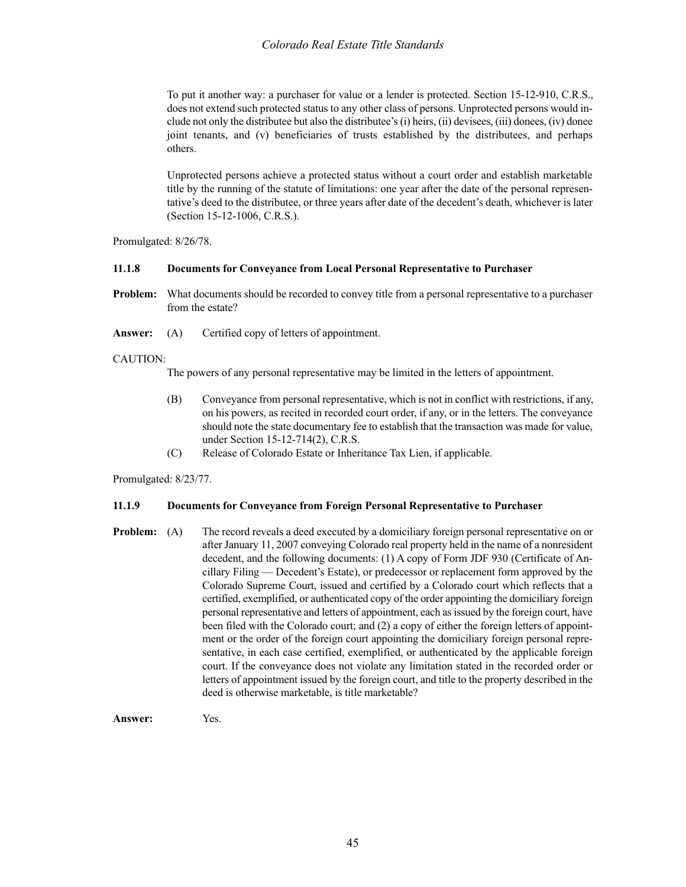To put it another way: a purchaser for value or a lender is protected. Section 15-12-910, C.R.S., does not extend such protected status to any other class of persons. Unprotected persons would include not only the distributee but also the distributee's (i) heirs, (ii) devisees, (iii) donees, (iv) donee joint tenants, and (v) beneficiaries of trusts established by the distributees, and perhaps others.

Unprotected persons achieve a protected status without a court order and establish marketable title by the running of the statute of limitations: one year after the date of the personal representative's deed to the distributee, or three years after date of the decedent's death, whichever is later (Section 15-12-1006, C.R.S.).

Promulgated: 8/26/78.

### 11.1.8 Documents for Conveyance from Local Personal Representative to Purchaser

**Problem:** What documents should be recorded to convey title from a personal representative to a purchaser from the estate?

**Answer:** (A) Certified copy of letters of appointment.

CAUTION:

The powers of any personal representative may be limited in the letters of appointment.

(B) Conveyance from personal representative, which is not in conflict with restrictions, if any, on his powers, as recited in recorded court order, if any, or in the letters. The conveyance should note the state documentary fee to establish that the transaction was made for value, under Section 15-12-714(2), C.R.S.

(C) Release of Colorado Estate or Inheritance Tax Lien, if applicable.

Promulgated: 8/23/77.

### 11.1.9 Documents for Conveyance from Foreign Personal Representative to Purchaser

**Problem:** (A) The record reveals a deed executed by a domiciliary foreign personal representative on or after January 11, 2007 conveying Colorado real property held in the name of a nonresident decedent, and the following documents: (1) A copy of Form JDF 930 (Certificate of Ancillary Filing — Decedent's Estate), or predecessor or replacement form approved by the Colorado Supreme Court, issued and certified by a Colorado court which reflects that a certified, exemplified, or authenticated copy of the order appointing the domiciliary foreign personal representative and letters of appointment, each as issued by the foreign court, have been filed with the Colorado court; and (2) a copy of either the foreign letters of appointment or the order of the foreign court appointing the domiciliary foreign personal representative, in each case certified, exemplified, or authenticated by the applicable foreign court. If the conveyance does not violate any limitation stated in the recorded order or letters of appointment issued by the foreign court, and title to the property described in the deed is otherwise marketable, is title marketable?

**Answer:** Yes.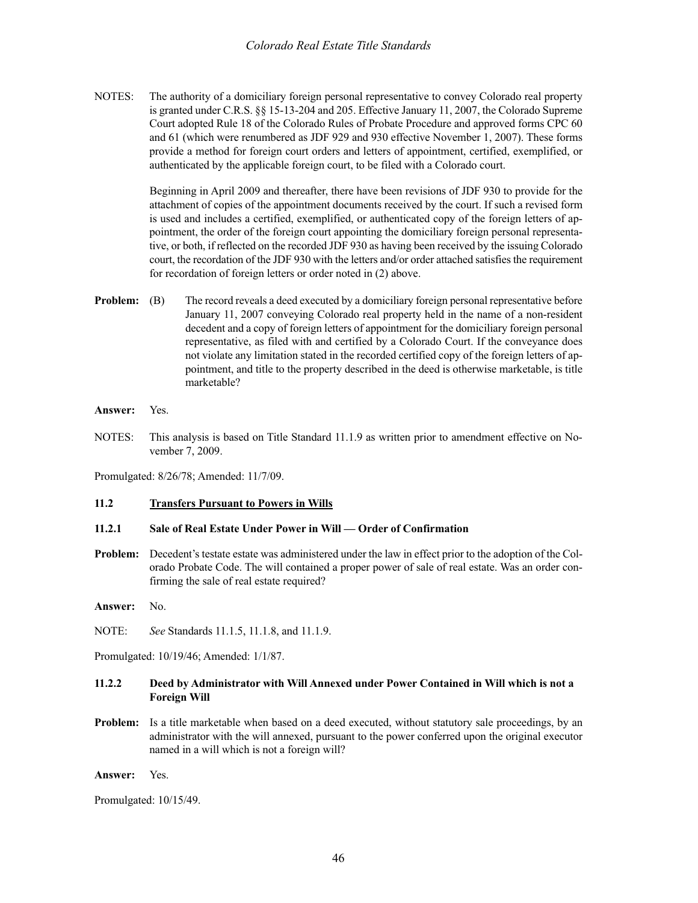NOTES: The authority of a domiciliary foreign personal representative to convey Colorado real property is granted under C.R.S. §§ 15-13-204 and 205. Effective January 11, 2007, the Colorado Supreme Court adopted Rule 18 of the Colorado Rules of Probate Procedure and approved forms CPC 60 and 61 (which were renumbered as JDF 929 and 930 effective November 1, 2007). These forms provide a method for foreign court orders and letters of appointment, certified, exemplified, or authenticated by the applicable foreign court, to be filed with a Colorado court.

Beginning in April 2009 and thereafter, there have been revisions of JDF 930 to provide for the attachment of copies of the appointment documents received by the court. If such a revised form is used and includes a certified, exemplified, or authenticated copy of the foreign letters of appointment, the order of the foreign court appointing the domiciliary foreign personal representative, or both, if reflected on the recorded JDF 930 as having been received by the issuing Colorado court, the recordation of the JDF 930 with the letters and/or order attached satisfies the requirement for recordation of foreign letters or order noted in (2) above.

**Problem:** (B) The record reveals a deed executed by a domiciliary foreign personal representative before January 11, 2007 conveying Colorado real property held in the name of a non-resident decedent and a copy of foreign letters of appointment for the domiciliary foreign personal representative, as filed with and certified by a Colorado Court. If the conveyance does not violate any limitation stated in the recorded certified copy of the foreign letters of appointment, and title to the property described in the deed is otherwise marketable, is title marketable?

**Answer:** Yes.

NOTES: This analysis is based on Title Standard 11.1.9 as written prior to amendment effective on November 7, 2009.

Promulgated: 8/26/78; Amended: 11/7/09.

## 11.2 Transfers Pursuant to Powers in Wills

### 11.2.1 Sale of Real Estate Under Power in Will — Order of Confirmation

**Problem:** Decedent's testate estate was administered under the law in effect prior to the adoption of the Colorado Probate Code. The will contained a proper power of sale of real estate. Was an order confirming the sale of real estate required?

**Answer:** No.

NOTE: *See* Standards 11.1.5, 11.1.8, and 11.1.9.

Promulgated: 10/19/46; Amended: 1/1/87.

### 11.2.2 Deed by Administrator with Will Annexed under Power Contained in Will which is not a Foreign Will

**Problem:** Is a title marketable when based on a deed executed, without statutory sale proceedings, by an administrator with the will annexed, pursuant to the power conferred upon the original executor named in a will which is not a foreign will?

**Answer:** Yes.

Promulgated: 10/15/49.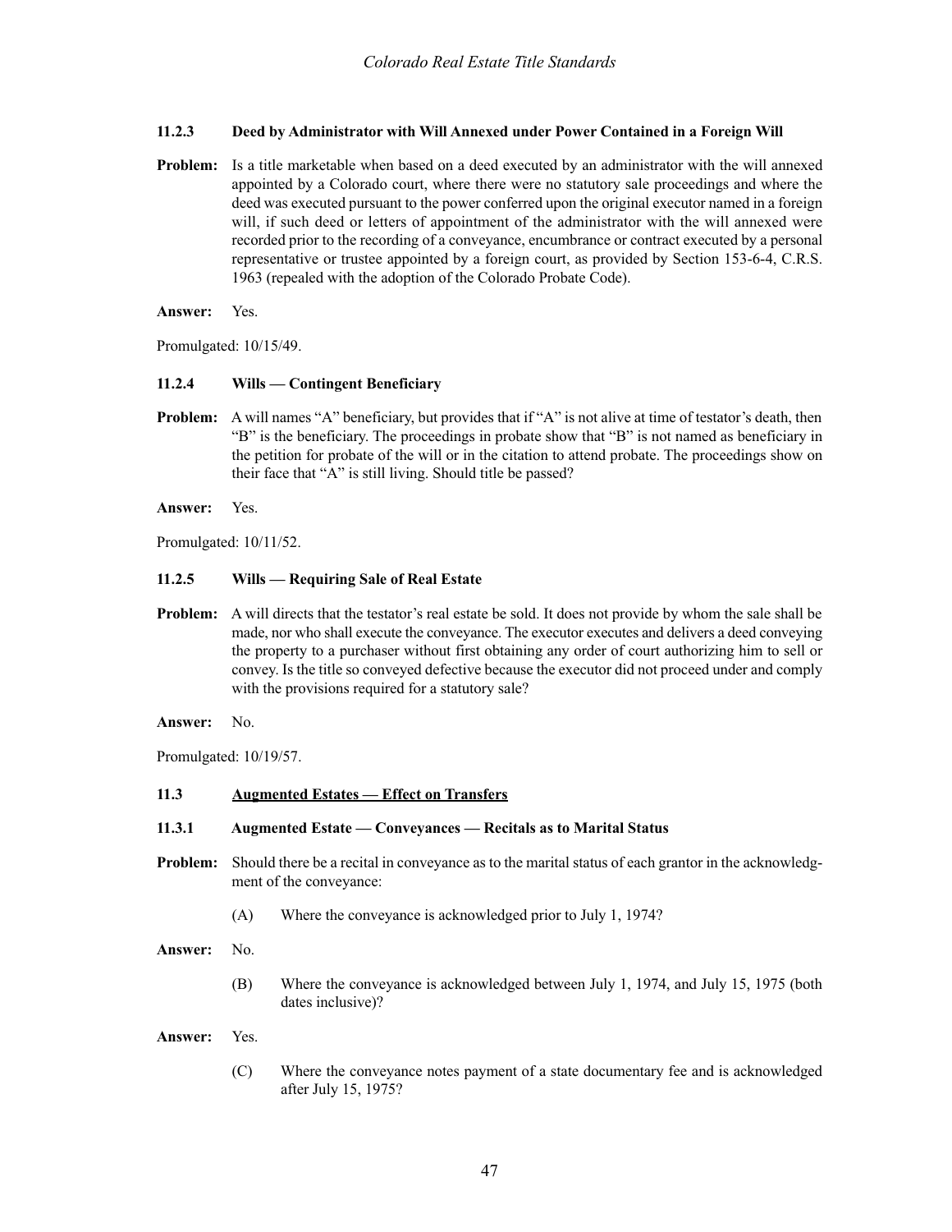#### 11.2.3 Deed by Administrator with Will Annexed under Power Contained in a Foreign Will

**Problem:** Is a title marketable when based on a deed executed by an administrator with the will annexed appointed by a Colorado court, where there were no statutory sale proceedings and where the deed was executed pursuant to the power conferred upon the original executor named in a foreign will, if such deed or letters of appointment of the administrator with the will annexed were recorded prior to the recording of a conveyance, encumbrance or contract executed by a personal representative or trustee appointed by a foreign court, as provided by Section 153-6-4, C.R.S. 1963 (repealed with the adoption of the Colorado Probate Code).

**Answer:** Yes.

Promulgated: 10/15/49.

#### 11.2.4 Wills — Contingent Beneficiary

**Problem:** A will names "A" beneficiary, but provides that if "A" is not alive at time of testator's death, then "B" is the beneficiary. The proceedings in probate show that "B" is not named as beneficiary in the petition for probate of the will or in the citation to attend probate. The proceedings show on their face that "A" is still living. Should title be passed?

**Answer:** Yes.

Promulgated: 10/11/52.

#### 11.2.5 Wills — Requiring Sale of Real Estate

**Problem:** A will directs that the testator's real estate be sold. It does not provide by whom the sale shall be made, nor who shall execute the conveyance. The executor executes and delivers a deed conveying the property to a purchaser without first obtaining any order of court authorizing him to sell or convey. Is the title so conveyed defective because the executor did not proceed under and comply with the provisions required for a statutory sale?

**Answer:** No.

Promulgated: 10/19/57.

### 11.3 Augmented Estates — Effect on Transfers

#### 11.3.1 Augmented Estate — Conveyances — Recitals as to Marital Status

**Problem:** Should there be a recital in conveyance as to the marital status of each grantor in the acknowledgment of the conveyance:

(A) Where the conveyance is acknowledged prior to July 1, 1974?

**Answer:** No.

(B) Where the conveyance is acknowledged between July 1, 1974, and July 15, 1975 (both dates inclusive)?

**Answer:** Yes.

(C) Where the conveyance notes payment of a state documentary fee and is acknowledged after July 15, 1975?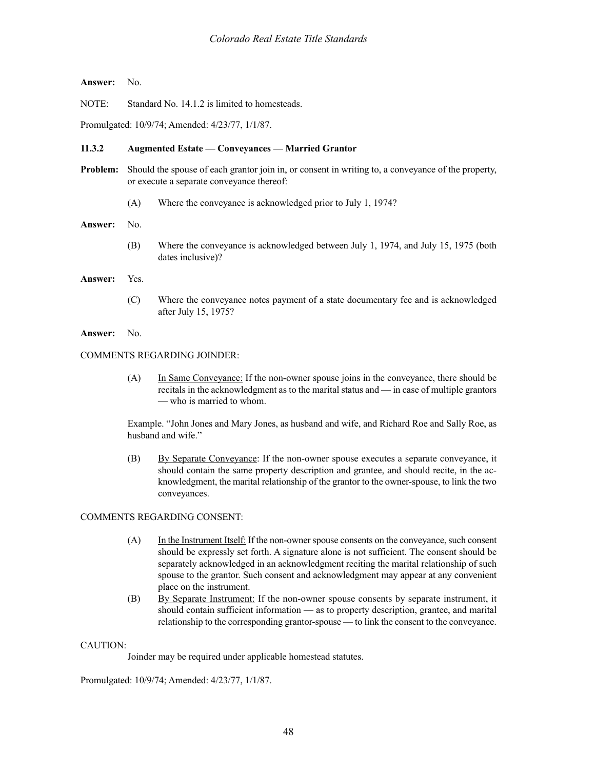**Answer:** No.

NOTE: Standard No. 14.1.2 is limited to homesteads.

Promulgated: 10/9/74; Amended: 4/23/77, 1/1/87.

### 11.3.2 Augmented Estate — Conveyances — Married Grantor

**Problem:** Should the spouse of each grantor join in, or consent in writing to, a conveyance of the property, or execute a separate conveyance thereof:

(A) Where the conveyance is acknowledged prior to July 1, 1974?

**Answer:** No.

(B) Where the conveyance is acknowledged between July 1, 1974, and July 15, 1975 (both dates inclusive)?

**Answer:** Yes.

(C) Where the conveyance notes payment of a state documentary fee and is acknowledged after July 15, 1975?

**Answer:** No.

COMMENTS REGARDING JOINDER:

(A) In Same Conveyance: If the non-owner spouse joins in the conveyance, there should be recitals in the acknowledgment as to the marital status and — in case of multiple grantors — who is married to whom.

Example. "John Jones and Mary Jones, as husband and wife, and Richard Roe and Sally Roe, as husband and wife."

(B) By Separate Conveyance: If the non-owner spouse executes a separate conveyance, it should contain the same property description and grantee, and should recite, in the acknowledgment, the marital relationship of the grantor to the owner-spouse, to link the two conveyances.

COMMENTS REGARDING CONSENT:

(A) In the Instrument Itself: If the non-owner spouse consents on the conveyance, such consent should be expressly set forth. A signature alone is not sufficient. The consent should be separately acknowledged in an acknowledgment reciting the marital relationship of such spouse to the grantor. Such consent and acknowledgment may appear at any convenient place on the instrument.

(B) By Separate Instrument: If the non-owner spouse consents by separate instrument, it should contain sufficient information — as to property description, grantee, and marital relationship to the corresponding grantor-spouse — to link the consent to the conveyance.

CAUTION:

Joinder may be required under applicable homestead statutes.

Promulgated: 10/9/74; Amended: 4/23/77, 1/1/87.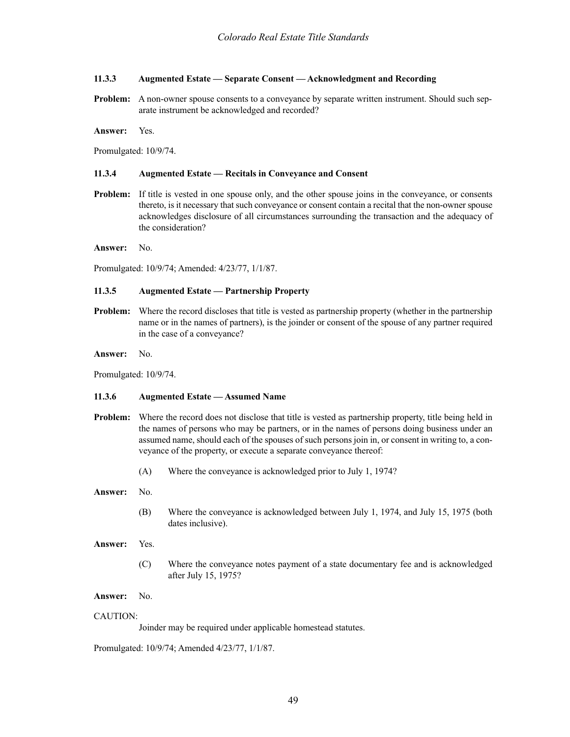### 11.3.3 Augmented Estate — Separate Consent — Acknowledgment and Recording

**Problem:** A non-owner spouse consents to a conveyance by separate written instrument. Should such separate instrument be acknowledged and recorded?

**Answer:** Yes.

Promulgated: 10/9/74.

### 11.3.4 Augmented Estate — Recitals in Conveyance and Consent

**Problem:** If title is vested in one spouse only, and the other spouse joins in the conveyance, or consents thereto, is it necessary that such conveyance or consent contain a recital that the non-owner spouse acknowledges disclosure of all circumstances surrounding the transaction and the adequacy of the consideration?

**Answer:** No.

Promulgated: 10/9/74; Amended: 4/23/77, 1/1/87.

### 11.3.5 Augmented Estate — Partnership Property

**Problem:** Where the record discloses that title is vested as partnership property (whether in the partnership name or in the names of partners), is the joinder or consent of the spouse of any partner required in the case of a conveyance?

**Answer:** No.

Promulgated: 10/9/74.

### 11.3.6 Augmented Estate — Assumed Name

**Problem:** Where the record does not disclose that title is vested as partnership property, title being held in the names of persons who may be partners, or in the names of persons doing business under an assumed name, should each of the spouses of such persons join in, or consent in writing to, a conveyance of the property, or execute a separate conveyance thereof:

(A) Where the conveyance is acknowledged prior to July 1, 1974?

**Answer:** No.

(B) Where the conveyance is acknowledged between July 1, 1974, and July 15, 1975 (both dates inclusive).

**Answer:** Yes.

(C) Where the conveyance notes payment of a state documentary fee and is acknowledged after July 15, 1975?

**Answer:** No.

CAUTION:

Joinder may be required under applicable homestead statutes.

Promulgated: 10/9/74; Amended 4/23/77, 1/1/87.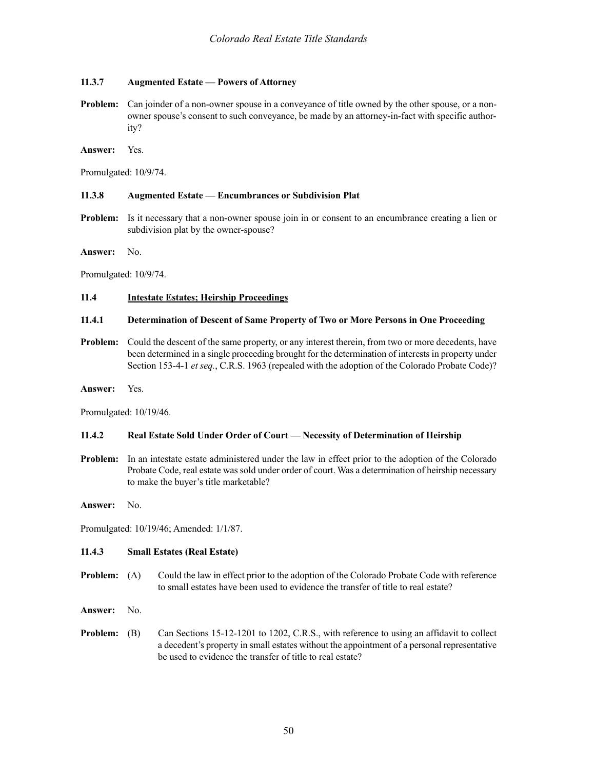### 11.3.7 Augmented Estate — Powers of Attorney

**Problem:** Can joinder of a non-owner spouse in a conveyance of title owned by the other spouse, or a non-owner spouse's consent to such conveyance, be made by an attorney-in-fact with specific authority?

**Answer:** Yes.

Promulgated: 10/9/74.

### 11.3.8 Augmented Estate — Encumbrances or Subdivision Plat

**Problem:** Is it necessary that a non-owner spouse join in or consent to an encumbrance creating a lien or subdivision plat by the owner-spouse?

**Answer:** No.

Promulgated: 10/9/74.

## 11.4 Intestate Estates; Heirship Proceedings

### 11.4.1 Determination of Descent of Same Property of Two or More Persons in One Proceeding

**Problem:** Could the descent of the same property, or any interest therein, from two or more decedents, have been determined in a single proceeding brought for the determination of interests in property under Section 153-4-1 *et seq.*, C.R.S. 1963 (repealed with the adoption of the Colorado Probate Code)?

**Answer:** Yes.

Promulgated: 10/19/46.

### 11.4.2 Real Estate Sold Under Order of Court — Necessity of Determination of Heirship

**Problem:** In an intestate estate administered under the law in effect prior to the adoption of the Colorado Probate Code, real estate was sold under order of court. Was a determination of heirship necessary to make the buyer's title marketable?

**Answer:** No.

Promulgated: 10/19/46; Amended: 1/1/87.

### 11.4.3 Small Estates (Real Estate)

**Problem:** (A) Could the law in effect prior to the adoption of the Colorado Probate Code with reference to small estates have been used to evidence the transfer of title to real estate?

**Answer:** No.

**Problem:** (B) Can Sections 15-12-1201 to 1202, C.R.S., with reference to using an affidavit to collect a decedent's property in small estates without the appointment of a personal representative be used to evidence the transfer of title to real estate?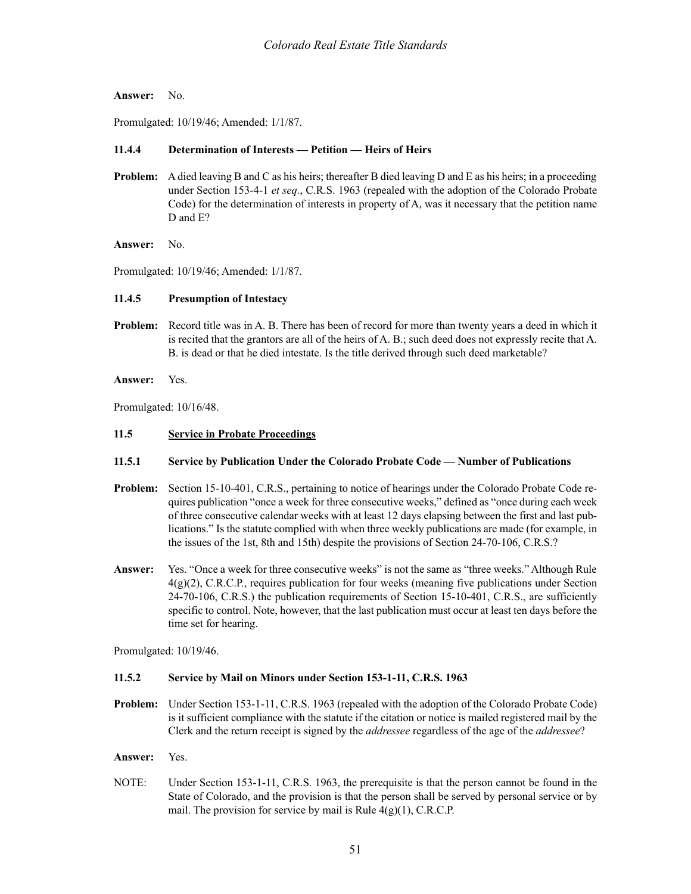**Answer:** No.

Promulgated: 10/19/46; Amended: 1/1/87.

### 11.4.4 Determination of Interests — Petition — Heirs of Heirs

**Problem:** A died leaving B and C as his heirs; thereafter B died leaving D and E as his heirs; in a proceeding under Section 153-4-1 *et seq.*, C.R.S. 1963 (repealed with the adoption of the Colorado Probate Code) for the determination of interests in property of A, was it necessary that the petition name D and E?

**Answer:** No.

Promulgated: 10/19/46; Amended: 1/1/87.

### 11.4.5 Presumption of Intestacy

**Problem:** Record title was in A. B. There has been of record for more than twenty years a deed in which it is recited that the grantors are all of the heirs of A. B.; such deed does not expressly recite that A. B. is dead or that he died intestate. Is the title derived through such deed marketable?

**Answer:** Yes.

Promulgated: 10/16/48.

## 11.5 Service in Probate Proceedings

### 11.5.1 Service by Publication Under the Colorado Probate Code — Number of Publications

**Problem:** Section 15-10-401, C.R.S., pertaining to notice of hearings under the Colorado Probate Code requires publication "once a week for three consecutive weeks," defined as "once during each week of three consecutive calendar weeks with at least 12 days elapsing between the first and last publications." Is the statute complied with when three weekly publications are made (for example, in the issues of the 1st, 8th and 15th) despite the provisions of Section 24-70-106, C.R.S.?

**Answer:** Yes. "Once a week for three consecutive weeks" is not the same as "three weeks." Although Rule 4(g)(2), C.R.C.P., requires publication for four weeks (meaning five publications under Section 24-70-106, C.R.S.) the publication requirements of Section 15-10-401, C.R.S., are sufficiently specific to control. Note, however, that the last publication must occur at least ten days before the time set for hearing.

Promulgated: 10/19/46.

### 11.5.2 Service by Mail on Minors under Section 153-1-11, C.R.S. 1963

**Problem:** Under Section 153-1-11, C.R.S. 1963 (repealed with the adoption of the Colorado Probate Code) is it sufficient compliance with the statute if the citation or notice is mailed registered mail by the Clerk and the return receipt is signed by the *addressee* regardless of the age of the *addressee*?

**Answer:** Yes.

NOTE: Under Section 153-1-11, C.R.S. 1963, the prerequisite is that the person cannot be found in the State of Colorado, and the provision is that the person shall be served by personal service or by mail. The provision for service by mail is Rule 4(g)(1), C.R.C.P.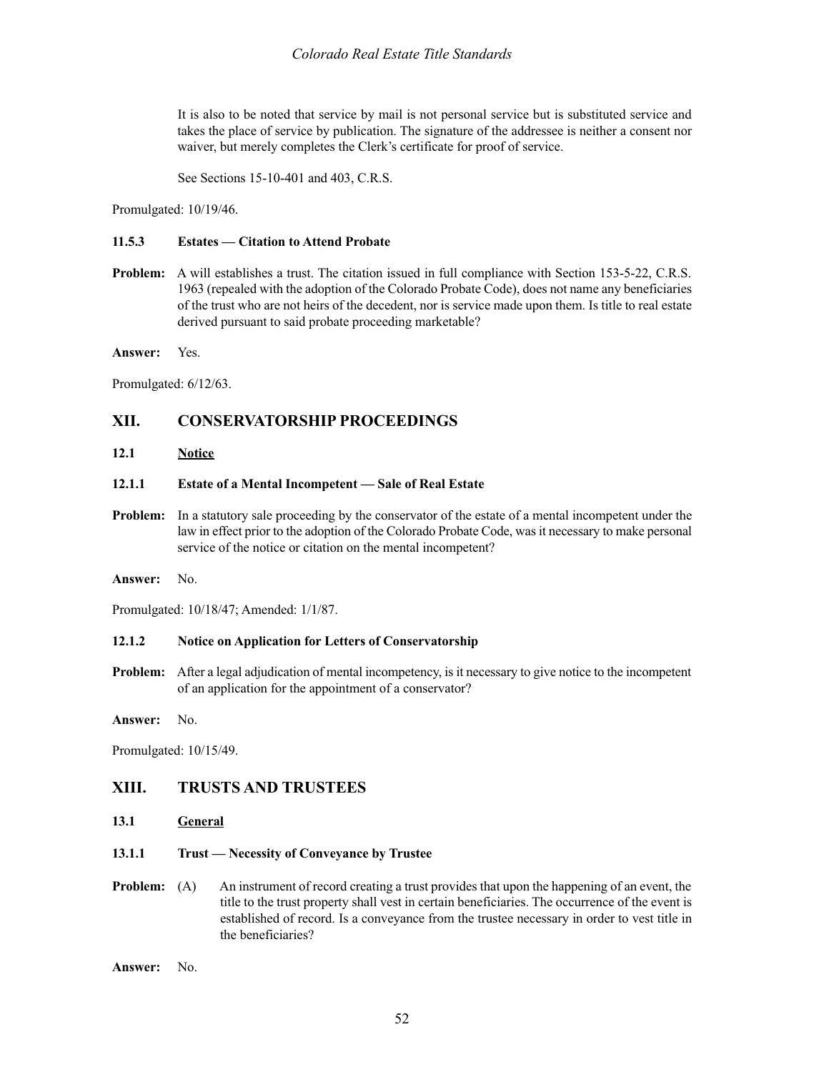It is also to be noted that service by mail is not personal service but is substituted service and takes the place of service by publication. The signature of the addressee is neither a consent nor waiver, but merely completes the Clerk's certificate for proof of service.

See Sections 15-10-401 and 403, C.R.S.

Promulgated: 10/19/46.

#### 11.5.3 Estates — Citation to Attend Probate

**Problem:** A will establishes a trust. The citation issued in full compliance with Section 153-5-22, C.R.S. 1963 (repealed with the adoption of the Colorado Probate Code), does not name any beneficiaries of the trust who are not heirs of the decedent, nor is service made upon them. Is title to real estate derived pursuant to said probate proceeding marketable?

**Answer:** Yes.

Promulgated: 6/12/63.

## XII. CONSERVATORSHIP PROCEEDINGS

### 12.1 Notice

#### 12.1.1 Estate of a Mental Incompetent — Sale of Real Estate

**Problem:** In a statutory sale proceeding by the conservator of the estate of a mental incompetent under the law in effect prior to the adoption of the Colorado Probate Code, was it necessary to make personal service of the notice or citation on the mental incompetent?

**Answer:** No.

Promulgated: 10/18/47; Amended: 1/1/87.

#### 12.1.2 Notice on Application for Letters of Conservatorship

**Problem:** After a legal adjudication of mental incompetency, is it necessary to give notice to the incompetent of an application for the appointment of a conservator?

**Answer:** No.

Promulgated: 10/15/49.

## XIII. TRUSTS AND TRUSTEES

### 13.1 General

#### 13.1.1 Trust — Necessity of Conveyance by Trustee

**Problem:** (A) An instrument of record creating a trust provides that upon the happening of an event, the title to the trust property shall vest in certain beneficiaries. The occurrence of the event is established of record. Is a conveyance from the trustee necessary in order to vest title in the beneficiaries?

**Answer:** No.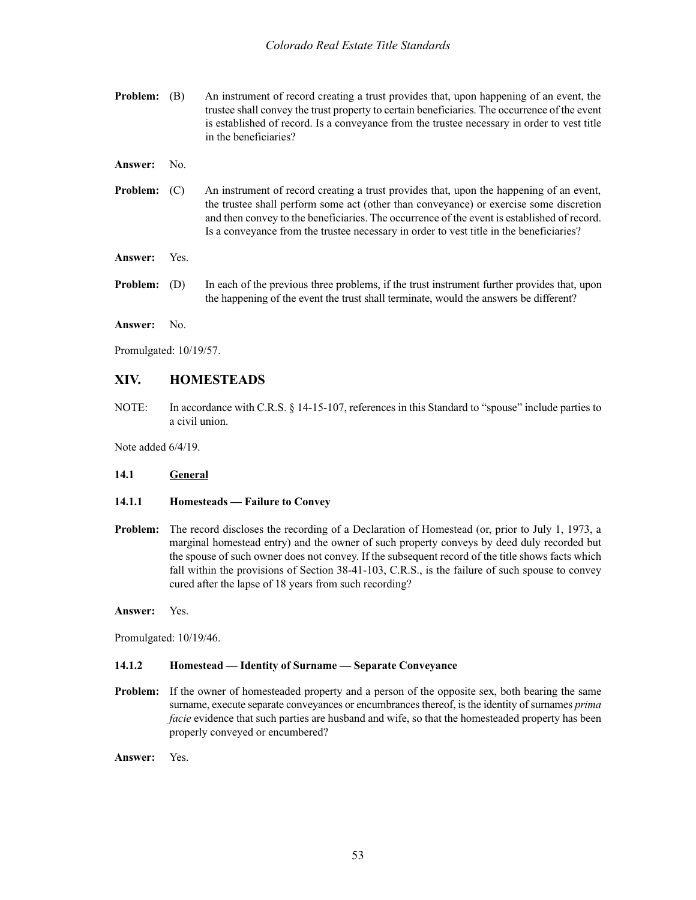**Problem:** (B) An instrument of record creating a trust provides that, upon happening of an event, the trustee shall convey the trust property to certain beneficiaries. The occurrence of the event is established of record. Is a conveyance from the trustee necessary in order to vest title in the beneficiaries?

**Answer:** No.

**Problem:** (C) An instrument of record creating a trust provides that, upon the happening of an event, the trustee shall perform some act (other than conveyance) or exercise some discretion and then convey to the beneficiaries. The occurrence of the event is established of record. Is a conveyance from the trustee necessary in order to vest title in the beneficiaries?

**Answer:** Yes.

**Problem:** (D) In each of the previous three problems, if the trust instrument further provides that, upon the happening of the event the trust shall terminate, would the answers be different?

**Answer:** No.

Promulgated: 10/19/57.

## XIV. HOMESTEADS

NOTE: In accordance with C.R.S. § 14-15-107, references in this Standard to "spouse" include parties to a civil union.

Note added 6/4/19.

### 14.1 General

#### 14.1.1 Homesteads — Failure to Convey

**Problem:** The record discloses the recording of a Declaration of Homestead (or, prior to July 1, 1973, a marginal homestead entry) and the owner of such property conveys by deed duly recorded but the spouse of such owner does not convey. If the subsequent record of the title shows facts which fall within the provisions of Section 38-41-103, C.R.S., is the failure of such spouse to convey cured after the lapse of 18 years from such recording?

**Answer:** Yes.

Promulgated: 10/19/46.

#### 14.1.2 Homestead — Identity of Surname — Separate Conveyance

**Problem:** If the owner of homesteaded property and a person of the opposite sex, both bearing the same surname, execute separate conveyances or encumbrances thereof, is the identity of surnames *prima facie* evidence that such parties are husband and wife, so that the homesteaded property has been properly conveyed or encumbered?

**Answer:** Yes.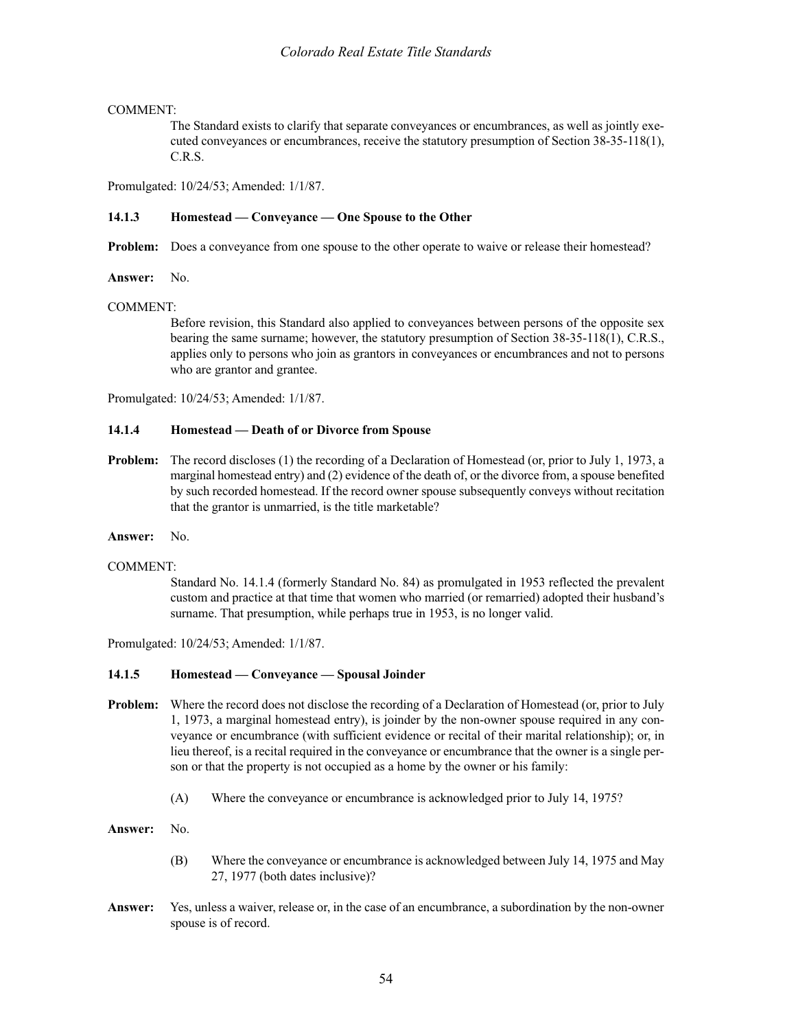COMMENT:

The Standard exists to clarify that separate conveyances or encumbrances, as well as jointly executed conveyances or encumbrances, receive the statutory presumption of Section 38-35-118(1), C.R.S.

Promulgated: 10/24/53; Amended: 1/1/87.

### 14.1.3 Homestead — Conveyance — One Spouse to the Other

**Problem:** Does a conveyance from one spouse to the other operate to waive or release their homestead?

**Answer:** No.

COMMENT:

Before revision, this Standard also applied to conveyances between persons of the opposite sex bearing the same surname; however, the statutory presumption of Section 38-35-118(1), C.R.S., applies only to persons who join as grantors in conveyances or encumbrances and not to persons who are grantor and grantee.

Promulgated: 10/24/53; Amended: 1/1/87.

### 14.1.4 Homestead — Death of or Divorce from Spouse

**Problem:** The record discloses (1) the recording of a Declaration of Homestead (or, prior to July 1, 1973, a marginal homestead entry) and (2) evidence of the death of, or the divorce from, a spouse benefited by such recorded homestead. If the record owner spouse subsequently conveys without recitation that the grantor is unmarried, is the title marketable?

**Answer:** No.

COMMENT:

Standard No. 14.1.4 (formerly Standard No. 84) as promulgated in 1953 reflected the prevalent custom and practice at that time that women who married (or remarried) adopted their husband's surname. That presumption, while perhaps true in 1953, is no longer valid.

Promulgated: 10/24/53; Amended: 1/1/87.

### 14.1.5 Homestead — Conveyance — Spousal Joinder

**Problem:** Where the record does not disclose the recording of a Declaration of Homestead (or, prior to July 1, 1973, a marginal homestead entry), is joinder by the non-owner spouse required in any conveyance or encumbrance (with sufficient evidence or recital of their marital relationship); or, in lieu thereof, is a recital required in the conveyance or encumbrance that the owner is a single person or that the property is not occupied as a home by the owner or his family:

(A) Where the conveyance or encumbrance is acknowledged prior to July 14, 1975?

**Answer:** No.

(B) Where the conveyance or encumbrance is acknowledged between July 14, 1975 and May 27, 1977 (both dates inclusive)?

**Answer:** Yes, unless a waiver, release or, in the case of an encumbrance, a subordination by the non-owner spouse is of record.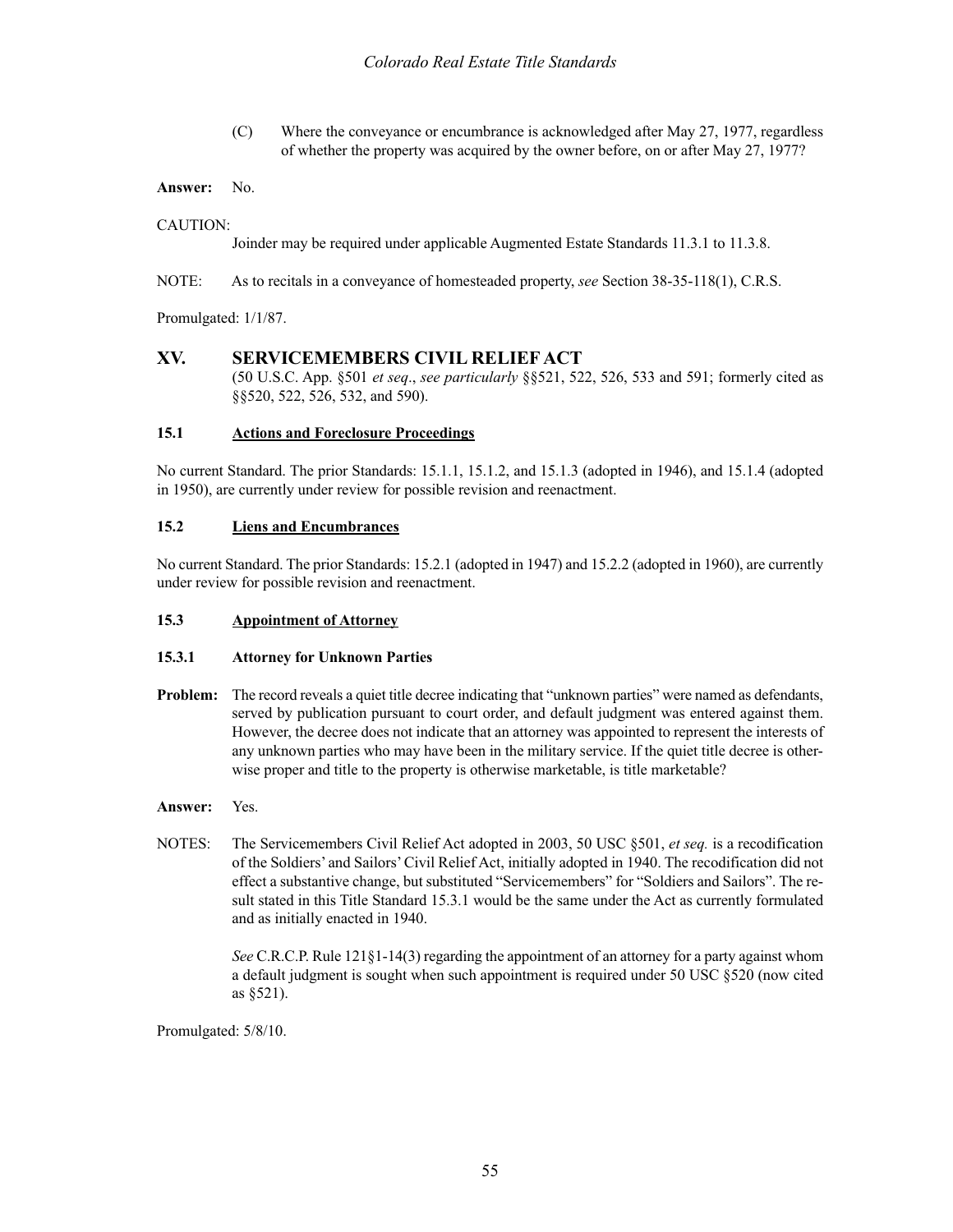(C) Where the conveyance or encumbrance is acknowledged after May 27, 1977, regardless of whether the property was acquired by the owner before, on or after May 27, 1977?

**Answer:** No.

CAUTION:

Joinder may be required under applicable Augmented Estate Standards 11.3.1 to 11.3.8.

NOTE: As to recitals in a conveyance of homesteaded property, *see* Section 38-35-118(1), C.R.S.

Promulgated: 1/1/87.

# XV. SERVICEMEMBERS CIVIL RELIEF ACT

(50 U.S.C. App. §501 *et seq*., *see particularly* §§521, 522, 526, 533 and 591; formerly cited as §§520, 522, 526, 532, and 590).

## 15.1 Actions and Foreclosure Proceedings

No current Standard. The prior Standards: 15.1.1, 15.1.2, and 15.1.3 (adopted in 1946), and 15.1.4 (adopted in 1950), are currently under review for possible revision and reenactment.

## 15.2 Liens and Encumbrances

No current Standard. The prior Standards: 15.2.1 (adopted in 1947) and 15.2.2 (adopted in 1960), are currently under review for possible revision and reenactment.

## 15.3 Appointment of Attorney

### 15.3.1 Attorney for Unknown Parties

**Problem:** The record reveals a quiet title decree indicating that "unknown parties" were named as defendants, served by publication pursuant to court order, and default judgment was entered against them. However, the decree does not indicate that an attorney was appointed to represent the interests of any unknown parties who may have been in the military service. If the quiet title decree is otherwise proper and title to the property is otherwise marketable, is title marketable?

**Answer:** Yes.

NOTES: The Servicemembers Civil Relief Act adopted in 2003, 50 USC §501, *et seq.* is a recodification of the Soldiers' and Sailors' Civil Relief Act, initially adopted in 1940. The recodification did not effect a substantive change, but substituted "Servicemembers" for "Soldiers and Sailors". The result stated in this Title Standard 15.3.1 would be the same under the Act as currently formulated and as initially enacted in 1940.

*See* C.R.C.P. Rule 121§1-14(3) regarding the appointment of an attorney for a party against whom a default judgment is sought when such appointment is required under 50 USC §520 (now cited as §521).

Promulgated: 5/8/10.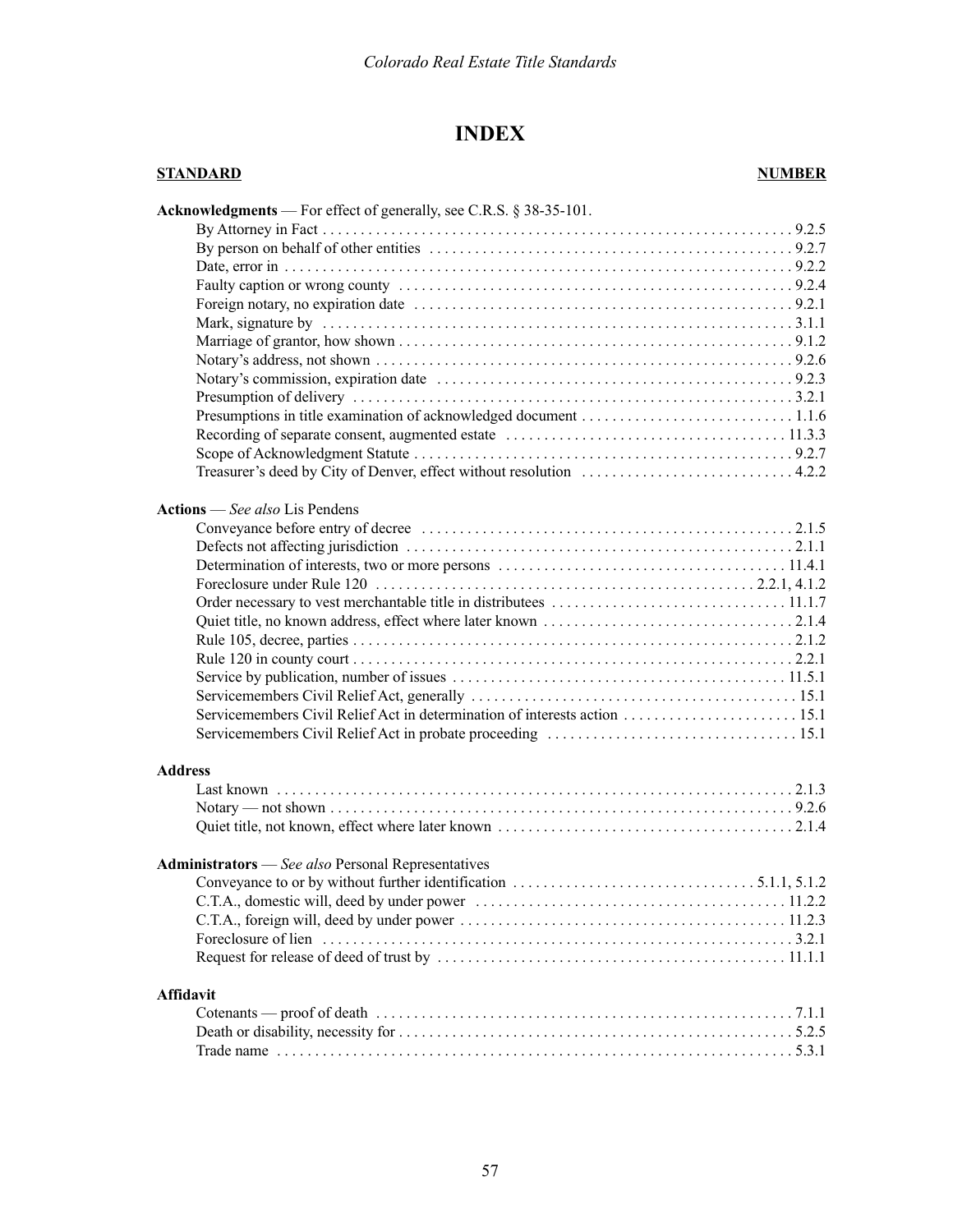# INDEX

| **STANDARD** | **NUMBER** |
|---|---|
| **Acknowledgments** — For effect of generally, see C.R.S. § 38-35-101. | |
| By Attorney in Fact | 9.2.5 |
| By person on behalf of other entities | 9.2.7 |
| Date, error in | 9.2.2 |
| Faulty caption or wrong county | 9.2.4 |
| Foreign notary, no expiration date | 9.2.1 |
| Mark, signature by | 3.1.1 |
| Marriage of grantor, how shown | 9.1.2 |
| Notary's address, not shown | 9.2.6 |
| Notary's commission, expiration date | 9.2.3 |
| Presumption of delivery | 3.2.1 |
| Presumptions in title examination of acknowledged document | 1.1.6 |
| Recording of separate consent, augmented estate | 11.3.3 |
| Scope of Acknowledgment Statute | 9.2.7 |
| Treasurer's deed by City of Denver, effect without resolution | 4.2.2 |
| **Actions** — *See also* Lis Pendens | |
| Conveyance before entry of decree | 2.1.5 |
| Defects not affecting jurisdiction | 2.1.1 |
| Determination of interests, two or more persons | 11.4.1 |
| Foreclosure under Rule 120 | 2.2.1, 4.1.2 |
| Order necessary to vest merchantable title in distributees | 11.1.7 |
| Quiet title, no known address, effect where later known | 2.1.4 |
| Rule 105, decree, parties | 2.1.2 |
| Rule 120 in county court | 2.2.1 |
| Service by publication, number of issues | 11.5.1 |
| Servicemembers Civil Relief Act, generally | 15.1 |
| Servicemembers Civil Relief Act in determination of interests action | 15.1 |
| Servicemembers Civil Relief Act in probate proceeding | 15.1 |
| **Address** | |
| Last known | 2.1.3 |
| Notary — not shown | 9.2.6 |
| Quiet title, not known, effect where later known | 2.1.4 |
| **Administrators** — *See also* Personal Representatives | |
| Conveyance to or by without further identification | 5.1.1, 5.1.2 |
| C.T.A., domestic will, deed by under power | 11.2.2 |
| C.T.A., foreign will, deed by under power | 11.2.3 |
| Foreclosure of lien | 3.2.1 |
| Request for release of deed of trust by | 11.1.1 |
| **Affidavit** | |
| Cotenants — proof of death | 7.1.1 |
| Death or disability, necessity for | 5.2.5 |
| Trade name | 5.3.1 |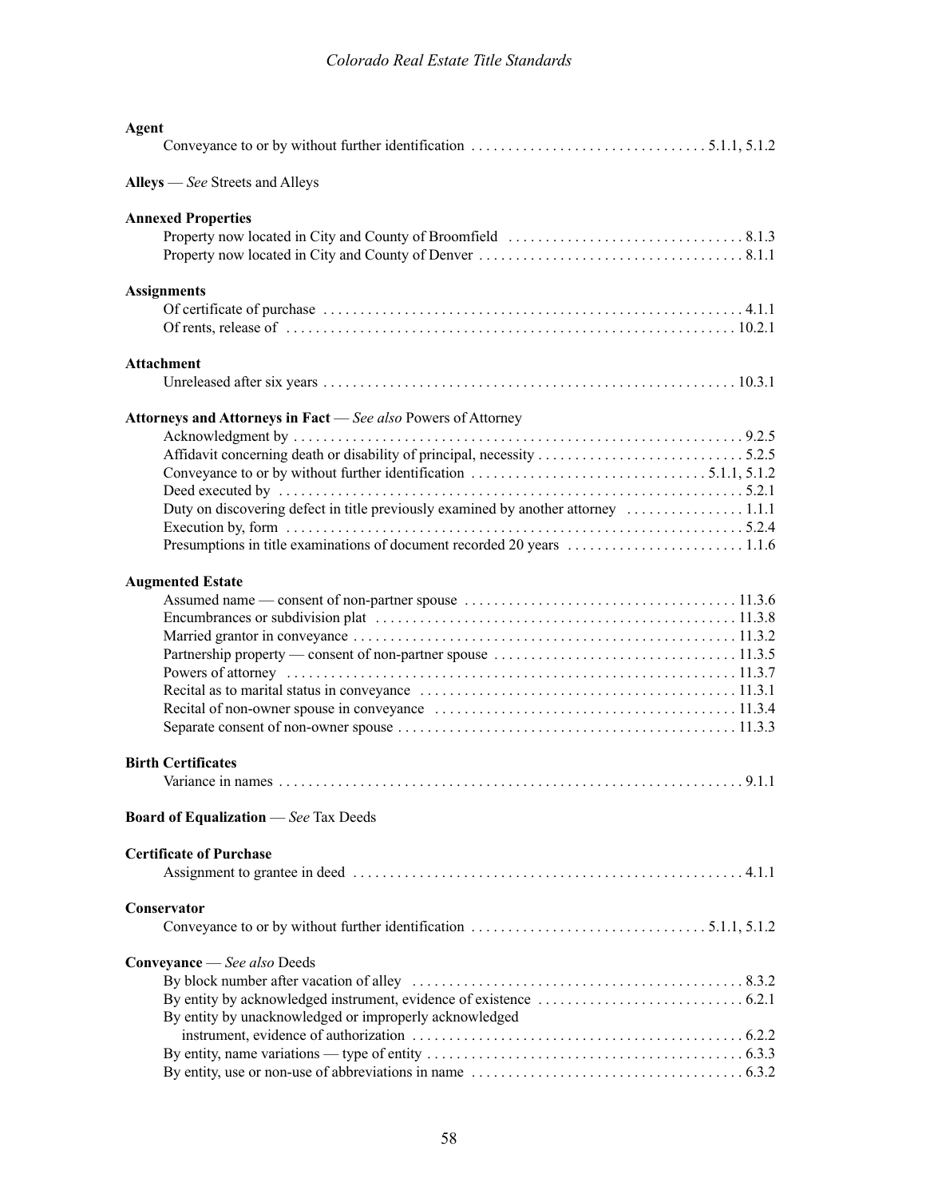**Agent**

Conveyance to or by without further identification . . . . . . . . . . . . . . . . . . . . . . . . . . . . . . . . 5.1.1, 5.1.2

**Alleys** — *See* Streets and Alleys

**Annexed Properties**

Property now located in City and County of Broomfield . . . . . . . . . . . . . . . . . . . . . . . . . . . . . . . 8.1.3
Property now located in City and County of Denver . . . . . . . . . . . . . . . . . . . . . . . . . . . . . . . . . . . 8.1.1

**Assignments**

Of certificate of purchase . . . . . . . . . . . . . . . . . . . . . . . . . . . . . . . . . . . . . . . . . . . . . . . . . . . . . . 4.1.1
Of rents, release of . . . . . . . . . . . . . . . . . . . . . . . . . . . . . . . . . . . . . . . . . . . . . . . . . . . . . . . . . . 10.2.1

**Attachment**

Unreleased after six years . . . . . . . . . . . . . . . . . . . . . . . . . . . . . . . . . . . . . . . . . . . . . . . . . . . . . 10.3.1

**Attorneys and Attorneys in Fact** — *See also* Powers of Attorney

Acknowledgment by . . . . . . . . . . . . . . . . . . . . . . . . . . . . . . . . . . . . . . . . . . . . . . . . . . . . . . . . . . 9.2.5
Affidavit concerning death or disability of principal, necessity . . . . . . . . . . . . . . . . . . . . . . . . . . . 5.2.5
Conveyance to or by without further identification . . . . . . . . . . . . . . . . . . . . . . . . . . . . . . . . 5.1.1, 5.1.2
Deed executed by . . . . . . . . . . . . . . . . . . . . . . . . . . . . . . . . . . . . . . . . . . . . . . . . . . . . . . . . . . . . 5.2.1
Duty on discovering defect in title previously examined by another attorney . . . . . . . . . . . . . . . . 1.1.1
Execution by, form . . . . . . . . . . . . . . . . . . . . . . . . . . . . . . . . . . . . . . . . . . . . . . . . . . . . . . . . . . . . 5.2.4
Presumptions in title examinations of document recorded 20 years . . . . . . . . . . . . . . . . . . . . . . . . 1.1.6

**Augmented Estate**

Assumed name — consent of non-partner spouse . . . . . . . . . . . . . . . . . . . . . . . . . . . . . . . . . . . . 11.3.6
Encumbrances or subdivision plat . . . . . . . . . . . . . . . . . . . . . . . . . . . . . . . . . . . . . . . . . . . . . . . . 11.3.8
Married grantor in conveyance . . . . . . . . . . . . . . . . . . . . . . . . . . . . . . . . . . . . . . . . . . . . . . . . . . 11.3.2
Partnership property — consent of non-partner spouse . . . . . . . . . . . . . . . . . . . . . . . . . . . . . . . . 11.3.5
Powers of attorney . . . . . . . . . . . . . . . . . . . . . . . . . . . . . . . . . . . . . . . . . . . . . . . . . . . . . . . . . . . 11.3.7
Recital as to marital status in conveyance . . . . . . . . . . . . . . . . . . . . . . . . . . . . . . . . . . . . . . . . . . 11.3.1
Recital of non-owner spouse in conveyance . . . . . . . . . . . . . . . . . . . . . . . . . . . . . . . . . . . . . . . . 11.3.4
Separate consent of non-owner spouse . . . . . . . . . . . . . . . . . . . . . . . . . . . . . . . . . . . . . . . . . . . . 11.3.3

**Birth Certificates**

Variance in names . . . . . . . . . . . . . . . . . . . . . . . . . . . . . . . . . . . . . . . . . . . . . . . . . . . . . . . . . . . . 9.1.1

**Board of Equalization** — *See* Tax Deeds

**Certificate of Purchase**

Assignment to grantee in deed . . . . . . . . . . . . . . . . . . . . . . . . . . . . . . . . . . . . . . . . . . . . . . . . . . . 4.1.1

**Conservator**

Conveyance to or by without further identification . . . . . . . . . . . . . . . . . . . . . . . . . . . . . . . . 5.1.1, 5.1.2

**Conveyance** — *See also* Deeds

By block number after vacation of alley . . . . . . . . . . . . . . . . . . . . . . . . . . . . . . . . . . . . . . . . . . . . 8.3.2
By entity by acknowledged instrument, evidence of existence . . . . . . . . . . . . . . . . . . . . . . . . . . . 6.2.1
By entity by unacknowledged or improperly acknowledged
instrument, evidence of authorization . . . . . . . . . . . . . . . . . . . . . . . . . . . . . . . . . . . . . . . . . . . . 6.2.2
By entity, name variations — type of entity . . . . . . . . . . . . . . . . . . . . . . . . . . . . . . . . . . . . . . . . . 6.3.3
By entity, use or non-use of abbreviations in name . . . . . . . . . . . . . . . . . . . . . . . . . . . . . . . . . . . 6.3.2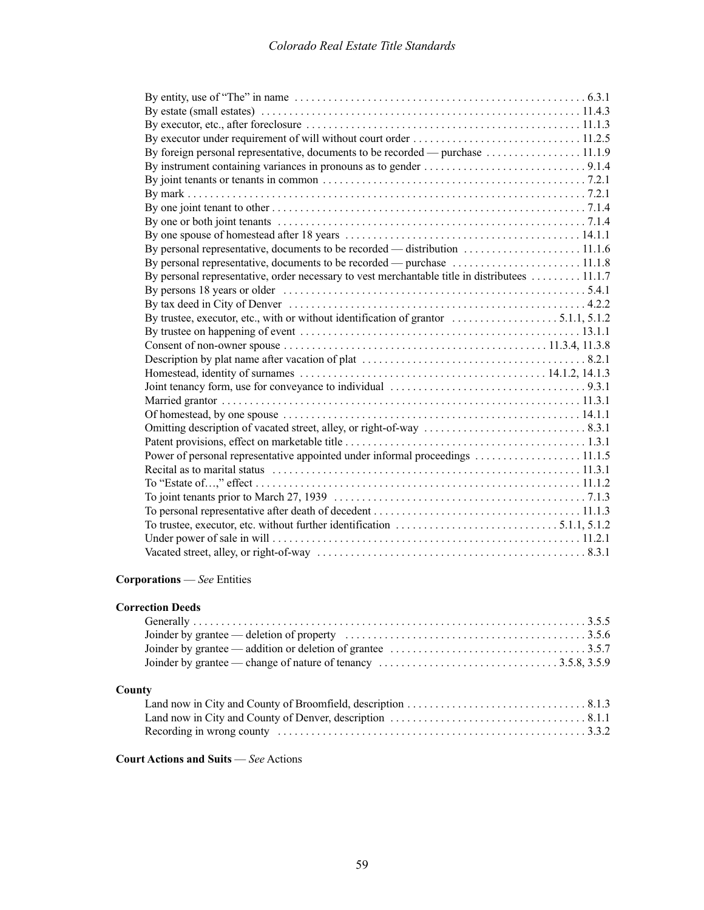By entity, use of "The" in name . . . . . . . . . . . . . . . . . . . . . . . . . . . . . . . . . . . . . . . . . . . . . . . . . . . 6.3.1
By estate (small estates) . . . . . . . . . . . . . . . . . . . . . . . . . . . . . . . . . . . . . . . . . . . . . . . . . . . . . . . 11.4.3
By executor, etc., after foreclosure . . . . . . . . . . . . . . . . . . . . . . . . . . . . . . . . . . . . . . . . . . . . . . . . 11.1.3
By executor under requirement of will without court order . . . . . . . . . . . . . . . . . . . . . . . . . . . . . 11.2.5
By foreign personal representative, documents to be recorded — purchase . . . . . . . . . . . . . . . . 11.1.9
By instrument containing variances in pronouns as to gender . . . . . . . . . . . . . . . . . . . . . . . . . . . . 9.1.4
By joint tenants or tenants in common . . . . . . . . . . . . . . . . . . . . . . . . . . . . . . . . . . . . . . . . . . . . . . 7.2.1
By mark . . . . . . . . . . . . . . . . . . . . . . . . . . . . . . . . . . . . . . . . . . . . . . . . . . . . . . . . . . . . . . . . . . . . 7.2.1
By one joint tenant to other . . . . . . . . . . . . . . . . . . . . . . . . . . . . . . . . . . . . . . . . . . . . . . . . . . . . . . 7.1.4
By one or both joint tenants . . . . . . . . . . . . . . . . . . . . . . . . . . . . . . . . . . . . . . . . . . . . . . . . . . . . . . 7.1.4
By one spouse of homestead after 18 years . . . . . . . . . . . . . . . . . . . . . . . . . . . . . . . . . . . . . . . . . 14.1.1
By personal representative, documents to be recorded — distribution . . . . . . . . . . . . . . . . . . . . 11.1.6
By personal representative, documents to be recorded — purchase . . . . . . . . . . . . . . . . . . . . . . 11.1.8
By personal representative, order necessary to vest merchantable title in distributees . . . . . . . . . 11.1.7
By persons 18 years or older . . . . . . . . . . . . . . . . . . . . . . . . . . . . . . . . . . . . . . . . . . . . . . . . . . . . . 5.4.1
By tax deed in City of Denver . . . . . . . . . . . . . . . . . . . . . . . . . . . . . . . . . . . . . . . . . . . . . . . . . . . . 4.2.2
By trustee, executor, etc., with or without identification of grantor . . . . . . . . . . . . . . . . . . . 5.1.1, 5.1.2
By trustee on happening of event . . . . . . . . . . . . . . . . . . . . . . . . . . . . . . . . . . . . . . . . . . . . . . . . . 13.1.1
Consent of non-owner spouse . . . . . . . . . . . . . . . . . . . . . . . . . . . . . . . . . . . . . . . . . . . . . 11.3.4, 11.3.8
Description by plat name after vacation of plat . . . . . . . . . . . . . . . . . . . . . . . . . . . . . . . . . . . . . . . 8.2.1
Homestead, identity of surnames . . . . . . . . . . . . . . . . . . . . . . . . . . . . . . . . . . . . . . . . . . . 14.1.2, 14.1.3
Joint tenancy form, use for conveyance to individual . . . . . . . . . . . . . . . . . . . . . . . . . . . . . . . . . . . 9.3.1
Married grantor . . . . . . . . . . . . . . . . . . . . . . . . . . . . . . . . . . . . . . . . . . . . . . . . . . . . . . . . . . . . . . . 11.3.1
Of homestead, by one spouse . . . . . . . . . . . . . . . . . . . . . . . . . . . . . . . . . . . . . . . . . . . . . . . . . . . . 14.1.1
Omitting description of vacated street, alley, or right-of-way . . . . . . . . . . . . . . . . . . . . . . . . . . . . 8.3.1
Patent provisions, effect on marketable title . . . . . . . . . . . . . . . . . . . . . . . . . . . . . . . . . . . . . . . . . . 1.3.1
Power of personal representative appointed under informal proceedings . . . . . . . . . . . . . . . . . . 11.1.5
Recital as to marital status . . . . . . . . . . . . . . . . . . . . . . . . . . . . . . . . . . . . . . . . . . . . . . . . . . . . . . 11.3.1
To "Estate of…," effect . . . . . . . . . . . . . . . . . . . . . . . . . . . . . . . . . . . . . . . . . . . . . . . . . . . . . . . . . 11.1.2
To joint tenants prior to March 27, 1939 . . . . . . . . . . . . . . . . . . . . . . . . . . . . . . . . . . . . . . . . . . . . 7.1.3
To personal representative after death of decedent . . . . . . . . . . . . . . . . . . . . . . . . . . . . . . . . . . . . 11.1.3
To trustee, executor, etc. without further identification . . . . . . . . . . . . . . . . . . . . . . . . . . . . . 5.1.1, 5.1.2
Under power of sale in will . . . . . . . . . . . . . . . . . . . . . . . . . . . . . . . . . . . . . . . . . . . . . . . . . . . . . . 11.2.1
Vacated street, alley, or right-of-way . . . . . . . . . . . . . . . . . . . . . . . . . . . . . . . . . . . . . . . . . . . . . . . 8.3.1

**Corporations** — *See* Entities

**Correction Deeds**

Generally . . . . . . . . . . . . . . . . . . . . . . . . . . . . . . . . . . . . . . . . . . . . . . . . . . . . . . . . . . . . . . . . . . . 3.5.5
Joinder by grantee — deletion of property . . . . . . . . . . . . . . . . . . . . . . . . . . . . . . . . . . . . . . . . . . . 3.5.6
Joinder by grantee — addition or deletion of grantee . . . . . . . . . . . . . . . . . . . . . . . . . . . . . . . . . . . 3.5.7
Joinder by grantee — change of nature of tenancy . . . . . . . . . . . . . . . . . . . . . . . . . . . . . . . . 3.5.8, 3.5.9

**County**

Land now in City and County of Broomfield, description . . . . . . . . . . . . . . . . . . . . . . . . . . . . . . . 8.1.3
Land now in City and County of Denver, description . . . . . . . . . . . . . . . . . . . . . . . . . . . . . . . . . . . 8.1.1
Recording in wrong county . . . . . . . . . . . . . . . . . . . . . . . . . . . . . . . . . . . . . . . . . . . . . . . . . . . . . . 3.3.2

**Court Actions and Suits** — *See* Actions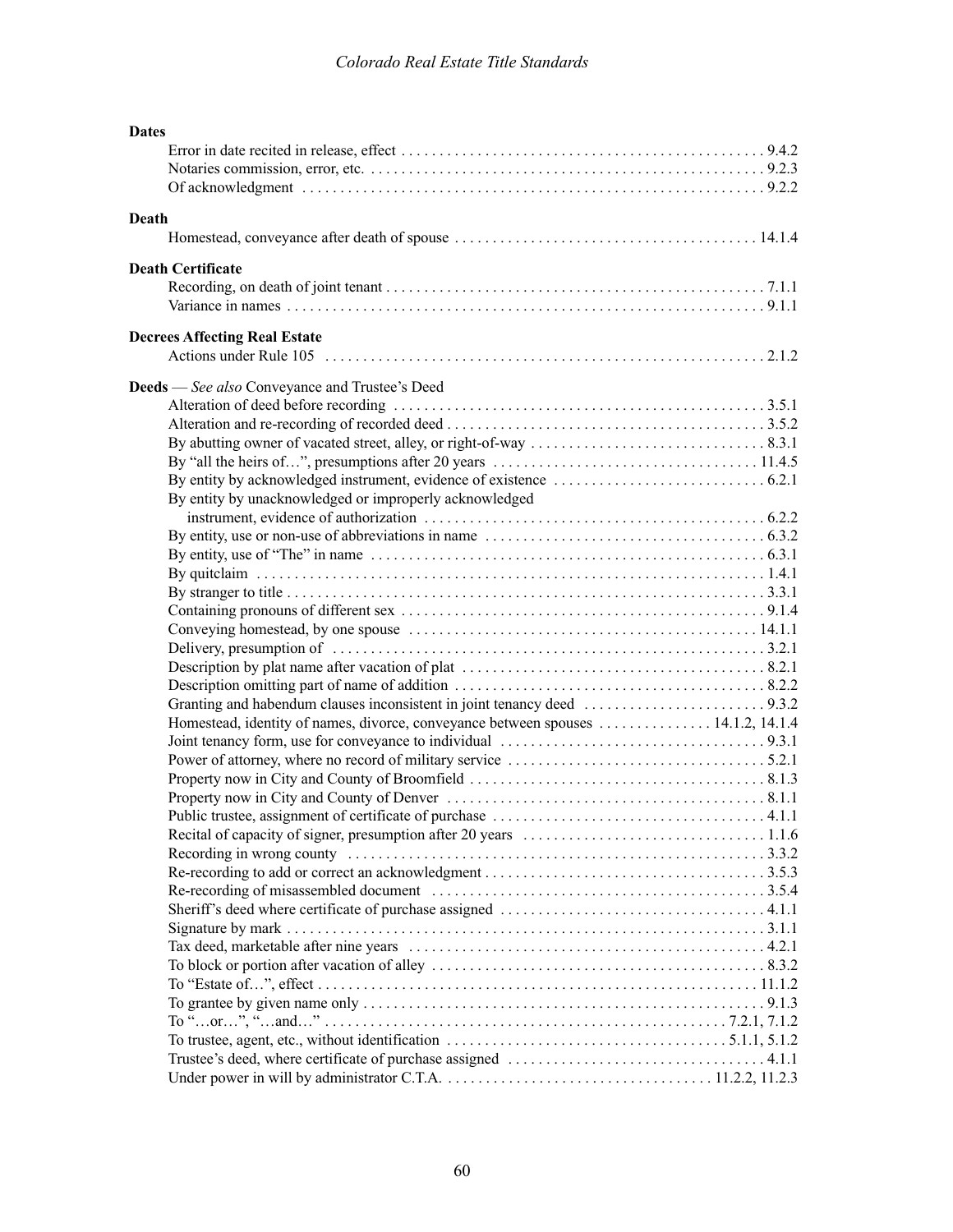**Dates**

Error in date recited in release, effect . . . . . 9.4.2
Notaries commission, error, etc. . . . . . 9.2.3
Of acknowledgment . . . . . 9.2.2

**Death**

Homestead, conveyance after death of spouse . . . . . 14.1.4

**Death Certificate**

Recording, on death of joint tenant . . . . . 7.1.1
Variance in names . . . . . 9.1.1

**Decrees Affecting Real Estate**

Actions under Rule 105 . . . . . 2.1.2

**Deeds** — *See also* Conveyance and Trustee's Deed

Alteration of deed before recording . . . . . 3.5.1
Alteration and re-recording of recorded deed . . . . . 3.5.2
By abutting owner of vacated street, alley, or right-of-way . . . . . 8.3.1
By "all the heirs of…", presumptions after 20 years . . . . . 11.4.5
By entity by acknowledged instrument, evidence of existence . . . . . 6.2.1
By entity by unacknowledged or improperly acknowledged instrument, evidence of authorization . . . . . 6.2.2
By entity, use or non-use of abbreviations in name . . . . . 6.3.2
By entity, use of "The" in name . . . . . 6.3.1
By quitclaim . . . . . 1.4.1
By stranger to title . . . . . 3.3.1
Containing pronouns of different sex . . . . . 9.1.4
Conveying homestead, by one spouse . . . . . 14.1.1
Delivery, presumption of . . . . . 3.2.1
Description by plat name after vacation of plat . . . . . 8.2.1
Description omitting part of name of addition . . . . . 8.2.2
Granting and habendum clauses inconsistent in joint tenancy deed . . . . . 9.3.2
Homestead, identity of names, divorce, conveyance between spouses . . . . . 14.1.2, 14.1.4
Joint tenancy form, use for conveyance to individual . . . . . 9.3.1
Power of attorney, where no record of military service . . . . . 5.2.1
Property now in City and County of Broomfield . . . . . 8.1.3
Property now in City and County of Denver . . . . . 8.1.1
Public trustee, assignment of certificate of purchase . . . . . 4.1.1
Recital of capacity of signer, presumption after 20 years . . . . . 1.1.6
Recording in wrong county . . . . . 3.3.2
Re-recording to add or correct an acknowledgment . . . . . 3.5.3
Re-recording of misassembled document . . . . . 3.5.4
Sheriff's deed where certificate of purchase assigned . . . . . 4.1.1
Signature by mark . . . . . 3.1.1
Tax deed, marketable after nine years . . . . . 4.2.1
To block or portion after vacation of alley . . . . . 8.3.2
To "Estate of…", effect . . . . . 11.1.2
To grantee by given name only . . . . . 9.1.3
To "…or…", "…and…" . . . . . 7.2.1, 7.1.2
To trustee, agent, etc., without identification . . . . . 5.1.1, 5.1.2
Trustee's deed, where certificate of purchase assigned . . . . . 4.1.1
Under power in will by administrator C.T.A. . . . . . 11.2.2, 11.2.3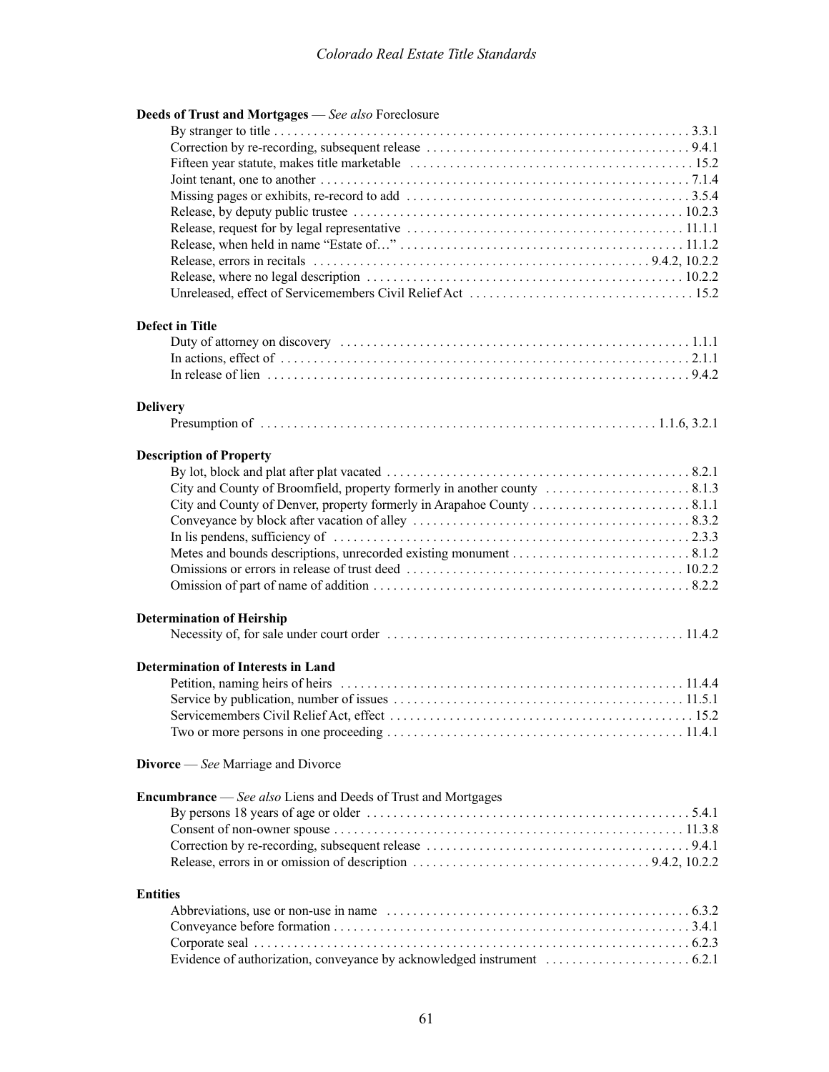**Deeds of Trust and Mortgages** — *See also* Foreclosure

- By stranger to title . . . . . . . . . . 3.3.1
- Correction by re-recording, subsequent release . . . . . . . . . . 9.4.1
- Fifteen year statute, makes title marketable . . . . . . . . . . 15.2
- Joint tenant, one to another . . . . . . . . . . 7.1.4
- Missing pages or exhibits, re-record to add . . . . . . . . . . 3.5.4
- Release, by deputy public trustee . . . . . . . . . . 10.2.3
- Release, request for by legal representative . . . . . . . . . . 11.1.1
- Release, when held in name "Estate of…" . . . . . . . . . . 11.1.2
- Release, errors in recitals . . . . . . . . . . 9.4.2, 10.2.2
- Release, where no legal description . . . . . . . . . . 10.2.2
- Unreleased, effect of Servicemembers Civil Relief Act . . . . . . . . . . 15.2

**Defect in Title**

- Duty of attorney on discovery . . . . . . . . . . 1.1.1
- In actions, effect of . . . . . . . . . . 2.1.1
- In release of lien . . . . . . . . . . 9.4.2

**Delivery**

- Presumption of . . . . . . . . . . 1.1.6, 3.2.1

**Description of Property**

- By lot, block and plat after plat vacated . . . . . . . . . . 8.2.1
- City and County of Broomfield, property formerly in another county . . . . . . . . . . 8.1.3
- City and County of Denver, property formerly in Arapahoe County . . . . . . . . . . 8.1.1
- Conveyance by block after vacation of alley . . . . . . . . . . 8.3.2
- In lis pendens, sufficiency of . . . . . . . . . . 2.3.3
- Metes and bounds descriptions, unrecorded existing monument . . . . . . . . . . 8.1.2
- Omissions or errors in release of trust deed . . . . . . . . . . 10.2.2
- Omission of part of name of addition . . . . . . . . . . 8.2.2

**Determination of Heirship**

- Necessity of, for sale under court order . . . . . . . . . . 11.4.2

**Determination of Interests in Land**

- Petition, naming heirs of heirs . . . . . . . . . . 11.4.4
- Service by publication, number of issues . . . . . . . . . . 11.5.1
- Servicemembers Civil Relief Act, effect . . . . . . . . . . 15.2
- Two or more persons in one proceeding . . . . . . . . . . 11.4.1

**Divorce** — *See* Marriage and Divorce

**Encumbrance** — *See also* Liens and Deeds of Trust and Mortgages

- By persons 18 years of age or older . . . . . . . . . . 5.4.1
- Consent of non-owner spouse . . . . . . . . . . 11.3.8
- Correction by re-recording, subsequent release . . . . . . . . . . 9.4.1
- Release, errors in or omission of description . . . . . . . . . . 9.4.2, 10.2.2

**Entities**

- Abbreviations, use or non-use in name . . . . . . . . . . 6.3.2
- Conveyance before formation . . . . . . . . . . 3.4.1
- Corporate seal . . . . . . . . . . 6.2.3
- Evidence of authorization, conveyance by acknowledged instrument . . . . . . . . . . 6.2.1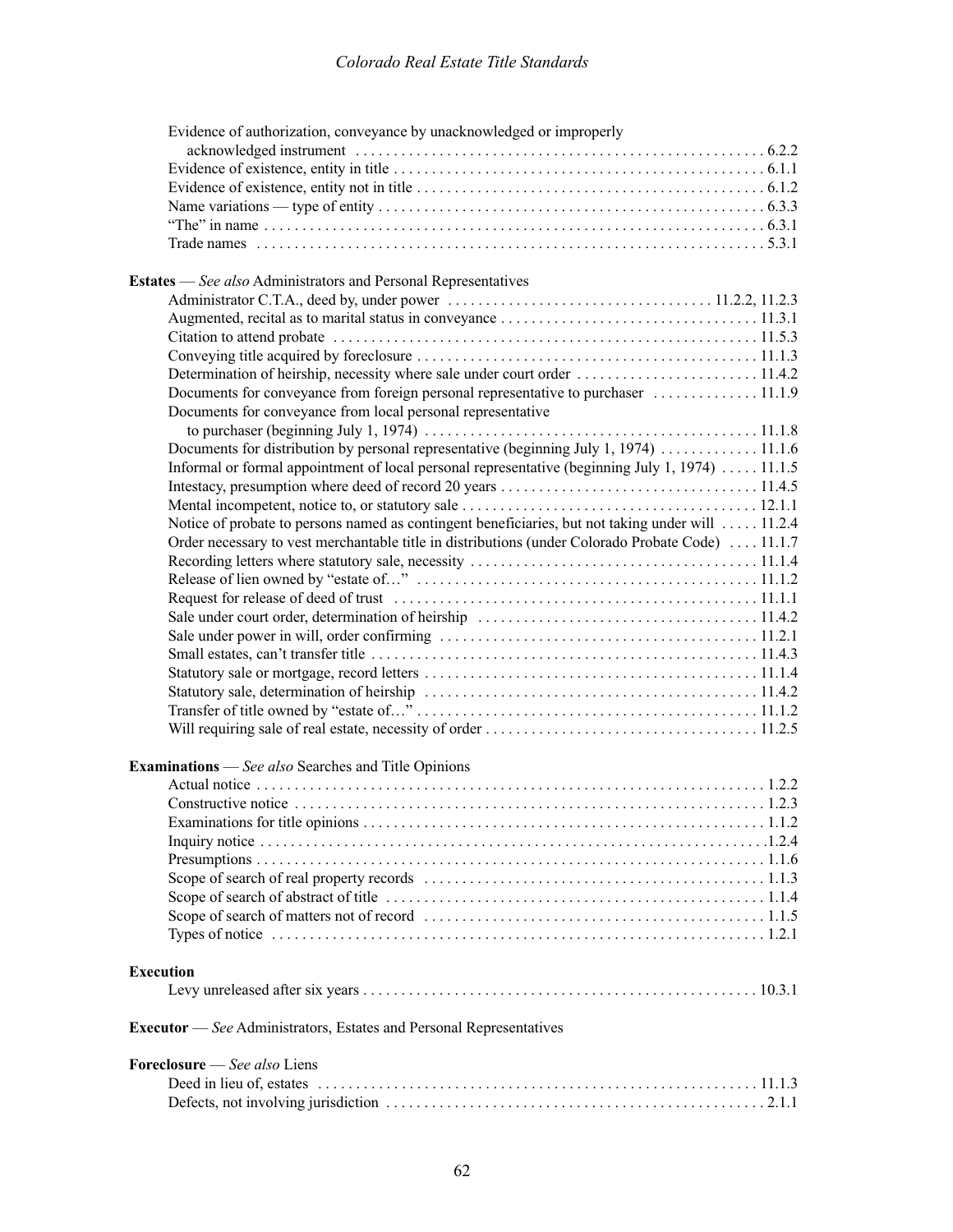Evidence of authorization, conveyance by unacknowledged or improperly acknowledged instrument . . . . . 6.2.2
Evidence of existence, entity in title . . . . . 6.1.1
Evidence of existence, entity not in title . . . . . 6.1.2
Name variations — type of entity . . . . . 6.3.3
"The" in name . . . . . 6.3.1
Trade names . . . . . 5.3.1

**Estates** — *See also* Administrators and Personal Representatives

Administrator C.T.A., deed by, under power . . . . . 11.2.2, 11.2.3
Augmented, recital as to marital status in conveyance . . . . . 11.3.1
Citation to attend probate . . . . . 11.5.3
Conveying title acquired by foreclosure . . . . . 11.1.3
Determination of heirship, necessity where sale under court order . . . . . 11.4.2
Documents for conveyance from foreign personal representative to purchaser . . . . . 11.1.9
Documents for conveyance from local personal representative to purchaser (beginning July 1, 1974) . . . . . 11.1.8
Documents for distribution by personal representative (beginning July 1, 1974) . . . . . 11.1.6
Informal or formal appointment of local personal representative (beginning July 1, 1974) . . . . . 11.1.5
Intestacy, presumption where deed of record 20 years . . . . . 11.4.5
Mental incompetent, notice to, or statutory sale . . . . . 12.1.1
Notice of probate to persons named as contingent beneficiaries, but not taking under will . . . . . 11.2.4
Order necessary to vest merchantable title in distributions (under Colorado Probate Code) . . . . . 11.1.7
Recording letters where statutory sale, necessity . . . . . 11.1.4
Release of lien owned by "estate of…" . . . . . 11.1.2
Request for release of deed of trust . . . . . 11.1.1
Sale under court order, determination of heirship . . . . . 11.4.2
Sale under power in will, order confirming . . . . . 11.2.1
Small estates, can't transfer title . . . . . 11.4.3
Statutory sale or mortgage, record letters . . . . . 11.1.4
Statutory sale, determination of heirship . . . . . 11.4.2
Transfer of title owned by "estate of…" . . . . . 11.1.2
Will requiring sale of real estate, necessity of order . . . . . 11.2.5

**Examinations** — *See also* Searches and Title Opinions

Actual notice . . . . . 1.2.2
Constructive notice . . . . . 1.2.3
Examinations for title opinions . . . . . 1.1.2
Inquiry notice . . . . . 1.2.4
Presumptions . . . . . 1.1.6
Scope of search of real property records . . . . . 1.1.3
Scope of search of abstract of title . . . . . 1.1.4
Scope of search of matters not of record . . . . . 1.1.5
Types of notice . . . . . 1.2.1

**Execution**

Levy unreleased after six years . . . . . 10.3.1

**Executor** — *See* Administrators, Estates and Personal Representatives

**Foreclosure** — *See also* Liens

Deed in lieu of, estates . . . . . 11.1.3
Defects, not involving jurisdiction . . . . . 2.1.1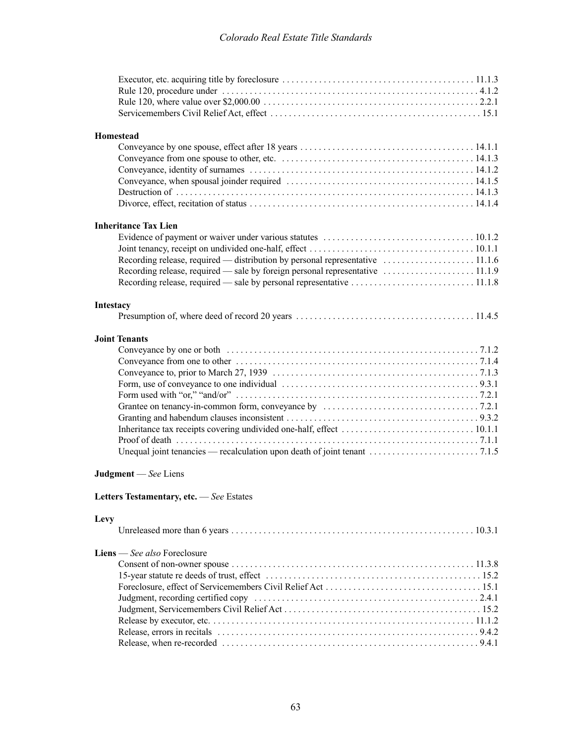Executor, etc. acquiring title by foreclosure . . . . . . . . . . . . . . . . . . . . . . . . . . . . . . . . . . . . . . . . . 11.1.3
Rule 120, procedure under . . . . . . . . . . . . . . . . . . . . . . . . . . . . . . . . . . . . . . . . . . . . . . . . . . . . . . . 4.1.2
Rule 120, where value over $2,000.00 . . . . . . . . . . . . . . . . . . . . . . . . . . . . . . . . . . . . . . . . . . . . . . 2.2.1
Servicemembers Civil Relief Act, effect . . . . . . . . . . . . . . . . . . . . . . . . . . . . . . . . . . . . . . . . . . . . . 15.1

**Homestead**

Conveyance by one spouse, effect after 18 years . . . . . . . . . . . . . . . . . . . . . . . . . . . . . . . . . . . . . 14.1.1
Conveyance from one spouse to other, etc. . . . . . . . . . . . . . . . . . . . . . . . . . . . . . . . . . . . . . . . . . 14.1.3
Conveyance, identity of surnames . . . . . . . . . . . . . . . . . . . . . . . . . . . . . . . . . . . . . . . . . . . . . . . . 14.1.2
Conveyance, when spousal joinder required . . . . . . . . . . . . . . . . . . . . . . . . . . . . . . . . . . . . . . . . 14.1.5
Destruction of . . . . . . . . . . . . . . . . . . . . . . . . . . . . . . . . . . . . . . . . . . . . . . . . . . . . . . . . . . . . . . . . 14.1.3
Divorce, effect, recitation of status . . . . . . . . . . . . . . . . . . . . . . . . . . . . . . . . . . . . . . . . . . . . . . . . 14.1.4

**Inheritance Tax Lien**

Evidence of payment or waiver under various statutes . . . . . . . . . . . . . . . . . . . . . . . . . . . . . . . . 10.1.2
Joint tenancy, receipt on undivided one-half, effect . . . . . . . . . . . . . . . . . . . . . . . . . . . . . . . . . . . 10.1.1
Recording release, required — distribution by personal representative . . . . . . . . . . . . . . . . . . . . 11.1.6
Recording release, required — sale by foreign personal representative . . . . . . . . . . . . . . . . . . . 11.1.9
Recording release, required — sale by personal representative . . . . . . . . . . . . . . . . . . . . . . . . . . 11.1.8

**Intestacy**

Presumption of, where deed of record 20 years . . . . . . . . . . . . . . . . . . . . . . . . . . . . . . . . . . . . . . 11.4.5

**Joint Tenants**

Conveyance by one or both . . . . . . . . . . . . . . . . . . . . . . . . . . . . . . . . . . . . . . . . . . . . . . . . . . . . . . 7.1.2
Conveyance from one to other . . . . . . . . . . . . . . . . . . . . . . . . . . . . . . . . . . . . . . . . . . . . . . . . . . . . 7.1.4
Conveyance to, prior to March 27, 1939 . . . . . . . . . . . . . . . . . . . . . . . . . . . . . . . . . . . . . . . . . . . . 7.1.3
Form, use of conveyance to one individual . . . . . . . . . . . . . . . . . . . . . . . . . . . . . . . . . . . . . . . . . . 9.3.1
Form used with "or," "and/or" . . . . . . . . . . . . . . . . . . . . . . . . . . . . . . . . . . . . . . . . . . . . . . . . . . . . 7.2.1
Grantee on tenancy-in-common form, conveyance by . . . . . . . . . . . . . . . . . . . . . . . . . . . . . . . . . 7.2.1
Granting and habendum clauses inconsistent . . . . . . . . . . . . . . . . . . . . . . . . . . . . . . . . . . . . . . . . . 9.3.2
Inheritance tax receipts covering undivided one-half, effect . . . . . . . . . . . . . . . . . . . . . . . . . . . . 10.1.1
Proof of death . . . . . . . . . . . . . . . . . . . . . . . . . . . . . . . . . . . . . . . . . . . . . . . . . . . . . . . . . . . . . . . . . 7.1.1
Unequal joint tenancies — recalculation upon death of joint tenant . . . . . . . . . . . . . . . . . . . . . . . 7.1.5

**Judgment** — *See* Liens

**Letters Testamentary, etc.** — *See* Estates

**Levy**

Unreleased more than 6 years . . . . . . . . . . . . . . . . . . . . . . . . . . . . . . . . . . . . . . . . . . . . . . . . . . . . 10.3.1

**Liens** — *See also* Foreclosure

Consent of non-owner spouse . . . . . . . . . . . . . . . . . . . . . . . . . . . . . . . . . . . . . . . . . . . . . . . . . . . . 11.3.8
15-year statute re deeds of trust, effect . . . . . . . . . . . . . . . . . . . . . . . . . . . . . . . . . . . . . . . . . . . . . . 15.2
Foreclosure, effect of Servicemembers Civil Relief Act . . . . . . . . . . . . . . . . . . . . . . . . . . . . . . . . . 15.1
Judgment, recording certified copy . . . . . . . . . . . . . . . . . . . . . . . . . . . . . . . . . . . . . . . . . . . . . . . . . 2.4.1
Judgment, Servicemembers Civil Relief Act . . . . . . . . . . . . . . . . . . . . . . . . . . . . . . . . . . . . . . . . . . 15.2
Release by executor, etc. . . . . . . . . . . . . . . . . . . . . . . . . . . . . . . . . . . . . . . . . . . . . . . . . . . . . . . . 11.1.2
Release, errors in recitals . . . . . . . . . . . . . . . . . . . . . . . . . . . . . . . . . . . . . . . . . . . . . . . . . . . . . . . . 9.4.2
Release, when re-recorded . . . . . . . . . . . . . . . . . . . . . . . . . . . . . . . . . . . . . . . . . . . . . . . . . . . . . . . 9.4.1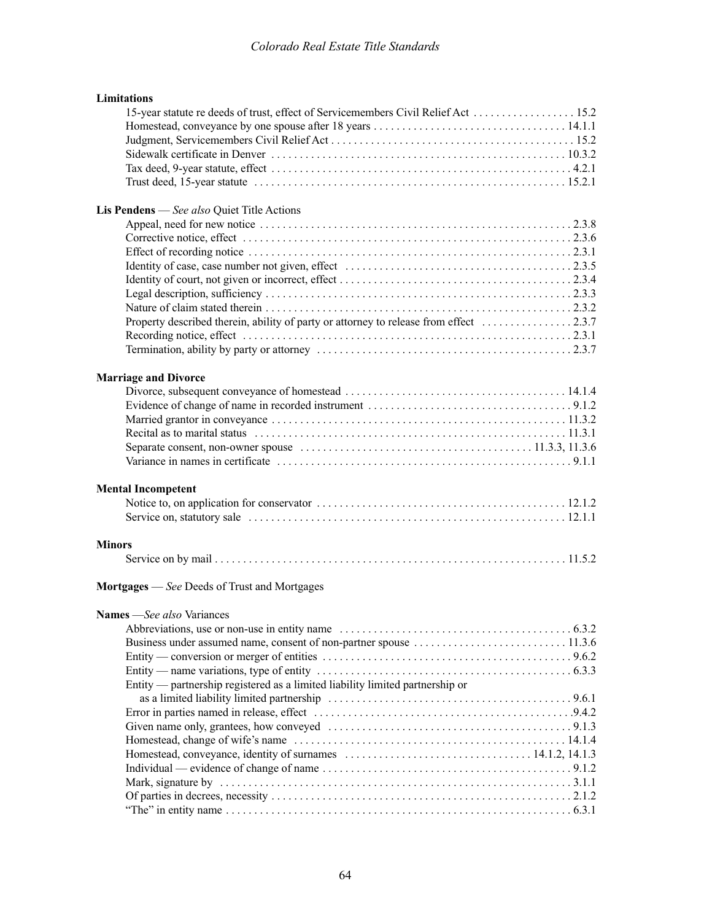**Limitations**

- 15-year statute re deeds of trust, effect of Servicemembers Civil Relief Act . . . . . . . . . . . . . . . . . . 15.2
- Homestead, conveyance by one spouse after 18 years . . . . . . . . . . . . . . . . . . . . . . . . . . . . . . . . . . 14.1.1
- Judgment, Servicemembers Civil Relief Act . . . . . . . . . . . . . . . . . . . . . . . . . . . . . . . . . . . . . . . . . . 15.2
- Sidewalk certificate in Denver . . . . . . . . . . . . . . . . . . . . . . . . . . . . . . . . . . . . . . . . . . . . . . . . . . . . 10.3.2
- Tax deed, 9-year statute, effect . . . . . . . . . . . . . . . . . . . . . . . . . . . . . . . . . . . . . . . . . . . . . . . . . . . . 4.2.1
- Trust deed, 15-year statute . . . . . . . . . . . . . . . . . . . . . . . . . . . . . . . . . . . . . . . . . . . . . . . . . . . . . . 15.2.1

**Lis Pendens** — *See also* Quiet Title Actions

- Appeal, need for new notice . . . . . . . . . . . . . . . . . . . . . . . . . . . . . . . . . . . . . . . . . . . . . . . . . . . . . . 2.3.8
- Corrective notice, effect . . . . . . . . . . . . . . . . . . . . . . . . . . . . . . . . . . . . . . . . . . . . . . . . . . . . . . . . . 2.3.6
- Effect of recording notice . . . . . . . . . . . . . . . . . . . . . . . . . . . . . . . . . . . . . . . . . . . . . . . . . . . . . . . . 2.3.1
- Identity of case, case number not given, effect . . . . . . . . . . . . . . . . . . . . . . . . . . . . . . . . . . . . . . . 2.3.5
- Identity of court, not given or incorrect, effect . . . . . . . . . . . . . . . . . . . . . . . . . . . . . . . . . . . . . . . . 2.3.4
- Legal description, sufficiency . . . . . . . . . . . . . . . . . . . . . . . . . . . . . . . . . . . . . . . . . . . . . . . . . . . . . 2.3.3
- Nature of claim stated therein . . . . . . . . . . . . . . . . . . . . . . . . . . . . . . . . . . . . . . . . . . . . . . . . . . . . . 2.3.2
- Property described therein, ability of party or attorney to release from effect . . . . . . . . . . . . . . . . 2.3.7
- Recording notice, effect . . . . . . . . . . . . . . . . . . . . . . . . . . . . . . . . . . . . . . . . . . . . . . . . . . . . . . . . . 2.3.1
- Termination, ability by party or attorney . . . . . . . . . . . . . . . . . . . . . . . . . . . . . . . . . . . . . . . . . . . . 2.3.7

**Marriage and Divorce**

- Divorce, subsequent conveyance of homestead . . . . . . . . . . . . . . . . . . . . . . . . . . . . . . . . . . . . . . 14.1.4
- Evidence of change of name in recorded instrument . . . . . . . . . . . . . . . . . . . . . . . . . . . . . . . . . . . 9.1.2
- Married grantor in conveyance . . . . . . . . . . . . . . . . . . . . . . . . . . . . . . . . . . . . . . . . . . . . . . . . . . . 11.3.2
- Recital as to marital status . . . . . . . . . . . . . . . . . . . . . . . . . . . . . . . . . . . . . . . . . . . . . . . . . . . . . . 11.3.1
- Separate consent, non-owner spouse . . . . . . . . . . . . . . . . . . . . . . . . . . . . . . . . . . . . . . . . 11.3.3, 11.3.6
- Variance in names in certificate . . . . . . . . . . . . . . . . . . . . . . . . . . . . . . . . . . . . . . . . . . . . . . . . . . . 9.1.1

**Mental Incompetent**

- Notice to, on application for conservator . . . . . . . . . . . . . . . . . . . . . . . . . . . . . . . . . . . . . . . . . . . 12.1.2
- Service on, statutory sale . . . . . . . . . . . . . . . . . . . . . . . . . . . . . . . . . . . . . . . . . . . . . . . . . . . . . . . 12.1.1

**Minors**

- Service on by mail . . . . . . . . . . . . . . . . . . . . . . . . . . . . . . . . . . . . . . . . . . . . . . . . . . . . . . . . . . . . . 11.5.2

**Mortgages** — *See* Deeds of Trust and Mortgages

**Names** —*See also* Variances

- Abbreviations, use or non-use in entity name . . . . . . . . . . . . . . . . . . . . . . . . . . . . . . . . . . . . . . . . . 6.3.2
- Business under assumed name, consent of non-partner spouse . . . . . . . . . . . . . . . . . . . . . . . . . . 11.3.6
- Entity — conversion or merger of entities . . . . . . . . . . . . . . . . . . . . . . . . . . . . . . . . . . . . . . . . . . . . 9.6.2
- Entity — name variations, type of entity . . . . . . . . . . . . . . . . . . . . . . . . . . . . . . . . . . . . . . . . . . . . . 6.3.3
- Entity — partnership registered as a limited liability limited partnership or as a limited liability limited partnership . . . . . . . . . . . . . . . . . . . . . . . . . . . . . . . . . . . . . . . . . . 9.6.1
- Error in parties named in release, effect . . . . . . . . . . . . . . . . . . . . . . . . . . . . . . . . . . . . . . . . . . . . . 9.4.2
- Given name only, grantees, how conveyed . . . . . . . . . . . . . . . . . . . . . . . . . . . . . . . . . . . . . . . . . . . 9.1.3
- Homestead, change of wife's name . . . . . . . . . . . . . . . . . . . . . . . . . . . . . . . . . . . . . . . . . . . . . . . . 14.1.4
- Homestead, conveyance, identity of surnames . . . . . . . . . . . . . . . . . . . . . . . . . . . . . . . . 14.1.2, 14.1.3
- Individual — evidence of change of name . . . . . . . . . . . . . . . . . . . . . . . . . . . . . . . . . . . . . . . . . . . 9.1.2
- Mark, signature by . . . . . . . . . . . . . . . . . . . . . . . . . . . . . . . . . . . . . . . . . . . . . . . . . . . . . . . . . . . . . 3.1.1
- Of parties in decrees, necessity . . . . . . . . . . . . . . . . . . . . . . . . . . . . . . . . . . . . . . . . . . . . . . . . . . . 2.1.2
- "The" in entity name . . . . . . . . . . . . . . . . . . . . . . . . . . . . . . . . . . . . . . . . . . . . . . . . . . . . . . . . . . . 6.3.1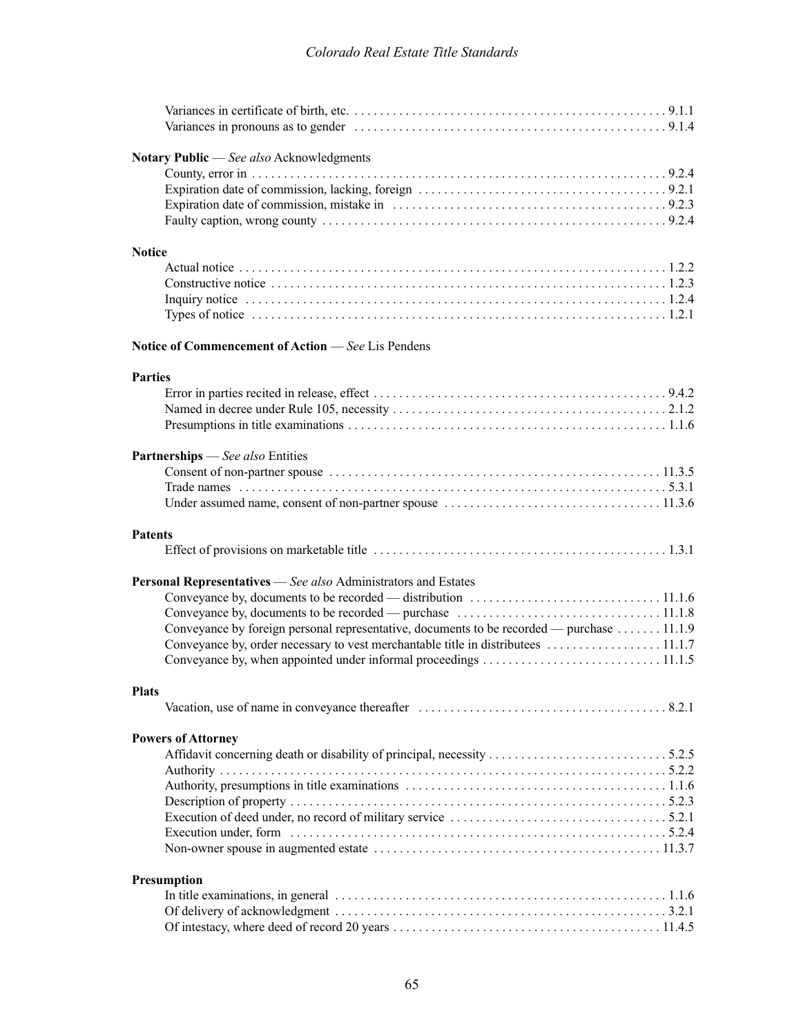Variances in certificate of birth, etc. . . . . . . . . . . . . . . . . . . . . . . . . . . . . . . . . . . . . . . . . . . . . . . 9.1.1
Variances in pronouns as to gender . . . . . . . . . . . . . . . . . . . . . . . . . . . . . . . . . . . . . . . . . . . . . . . 9.1.4

**Notary Public** — *See also* Acknowledgments
County, error in . . . . . . . . . . . . . . . . . . . . . . . . . . . . . . . . . . . . . . . . . . . . . . . . . . . . . . . . . . . . 9.2.4
Expiration date of commission, lacking, foreign . . . . . . . . . . . . . . . . . . . . . . . . . . . . . . . . . . . . . . 9.2.1
Expiration date of commission, mistake in . . . . . . . . . . . . . . . . . . . . . . . . . . . . . . . . . . . . . . . . . . 9.2.3
Faulty caption, wrong county . . . . . . . . . . . . . . . . . . . . . . . . . . . . . . . . . . . . . . . . . . . . . . . . . . . 9.2.4

**Notice**
Actual notice . . . . . . . . . . . . . . . . . . . . . . . . . . . . . . . . . . . . . . . . . . . . . . . . . . . . . . . . . . . . . . 1.2.2
Constructive notice . . . . . . . . . . . . . . . . . . . . . . . . . . . . . . . . . . . . . . . . . . . . . . . . . . . . . . . . . . 1.2.3
Inquiry notice . . . . . . . . . . . . . . . . . . . . . . . . . . . . . . . . . . . . . . . . . . . . . . . . . . . . . . . . . . . . . . 1.2.4
Types of notice . . . . . . . . . . . . . . . . . . . . . . . . . . . . . . . . . . . . . . . . . . . . . . . . . . . . . . . . . . . . . 1.2.1

**Notice of Commencement of Action** — *See* Lis Pendens

**Parties**
Error in parties recited in release, effect . . . . . . . . . . . . . . . . . . . . . . . . . . . . . . . . . . . . . . . . . . . . 9.4.2
Named in decree under Rule 105, necessity . . . . . . . . . . . . . . . . . . . . . . . . . . . . . . . . . . . . . . . . . 2.1.2
Presumptions in title examinations . . . . . . . . . . . . . . . . . . . . . . . . . . . . . . . . . . . . . . . . . . . . . . . 1.1.6

**Partnerships** — *See also* Entities
Consent of non-partner spouse . . . . . . . . . . . . . . . . . . . . . . . . . . . . . . . . . . . . . . . . . . . . . . . . . . 11.3.5
Trade names . . . . . . . . . . . . . . . . . . . . . . . . . . . . . . . . . . . . . . . . . . . . . . . . . . . . . . . . . . . . . . . 5.3.1
Under assumed name, consent of non-partner spouse . . . . . . . . . . . . . . . . . . . . . . . . . . . . . . . . . 11.3.6

**Patents**
Effect of provisions on marketable title . . . . . . . . . . . . . . . . . . . . . . . . . . . . . . . . . . . . . . . . . . . . 1.3.1

**Personal Representatives** — *See also* Administrators and Estates
Conveyance by, documents to be recorded — distribution . . . . . . . . . . . . . . . . . . . . . . . . . . . . . 11.1.6
Conveyance by, documents to be recorded — purchase . . . . . . . . . . . . . . . . . . . . . . . . . . . . . . . 11.1.8
Conveyance by foreign personal representative, documents to be recorded — purchase . . . . . . . 11.1.9
Conveyance by, order necessary to vest merchantable title in distributees . . . . . . . . . . . . . . . . . . 11.1.7
Conveyance by, when appointed under informal proceedings . . . . . . . . . . . . . . . . . . . . . . . . . . . 11.1.5

**Plats**
Vacation, use of name in conveyance thereafter . . . . . . . . . . . . . . . . . . . . . . . . . . . . . . . . . . . . . . 8.2.1

**Powers of Attorney**
Affidavit concerning death or disability of principal, necessity . . . . . . . . . . . . . . . . . . . . . . . . . . . . 5.2.5
Authority . . . . . . . . . . . . . . . . . . . . . . . . . . . . . . . . . . . . . . . . . . . . . . . . . . . . . . . . . . . . . . . . . . 5.2.2
Authority, presumptions in title examinations . . . . . . . . . . . . . . . . . . . . . . . . . . . . . . . . . . . . . . . . 1.1.6
Description of property . . . . . . . . . . . . . . . . . . . . . . . . . . . . . . . . . . . . . . . . . . . . . . . . . . . . . . . . 5.2.3
Execution of deed under, no record of military service . . . . . . . . . . . . . . . . . . . . . . . . . . . . . . . . . 5.2.1
Execution under, form . . . . . . . . . . . . . . . . . . . . . . . . . . . . . . . . . . . . . . . . . . . . . . . . . . . . . . . . 5.2.4
Non-owner spouse in augmented estate . . . . . . . . . . . . . . . . . . . . . . . . . . . . . . . . . . . . . . . . . . . 11.3.7

**Presumption**
In title examinations, in general . . . . . . . . . . . . . . . . . . . . . . . . . . . . . . . . . . . . . . . . . . . . . . . . . . 1.1.6
Of delivery of acknowledgment . . . . . . . . . . . . . . . . . . . . . . . . . . . . . . . . . . . . . . . . . . . . . . . . . . 3.2.1
Of intestacy, where deed of record 20 years . . . . . . . . . . . . . . . . . . . . . . . . . . . . . . . . . . . . . . . . . 11.4.5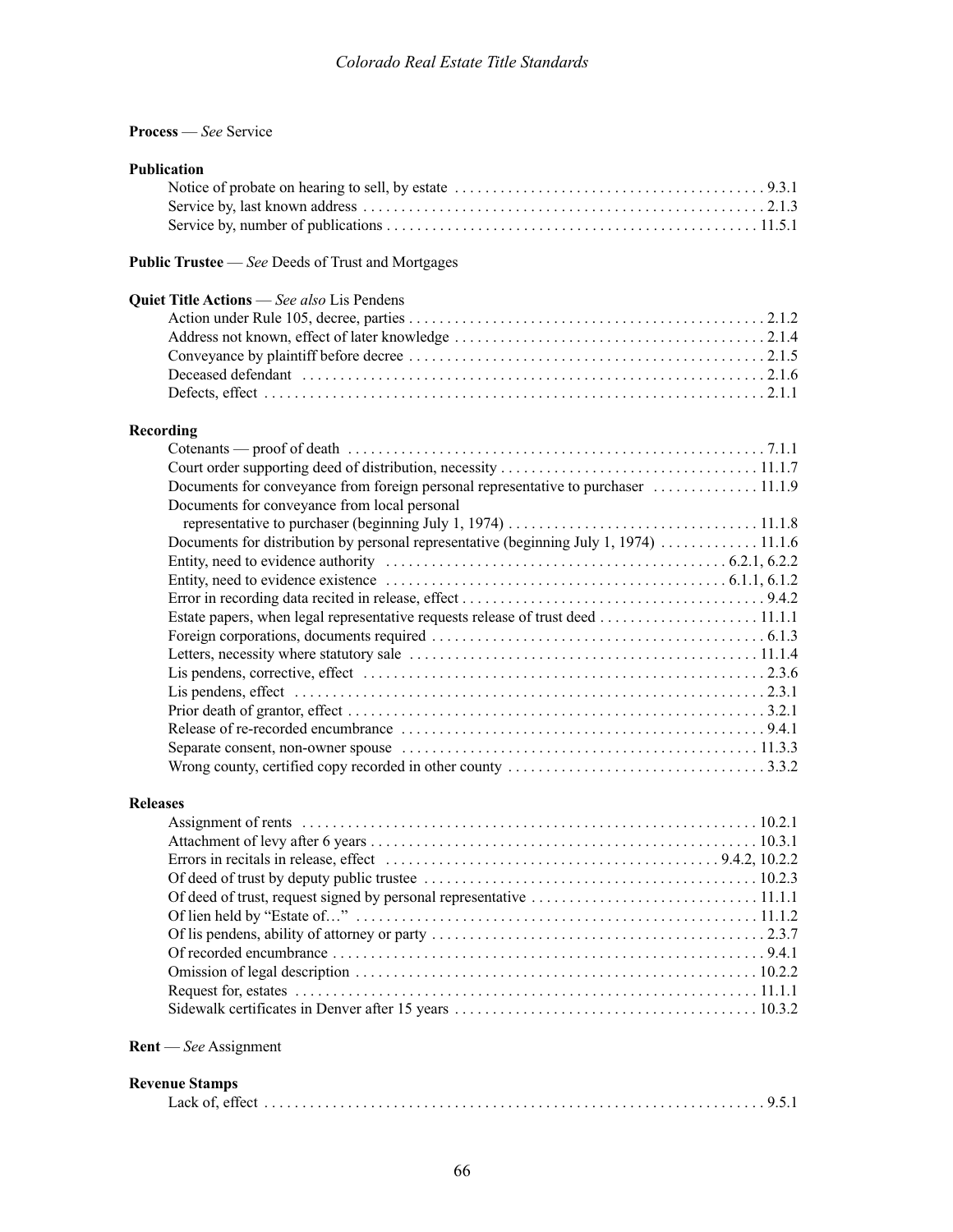**Process** — *See* Service

**Publication**

- Notice of probate on hearing to sell, by estate . . . 9.3.1
- Service by, last known address . . . 2.1.3
- Service by, number of publications . . . 11.5.1

**Public Trustee** — *See* Deeds of Trust and Mortgages

**Quiet Title Actions** — *See also* Lis Pendens

- Action under Rule 105, decree, parties . . . 2.1.2
- Address not known, effect of later knowledge . . . 2.1.4
- Conveyance by plaintiff before decree . . . 2.1.5
- Deceased defendant . . . 2.1.6
- Defects, effect . . . 2.1.1

**Recording**

- Cotenants — proof of death . . . 7.1.1
- Court order supporting deed of distribution, necessity . . . 11.1.7
- Documents for conveyance from foreign personal representative to purchaser . . . 11.1.9
- Documents for conveyance from local personal representative to purchaser (beginning July 1, 1974) . . . 11.1.8
- Documents for distribution by personal representative (beginning July 1, 1974) . . . 11.1.6
- Entity, need to evidence authority . . . 6.2.1, 6.2.2
- Entity, need to evidence existence . . . 6.1.1, 6.1.2
- Error in recording data recited in release, effect . . . 9.4.2
- Estate papers, when legal representative requests release of trust deed . . . 11.1.1
- Foreign corporations, documents required . . . 6.1.3
- Letters, necessity where statutory sale . . . 11.1.4
- Lis pendens, corrective, effect . . . 2.3.6
- Lis pendens, effect . . . 2.3.1
- Prior death of grantor, effect . . . 3.2.1
- Release of re-recorded encumbrance . . . 9.4.1
- Separate consent, non-owner spouse . . . 11.3.3
- Wrong county, certified copy recorded in other county . . . 3.3.2

**Releases**

- Assignment of rents . . . 10.2.1
- Attachment of levy after 6 years . . . 10.3.1
- Errors in recitals in release, effect . . . 9.4.2, 10.2.2
- Of deed of trust by deputy public trustee . . . 10.2.3
- Of deed of trust, request signed by personal representative . . . 11.1.1
- Of lien held by "Estate of…" . . . 11.1.2
- Of lis pendens, ability of attorney or party . . . 2.3.7
- Of recorded encumbrance . . . 9.4.1
- Omission of legal description . . . 10.2.2
- Request for, estates . . . 11.1.1
- Sidewalk certificates in Denver after 15 years . . . 10.3.2

**Rent** — *See* Assignment

**Revenue Stamps**

- Lack of, effect . . . 9.5.1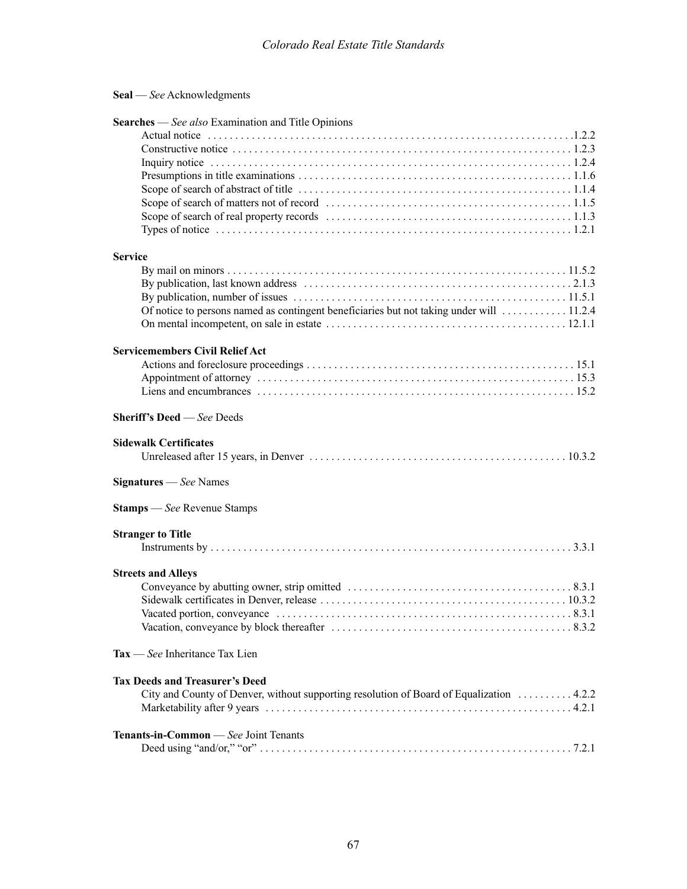**Seal** — *See* Acknowledgments

**Searches** — *See also* Examination and Title Opinions

- Actual notice . . . . . . . . . . 1.2.2
- Constructive notice . . . . . . . . . . 1.2.3
- Inquiry notice . . . . . . . . . . 1.2.4
- Presumptions in title examinations . . . . . . . . . . 1.1.6
- Scope of search of abstract of title . . . . . . . . . . 1.1.4
- Scope of search of matters not of record . . . . . . . . . . 1.1.5
- Scope of search of real property records . . . . . . . . . . 1.1.3
- Types of notice . . . . . . . . . . 1.2.1

**Service**

- By mail on minors . . . . . . . . . . 11.5.2
- By publication, last known address . . . . . . . . . . 2.1.3
- By publication, number of issues . . . . . . . . . . 11.5.1
- Of notice to persons named as contingent beneficiaries but not taking under will . . . . . . . . . . 11.2.4
- On mental incompetent, on sale in estate . . . . . . . . . . 12.1.1

**Servicemembers Civil Relief Act**

- Actions and foreclosure proceedings . . . . . . . . . . 15.1
- Appointment of attorney . . . . . . . . . . 15.3
- Liens and encumbrances . . . . . . . . . . 15.2

**Sheriff's Deed** — *See* Deeds

**Sidewalk Certificates**

- Unreleased after 15 years, in Denver . . . . . . . . . . 10.3.2

**Signatures** — *See* Names

**Stamps** — *See* Revenue Stamps

**Stranger to Title**

- Instruments by . . . . . . . . . . 3.3.1

**Streets and Alleys**

- Conveyance by abutting owner, strip omitted . . . . . . . . . . 8.3.1
- Sidewalk certificates in Denver, release . . . . . . . . . . 10.3.2
- Vacated portion, conveyance . . . . . . . . . . 8.3.1
- Vacation, conveyance by block thereafter . . . . . . . . . . 8.3.2

**Tax** — *See* Inheritance Tax Lien

**Tax Deeds and Treasurer's Deed**

- City and County of Denver, without supporting resolution of Board of Equalization . . . . . . . . . . 4.2.2
- Marketability after 9 years . . . . . . . . . . 4.2.1

**Tenants-in-Common** — *See* Joint Tenants

- Deed using "and/or," "or" . . . . . . . . . . 7.2.1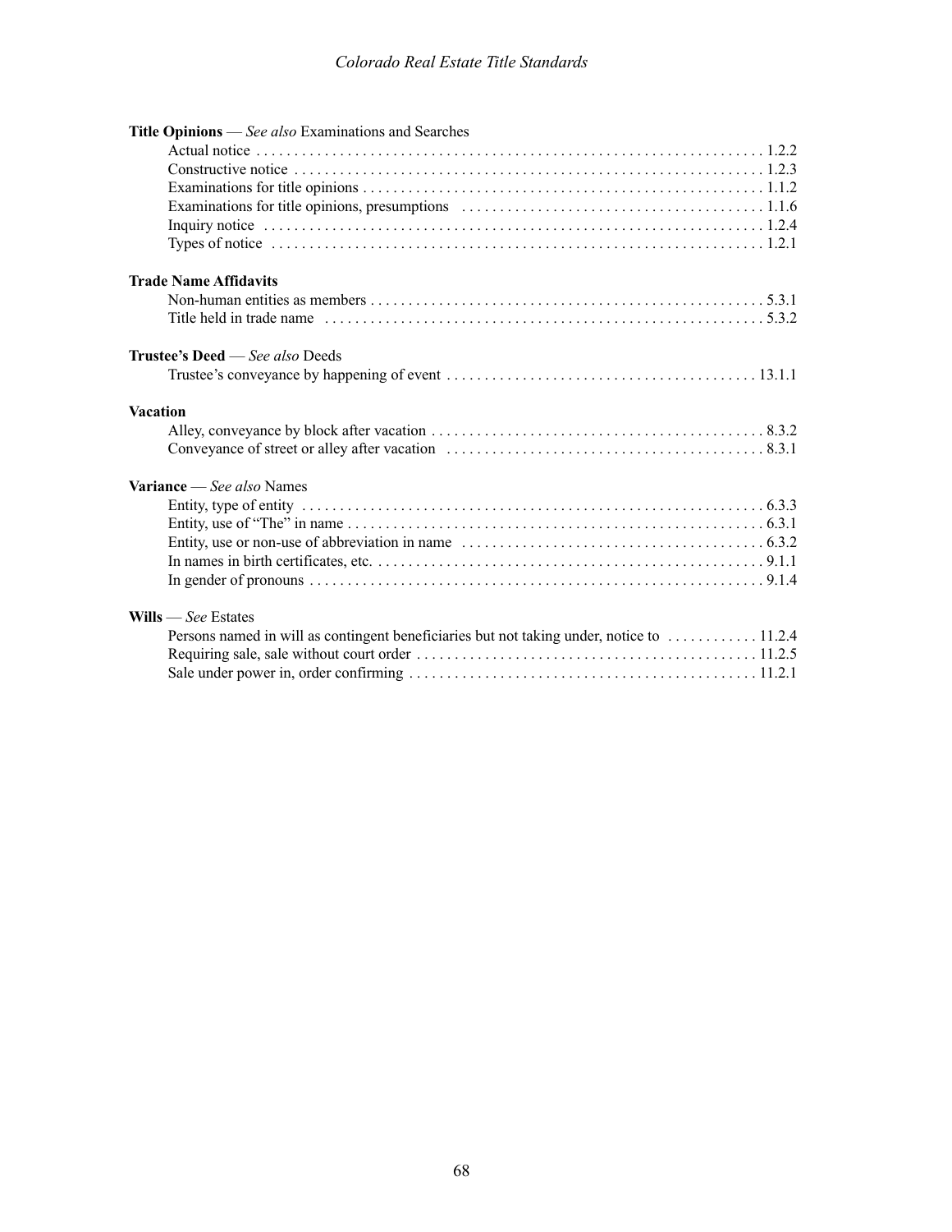**Title Opinions** — *See also* Examinations and Searches

- Actual notice . . . . . . . . . . . . . . . . . . . . . . . . . . . . . . . . . . . . . . . . . . . . . . . . . . . . . . . . . . . . . . . . . 1.2.2
- Constructive notice . . . . . . . . . . . . . . . . . . . . . . . . . . . . . . . . . . . . . . . . . . . . . . . . . . . . . . . . . . . . . 1.2.3
- Examinations for title opinions . . . . . . . . . . . . . . . . . . . . . . . . . . . . . . . . . . . . . . . . . . . . . . . . . . . . 1.1.2
- Examinations for title opinions, presumptions . . . . . . . . . . . . . . . . . . . . . . . . . . . . . . . . . . . . . . . 1.1.6
- Inquiry notice . . . . . . . . . . . . . . . . . . . . . . . . . . . . . . . . . . . . . . . . . . . . . . . . . . . . . . . . . . . . . . . . . 1.2.4
- Types of notice . . . . . . . . . . . . . . . . . . . . . . . . . . . . . . . . . . . . . . . . . . . . . . . . . . . . . . . . . . . . . . . . 1.2.1

**Trade Name Affidavits**

- Non-human entities as members . . . . . . . . . . . . . . . . . . . . . . . . . . . . . . . . . . . . . . . . . . . . . . . . . . . 5.3.1
- Title held in trade name . . . . . . . . . . . . . . . . . . . . . . . . . . . . . . . . . . . . . . . . . . . . . . . . . . . . . . . . . 5.3.2

**Trustee's Deed** — *See also* Deeds

- Trustee's conveyance by happening of event . . . . . . . . . . . . . . . . . . . . . . . . . . . . . . . . . . . . . . . . 13.1.1

**Vacation**

- Alley, conveyance by block after vacation . . . . . . . . . . . . . . . . . . . . . . . . . . . . . . . . . . . . . . . . . . . 8.3.2
- Conveyance of street or alley after vacation . . . . . . . . . . . . . . . . . . . . . . . . . . . . . . . . . . . . . . . . . 8.3.1

**Variance** — *See also* Names

- Entity, type of entity . . . . . . . . . . . . . . . . . . . . . . . . . . . . . . . . . . . . . . . . . . . . . . . . . . . . . . . . . . . . 6.3.3
- Entity, use of "The" in name . . . . . . . . . . . . . . . . . . . . . . . . . . . . . . . . . . . . . . . . . . . . . . . . . . . . . . 6.3.1
- Entity, use or non-use of abbreviation in name . . . . . . . . . . . . . . . . . . . . . . . . . . . . . . . . . . . . . . . 6.3.2
- In names in birth certificates, etc. . . . . . . . . . . . . . . . . . . . . . . . . . . . . . . . . . . . . . . . . . . . . . . . . . 9.1.1
- In gender of pronouns . . . . . . . . . . . . . . . . . . . . . . . . . . . . . . . . . . . . . . . . . . . . . . . . . . . . . . . . . . 9.1.4

**Wills** — *See* Estates

- Persons named in will as contingent beneficiaries but not taking under, notice to . . . . . . . . . . . . 11.2.4
- Requiring sale, sale without court order . . . . . . . . . . . . . . . . . . . . . . . . . . . . . . . . . . . . . . . . . . . . 11.2.5
- Sale under power in, order confirming . . . . . . . . . . . . . . . . . . . . . . . . . . . . . . . . . . . . . . . . . . . . . 11.2.1